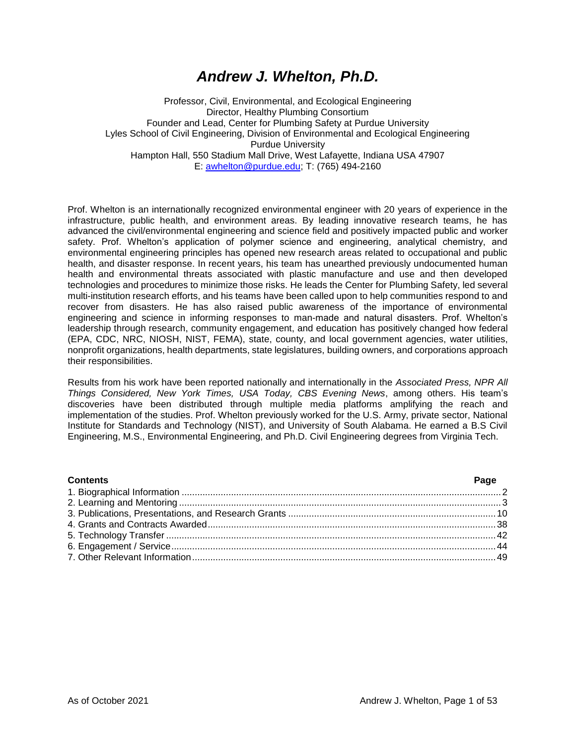# *Andrew J. Whelton, Ph.D.*

Professor, Civil, Environmental, and Ecological Engineering
Director, Healthy Plumbing Consortium
Founder and Lead, Center for Plumbing Safety at Purdue University
Lyles School of Civil Engineering, Division of Environmental and Ecological Engineering
Purdue University
Hampton Hall, 550 Stadium Mall Drive, West Lafayette, Indiana USA 47907
E: awhelton@purdue.edu; T: (765) 494-2160

Prof. Whelton is an internationally recognized environmental engineer with 20 years of experience in the infrastructure, public health, and environment areas. By leading innovative research teams, he has advanced the civil/environmental engineering and science field and positively impacted public and worker safety. Prof. Whelton's application of polymer science and engineering, analytical chemistry, and environmental engineering principles has opened new research areas related to occupational and public health, and disaster response. In recent years, his team has unearthed previously undocumented human health and environmental threats associated with plastic manufacture and use and then developed technologies and procedures to minimize those risks. He leads the Center for Plumbing Safety, led several multi-institution research efforts, and his teams have been called upon to help communities respond to and recover from disasters. He has also raised public awareness of the importance of environmental engineering and science in informing responses to man-made and natural disasters. Prof. Whelton's leadership through research, community engagement, and education has positively changed how federal (EPA, CDC, NRC, NIOSH, NIST, FEMA), state, county, and local government agencies, water utilities, nonprofit organizations, health departments, state legislatures, building owners, and corporations approach their responsibilities.

Results from his work have been reported nationally and internationally in the *Associated Press, NPR All Things Considered, New York Times, USA Today, CBS Evening News*, among others. His team's discoveries have been distributed through multiple media platforms amplifying the reach and implementation of the studies. Prof. Whelton previously worked for the U.S. Army, private sector, National Institute for Standards and Technology (NIST), and University of South Alabama. He earned a B.S Civil Engineering, M.S., Environmental Engineering, and Ph.D. Civil Engineering degrees from Virginia Tech.

| **Contents** | **Page** |
|---|---|
| 1. Biographical Information | 2 |
| 2. Learning and Mentoring | 3 |
| 3. Publications, Presentations, and Research Grants | 10 |
| 4. Grants and Contracts Awarded | 38 |
| 5. Technology Transfer | 42 |
| 6. Engagement / Service | 44 |
| 7. Other Relevant Information | 49 |

As of October 2021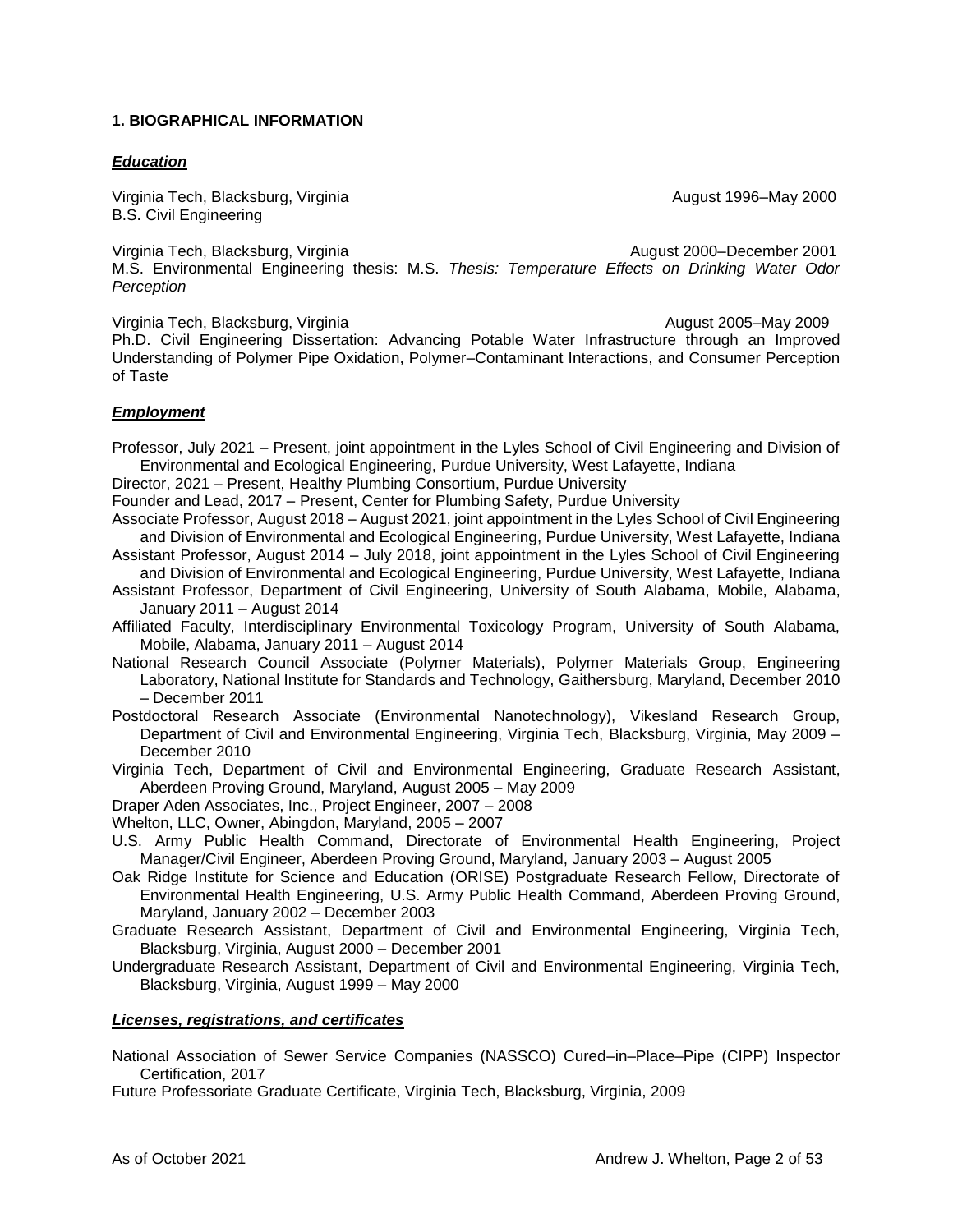## 1. BIOGRAPHICAL INFORMATION

### ***Education***

Virginia Tech, Blacksburg, Virginia August 1996–May 2000
B.S. Civil Engineering

Virginia Tech, Blacksburg, Virginia August 2000–December 2001
M.S. Environmental Engineering thesis: M.S. *Thesis: Temperature Effects on Drinking Water Odor Perception*

Virginia Tech, Blacksburg, Virginia August 2005–May 2009
Ph.D. Civil Engineering Dissertation: Advancing Potable Water Infrastructure through an Improved Understanding of Polymer Pipe Oxidation, Polymer–Contaminant Interactions, and Consumer Perception of Taste

### ***Employment***

Professor, July 2021 – Present, joint appointment in the Lyles School of Civil Engineering and Division of Environmental and Ecological Engineering, Purdue University, West Lafayette, Indiana

Director, 2021 – Present, Healthy Plumbing Consortium, Purdue University

Founder and Lead, 2017 – Present, Center for Plumbing Safety, Purdue University

Associate Professor, August 2018 – August 2021, joint appointment in the Lyles School of Civil Engineering and Division of Environmental and Ecological Engineering, Purdue University, West Lafayette, Indiana

Assistant Professor, August 2014 – July 2018, joint appointment in the Lyles School of Civil Engineering and Division of Environmental and Ecological Engineering, Purdue University, West Lafayette, Indiana

Assistant Professor, Department of Civil Engineering, University of South Alabama, Mobile, Alabama, January 2011 – August 2014

Affiliated Faculty, Interdisciplinary Environmental Toxicology Program, University of South Alabama, Mobile, Alabama, January 2011 – August 2014

National Research Council Associate (Polymer Materials), Polymer Materials Group, Engineering Laboratory, National Institute for Standards and Technology, Gaithersburg, Maryland, December 2010 – December 2011

Postdoctoral Research Associate (Environmental Nanotechnology), Vikesland Research Group, Department of Civil and Environmental Engineering, Virginia Tech, Blacksburg, Virginia, May 2009 – December 2010

Virginia Tech, Department of Civil and Environmental Engineering, Graduate Research Assistant, Aberdeen Proving Ground, Maryland, August 2005 – May 2009

Draper Aden Associates, Inc., Project Engineer, 2007 – 2008

Whelton, LLC, Owner, Abingdon, Maryland, 2005 – 2007

U.S. Army Public Health Command, Directorate of Environmental Health Engineering, Project Manager/Civil Engineer, Aberdeen Proving Ground, Maryland, January 2003 – August 2005

Oak Ridge Institute for Science and Education (ORISE) Postgraduate Research Fellow, Directorate of Environmental Health Engineering, U.S. Army Public Health Command, Aberdeen Proving Ground, Maryland, January 2002 – December 2003

Graduate Research Assistant, Department of Civil and Environmental Engineering, Virginia Tech, Blacksburg, Virginia, August 2000 – December 2001

Undergraduate Research Assistant, Department of Civil and Environmental Engineering, Virginia Tech, Blacksburg, Virginia, August 1999 – May 2000

### ***Licenses, registrations, and certificates***

National Association of Sewer Service Companies (NASSCO) Cured–in–Place–Pipe (CIPP) Inspector Certification, 2017

Future Professoriate Graduate Certificate, Virginia Tech, Blacksburg, Virginia, 2009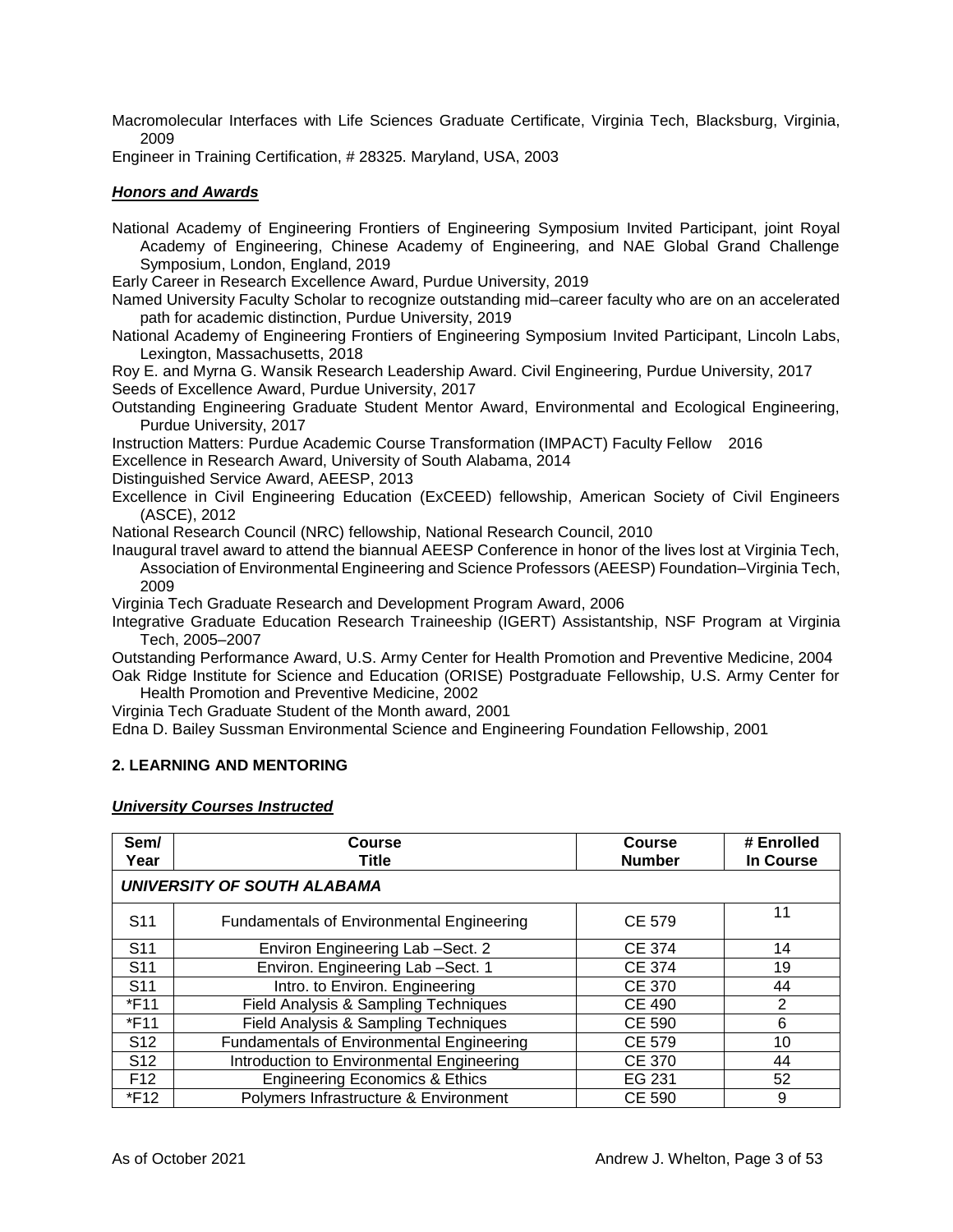Macromolecular Interfaces with Life Sciences Graduate Certificate, Virginia Tech, Blacksburg, Virginia, 2009

Engineer in Training Certification, # 28325. Maryland, USA, 2003

### ***Honors and Awards***

National Academy of Engineering Frontiers of Engineering Symposium Invited Participant, joint Royal Academy of Engineering, Chinese Academy of Engineering, and NAE Global Grand Challenge Symposium, London, England, 2019

Early Career in Research Excellence Award, Purdue University, 2019

Named University Faculty Scholar to recognize outstanding mid–career faculty who are on an accelerated path for academic distinction, Purdue University, 2019

National Academy of Engineering Frontiers of Engineering Symposium Invited Participant, Lincoln Labs, Lexington, Massachusetts, 2018

Roy E. and Myrna G. Wansik Research Leadership Award. Civil Engineering, Purdue University, 2017

Seeds of Excellence Award, Purdue University, 2017

Outstanding Engineering Graduate Student Mentor Award, Environmental and Ecological Engineering, Purdue University, 2017

Instruction Matters: Purdue Academic Course Transformation (IMPACT) Faculty Fellow 2016

Excellence in Research Award, University of South Alabama, 2014

Distinguished Service Award, AEESP, 2013

Excellence in Civil Engineering Education (ExCEED) fellowship, American Society of Civil Engineers (ASCE), 2012

National Research Council (NRC) fellowship, National Research Council, 2010

Inaugural travel award to attend the biannual AEESP Conference in honor of the lives lost at Virginia Tech, Association of Environmental Engineering and Science Professors (AEESP) Foundation–Virginia Tech, 2009

Virginia Tech Graduate Research and Development Program Award, 2006

Integrative Graduate Education Research Traineeship (IGERT) Assistantship, NSF Program at Virginia Tech, 2005–2007

Outstanding Performance Award, U.S. Army Center for Health Promotion and Preventive Medicine, 2004

Oak Ridge Institute for Science and Education (ORISE) Postgraduate Fellowship, U.S. Army Center for Health Promotion and Preventive Medicine, 2002

Virginia Tech Graduate Student of the Month award, 2001

Edna D. Bailey Sussman Environmental Science and Engineering Foundation Fellowship, 2001

## 2. LEARNING AND MENTORING

### ***University Courses Instructed***

| Sem/ Year | Course Title | Course Number | # Enrolled In Course |
|---|---|---|---|
| ***UNIVERSITY OF SOUTH ALABAMA*** | | | |
| S11 | Fundamentals of Environmental Engineering | CE 579 | 11 |
| S11 | Environ Engineering Lab –Sect. 2 | CE 374 | 14 |
| S11 | Environ. Engineering Lab –Sect. 1 | CE 374 | 19 |
| S11 | Intro. to Environ. Engineering | CE 370 | 44 |
| *F11 | Field Analysis & Sampling Techniques | CE 490 | 2 |
| *F11 | Field Analysis & Sampling Techniques | CE 590 | 6 |
| S12 | Fundamentals of Environmental Engineering | CE 579 | 10 |
| S12 | Introduction to Environmental Engineering | CE 370 | 44 |
| F12 | Engineering Economics & Ethics | EG 231 | 52 |
| *F12 | Polymers Infrastructure & Environment | CE 590 | 9 |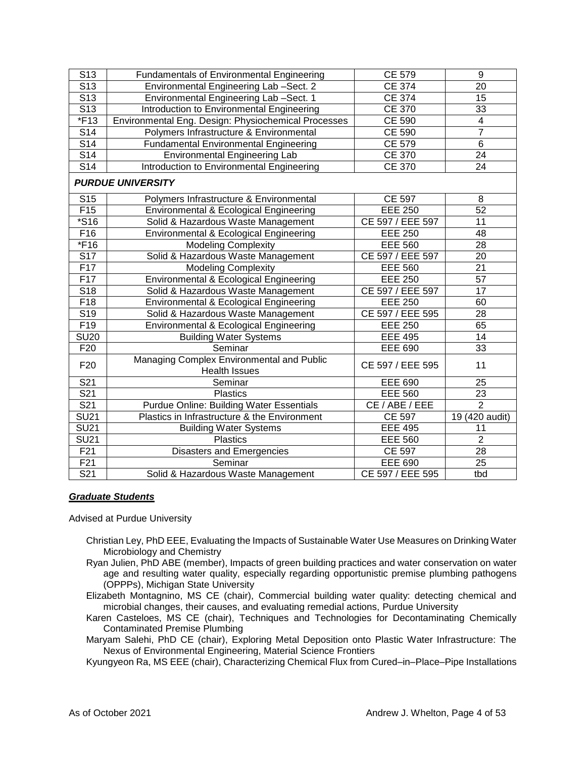| | | | |
|---|---|---|---|
| S13 | Fundamentals of Environmental Engineering | CE 579 | 9 |
| S13 | Environmental Engineering Lab –Sect. 2 | CE 374 | 20 |
| S13 | Environmental Engineering Lab –Sect. 1 | CE 374 | 15 |
| S13 | Introduction to Environmental Engineering | CE 370 | 33 |
| *F13 | Environmental Eng. Design: Physiochemical Processes | CE 590 | 4 |
| S14 | Polymers Infrastructure & Environmental | CE 590 | 7 |
| S14 | Fundamental Environmental Engineering | CE 579 | 6 |
| S14 | Environmental Engineering Lab | CE 370 | 24 |
| S14 | Introduction to Environmental Engineering | CE 370 | 24 |
| ***PURDUE UNIVERSITY*** | | | |
| S15 | Polymers Infrastructure & Environmental | CE 597 | 8 |
| F15 | Environmental & Ecological Engineering | EEE 250 | 52 |
| *S16 | Solid & Hazardous Waste Management | CE 597 / EEE 597 | 11 |
| F16 | Environmental & Ecological Engineering | EEE 250 | 48 |
| *F16 | Modeling Complexity | EEE 560 | 28 |
| S17 | Solid & Hazardous Waste Management | CE 597 / EEE 597 | 20 |
| F17 | Modeling Complexity | EEE 560 | 21 |
| F17 | Environmental & Ecological Engineering | EEE 250 | 57 |
| S18 | Solid & Hazardous Waste Management | CE 597 / EEE 597 | 17 |
| F18 | Environmental & Ecological Engineering | EEE 250 | 60 |
| S19 | Solid & Hazardous Waste Management | CE 597 / EEE 595 | 28 |
| F19 | Environmental & Ecological Engineering | EEE 250 | 65 |
| SU20 | Building Water Systems | EEE 495 | 14 |
| F20 | Seminar | EEE 690 | 33 |
| F20 | Managing Complex Environmental and Public Health Issues | CE 597 / EEE 595 | 11 |
| S21 | Seminar | EEE 690 | 25 |
| S21 | Plastics | EEE 560 | 23 |
| S21 | Purdue Online: Building Water Essentials | CE / ABE / EEE | 2 |
| SU21 | Plastics in Infrastructure & the Environment | CE 597 | 19 (420 audit) |
| SU21 | Building Water Systems | EEE 495 | 11 |
| SU21 | Plastics | EEE 560 | 2 |
| F21 | Disasters and Emergencies | CE 597 | 28 |
| F21 | Seminar | EEE 690 | 25 |
| S21 | Solid & Hazardous Waste Management | CE 597 / EEE 595 | tbd |

***Graduate Students***

Advised at Purdue University

- Christian Ley, PhD EEE, Evaluating the Impacts of Sustainable Water Use Measures on Drinking Water Microbiology and Chemistry
- Ryan Julien, PhD ABE (member), Impacts of green building practices and water conservation on water age and resulting water quality, especially regarding opportunistic premise plumbing pathogens (OPPPs), Michigan State University
- Elizabeth Montagnino, MS CE (chair), Commercial building water quality: detecting chemical and microbial changes, their causes, and evaluating remedial actions, Purdue University
- Karen Casteloes, MS CE (chair), Techniques and Technologies for Decontaminating Chemically Contaminated Premise Plumbing
- Maryam Salehi, PhD CE (chair), Exploring Metal Deposition onto Plastic Water Infrastructure: The Nexus of Environmental Engineering, Material Science Frontiers
- Kyungyeon Ra, MS EEE (chair), Characterizing Chemical Flux from Cured–in–Place–Pipe Installations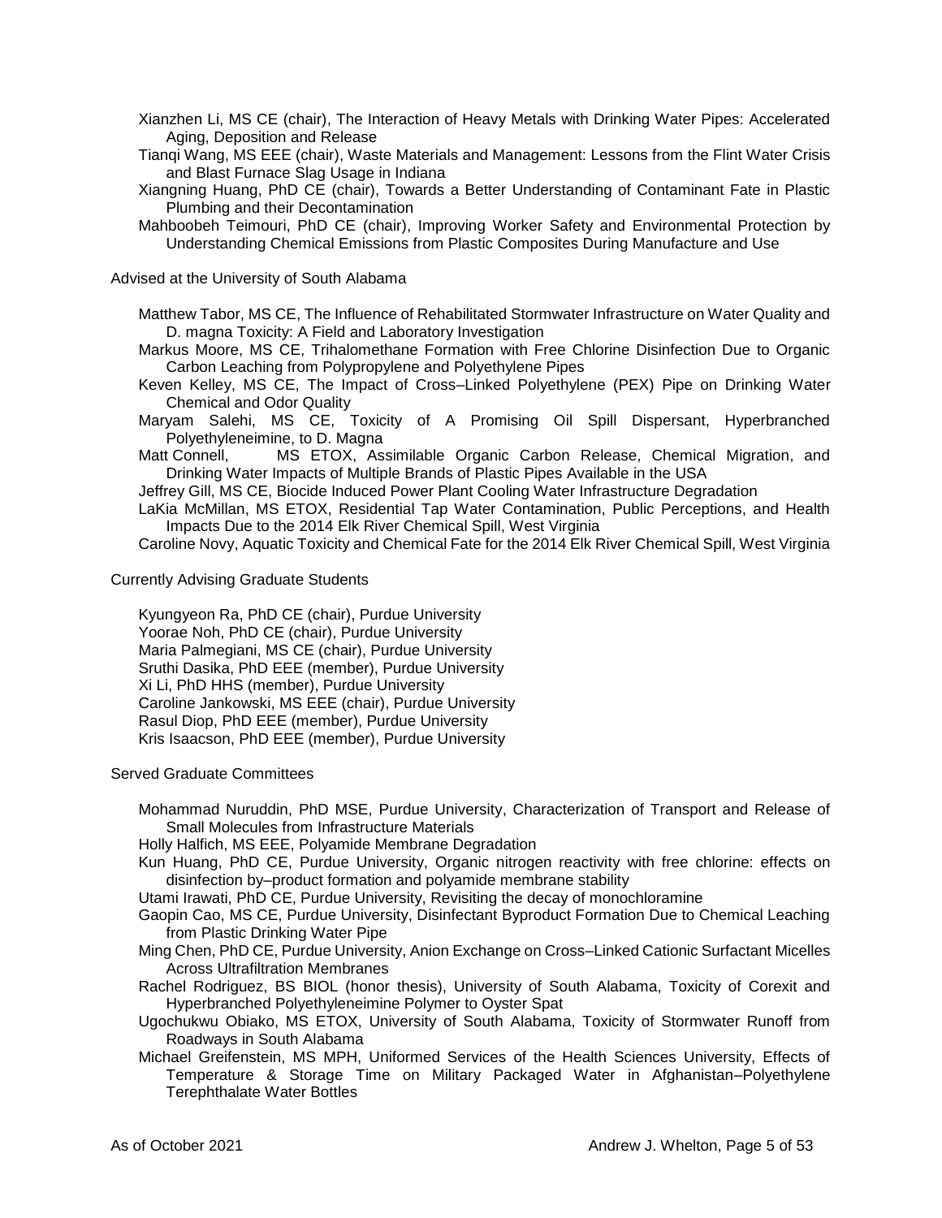Xianzhen Li, MS CE (chair), The Interaction of Heavy Metals with Drinking Water Pipes: Accelerated Aging, Deposition and Release

Tianqi Wang, MS EEE (chair), Waste Materials and Management: Lessons from the Flint Water Crisis and Blast Furnace Slag Usage in Indiana

Xiangning Huang, PhD CE (chair), Towards a Better Understanding of Contaminant Fate in Plastic Plumbing and their Decontamination

Mahboobeh Teimouri, PhD CE (chair), Improving Worker Safety and Environmental Protection by Understanding Chemical Emissions from Plastic Composites During Manufacture and Use

Advised at the University of South Alabama

Matthew Tabor, MS CE, The Influence of Rehabilitated Stormwater Infrastructure on Water Quality and D. magna Toxicity: A Field and Laboratory Investigation

Markus Moore, MS CE, Trihalomethane Formation with Free Chlorine Disinfection Due to Organic Carbon Leaching from Polypropylene and Polyethylene Pipes

Keven Kelley, MS CE, The Impact of Cross–Linked Polyethylene (PEX) Pipe on Drinking Water Chemical and Odor Quality

Maryam Salehi, MS CE, Toxicity of A Promising Oil Spill Dispersant, Hyperbranched Polyethyleneimine, to D. Magna

Matt Connell, MS ETOX, Assimilable Organic Carbon Release, Chemical Migration, and Drinking Water Impacts of Multiple Brands of Plastic Pipes Available in the USA

Jeffrey Gill, MS CE, Biocide Induced Power Plant Cooling Water Infrastructure Degradation

LaKia McMillan, MS ETOX, Residential Tap Water Contamination, Public Perceptions, and Health Impacts Due to the 2014 Elk River Chemical Spill, West Virginia

Caroline Novy, Aquatic Toxicity and Chemical Fate for the 2014 Elk River Chemical Spill, West Virginia

Currently Advising Graduate Students

Kyungyeon Ra, PhD CE (chair), Purdue University  
Yoorae Noh, PhD CE (chair), Purdue University  
Maria Palmegiani, MS CE (chair), Purdue University  
Sruthi Dasika, PhD EEE (member), Purdue University  
Xi Li, PhD HHS (member), Purdue University  
Caroline Jankowski, MS EEE (chair), Purdue University  
Rasul Diop, PhD EEE (member), Purdue University  
Kris Isaacson, PhD EEE (member), Purdue University

Served Graduate Committees

Mohammad Nuruddin, PhD MSE, Purdue University, Characterization of Transport and Release of Small Molecules from Infrastructure Materials

Holly Halfich, MS EEE, Polyamide Membrane Degradation

Kun Huang, PhD CE, Purdue University, Organic nitrogen reactivity with free chlorine: effects on disinfection by–product formation and polyamide membrane stability

Utami Irawati, PhD CE, Purdue University, Revisiting the decay of monochloramine

Gaopin Cao, MS CE, Purdue University, Disinfectant Byproduct Formation Due to Chemical Leaching from Plastic Drinking Water Pipe

Ming Chen, PhD CE, Purdue University, Anion Exchange on Cross–Linked Cationic Surfactant Micelles Across Ultrafiltration Membranes

Rachel Rodriguez, BS BIOL (honor thesis), University of South Alabama, Toxicity of Corexit and Hyperbranched Polyethyleneimine Polymer to Oyster Spat

Ugochukwu Obiako, MS ETOX, University of South Alabama, Toxicity of Stormwater Runoff from Roadways in South Alabama

Michael Greifenstein, MS MPH, Uniformed Services of the Health Sciences University, Effects of Temperature & Storage Time on Military Packaged Water in Afghanistan–Polyethylene Terephthalate Water Bottles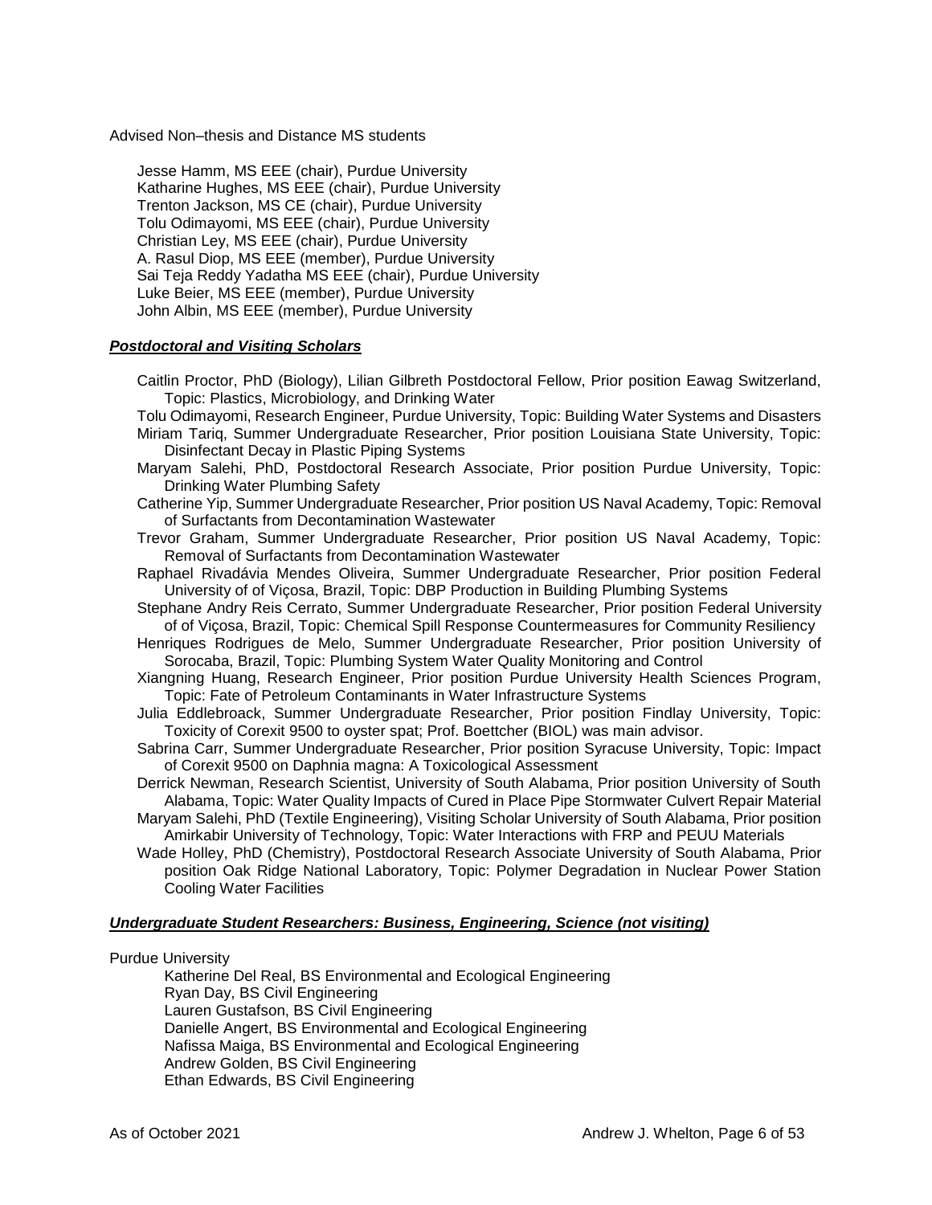Advised Non–thesis and Distance MS students

- Jesse Hamm, MS EEE (chair), Purdue University
- Katharine Hughes, MS EEE (chair), Purdue University
- Trenton Jackson, MS CE (chair), Purdue University
- Tolu Odimayomi, MS EEE (chair), Purdue University
- Christian Ley, MS EEE (chair), Purdue University
- A. Rasul Diop, MS EEE (member), Purdue University
- Sai Teja Reddy Yadatha MS EEE (chair), Purdue University
- Luke Beier, MS EEE (member), Purdue University
- John Albin, MS EEE (member), Purdue University

***Postdoctoral and Visiting Scholars***

- Caitlin Proctor, PhD (Biology), Lilian Gilbreth Postdoctoral Fellow, Prior position Eawag Switzerland, Topic: Plastics, Microbiology, and Drinking Water
- Tolu Odimayomi, Research Engineer, Purdue University, Topic: Building Water Systems and Disasters
- Miriam Tariq, Summer Undergraduate Researcher, Prior position Louisiana State University, Topic: Disinfectant Decay in Plastic Piping Systems
- Maryam Salehi, PhD, Postdoctoral Research Associate, Prior position Purdue University, Topic: Drinking Water Plumbing Safety
- Catherine Yip, Summer Undergraduate Researcher, Prior position US Naval Academy, Topic: Removal of Surfactants from Decontamination Wastewater
- Trevor Graham, Summer Undergraduate Researcher, Prior position US Naval Academy, Topic: Removal of Surfactants from Decontamination Wastewater
- Raphael Rivadávia Mendes Oliveira, Summer Undergraduate Researcher, Prior position Federal University of of Viçosa, Brazil, Topic: DBP Production in Building Plumbing Systems
- Stephane Andry Reis Cerrato, Summer Undergraduate Researcher, Prior position Federal University of of Viçosa, Brazil, Topic: Chemical Spill Response Countermeasures for Community Resiliency
- Henriques Rodrigues de Melo, Summer Undergraduate Researcher, Prior position University of Sorocaba, Brazil, Topic: Plumbing System Water Quality Monitoring and Control
- Xiangning Huang, Research Engineer, Prior position Purdue University Health Sciences Program, Topic: Fate of Petroleum Contaminants in Water Infrastructure Systems
- Julia Eddlebroack, Summer Undergraduate Researcher, Prior position Findlay University, Topic: Toxicity of Corexit 9500 to oyster spat; Prof. Boettcher (BIOL) was main advisor.
- Sabrina Carr, Summer Undergraduate Researcher, Prior position Syracuse University, Topic: Impact of Corexit 9500 on Daphnia magna: A Toxicological Assessment
- Derrick Newman, Research Scientist, University of South Alabama, Prior position University of South Alabama, Topic: Water Quality Impacts of Cured in Place Pipe Stormwater Culvert Repair Material
- Maryam Salehi, PhD (Textile Engineering), Visiting Scholar University of South Alabama, Prior position Amirkabir University of Technology, Topic: Water Interactions with FRP and PEUU Materials
- Wade Holley, PhD (Chemistry), Postdoctoral Research Associate University of South Alabama, Prior position Oak Ridge National Laboratory, Topic: Polymer Degradation in Nuclear Power Station Cooling Water Facilities

***Undergraduate Student Researchers: Business, Engineering, Science (not visiting)***

Purdue University

- Katherine Del Real, BS Environmental and Ecological Engineering
- Ryan Day, BS Civil Engineering
- Lauren Gustafson, BS Civil Engineering
- Danielle Angert, BS Environmental and Ecological Engineering
- Nafissa Maiga, BS Environmental and Ecological Engineering
- Andrew Golden, BS Civil Engineering
- Ethan Edwards, BS Civil Engineering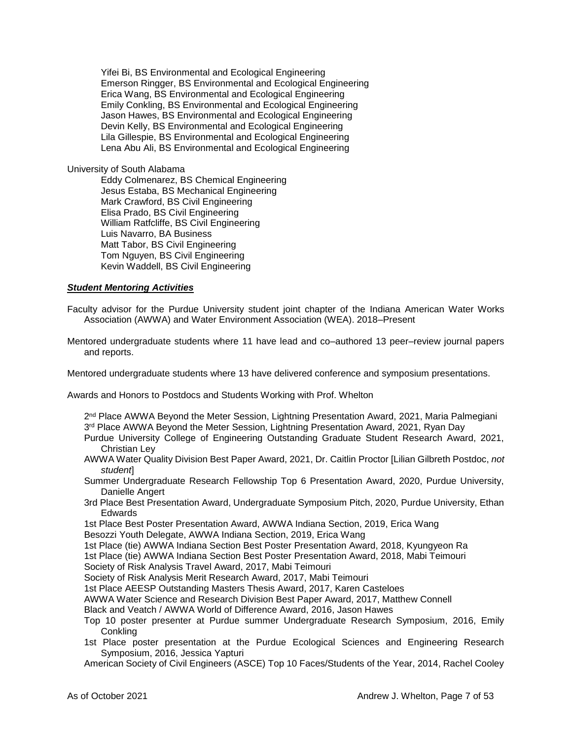Yifei Bi, BS Environmental and Ecological Engineering
Emerson Ringger, BS Environmental and Ecological Engineering
Erica Wang, BS Environmental and Ecological Engineering
Emily Conkling, BS Environmental and Ecological Engineering
Jason Hawes, BS Environmental and Ecological Engineering
Devin Kelly, BS Environmental and Ecological Engineering
Lila Gillespie, BS Environmental and Ecological Engineering
Lena Abu Ali, BS Environmental and Ecological Engineering

University of South Alabama

Eddy Colmenarez, BS Chemical Engineering
Jesus Estaba, BS Mechanical Engineering
Mark Crawford, BS Civil Engineering
Elisa Prado, BS Civil Engineering
William Ratfcliffe, BS Civil Engineering
Luis Navarro, BA Business
Matt Tabor, BS Civil Engineering
Tom Nguyen, BS Civil Engineering
Kevin Waddell, BS Civil Engineering

***Student Mentoring Activities***

Faculty advisor for the Purdue University student joint chapter of the Indiana American Water Works Association (AWWA) and Water Environment Association (WEA). 2018–Present

Mentored undergraduate students where 11 have lead and co–authored 13 peer–review journal papers and reports.

Mentored undergraduate students where 13 have delivered conference and symposium presentations.

Awards and Honors to Postdocs and Students Working with Prof. Whelton

2nd Place AWWA Beyond the Meter Session, Lightning Presentation Award, 2021, Maria Palmegiani
3rd Place AWWA Beyond the Meter Session, Lightning Presentation Award, 2021, Ryan Day
Purdue University College of Engineering Outstanding Graduate Student Research Award, 2021, Christian Ley
AWWA Water Quality Division Best Paper Award, 2021, Dr. Caitlin Proctor [Lilian Gilbreth Postdoc, *not student*]
Summer Undergraduate Research Fellowship Top 6 Presentation Award, 2020, Purdue University, Danielle Angert
3rd Place Best Presentation Award, Undergraduate Symposium Pitch, 2020, Purdue University, Ethan Edwards
1st Place Best Poster Presentation Award, AWWA Indiana Section, 2019, Erica Wang
Besozzi Youth Delegate, AWWA Indiana Section, 2019, Erica Wang
1st Place (tie) AWWA Indiana Section Best Poster Presentation Award, 2018, Kyungyeon Ra
1st Place (tie) AWWA Indiana Section Best Poster Presentation Award, 2018, Mabi Teimouri
Society of Risk Analysis Travel Award, 2017, Mabi Teimouri
Society of Risk Analysis Merit Research Award, 2017, Mabi Teimouri
1st Place AEESP Outstanding Masters Thesis Award, 2017, Karen Casteloes
AWWA Water Science and Research Division Best Paper Award, 2017, Matthew Connell
Black and Veatch / AWWA World of Difference Award, 2016, Jason Hawes
Top 10 poster presenter at Purdue summer Undergraduate Research Symposium, 2016, Emily Conkling
1st Place poster presentation at the Purdue Ecological Sciences and Engineering Research Symposium, 2016, Jessica Yapturi
American Society of Civil Engineers (ASCE) Top 10 Faces/Students of the Year, 2014, Rachel Cooley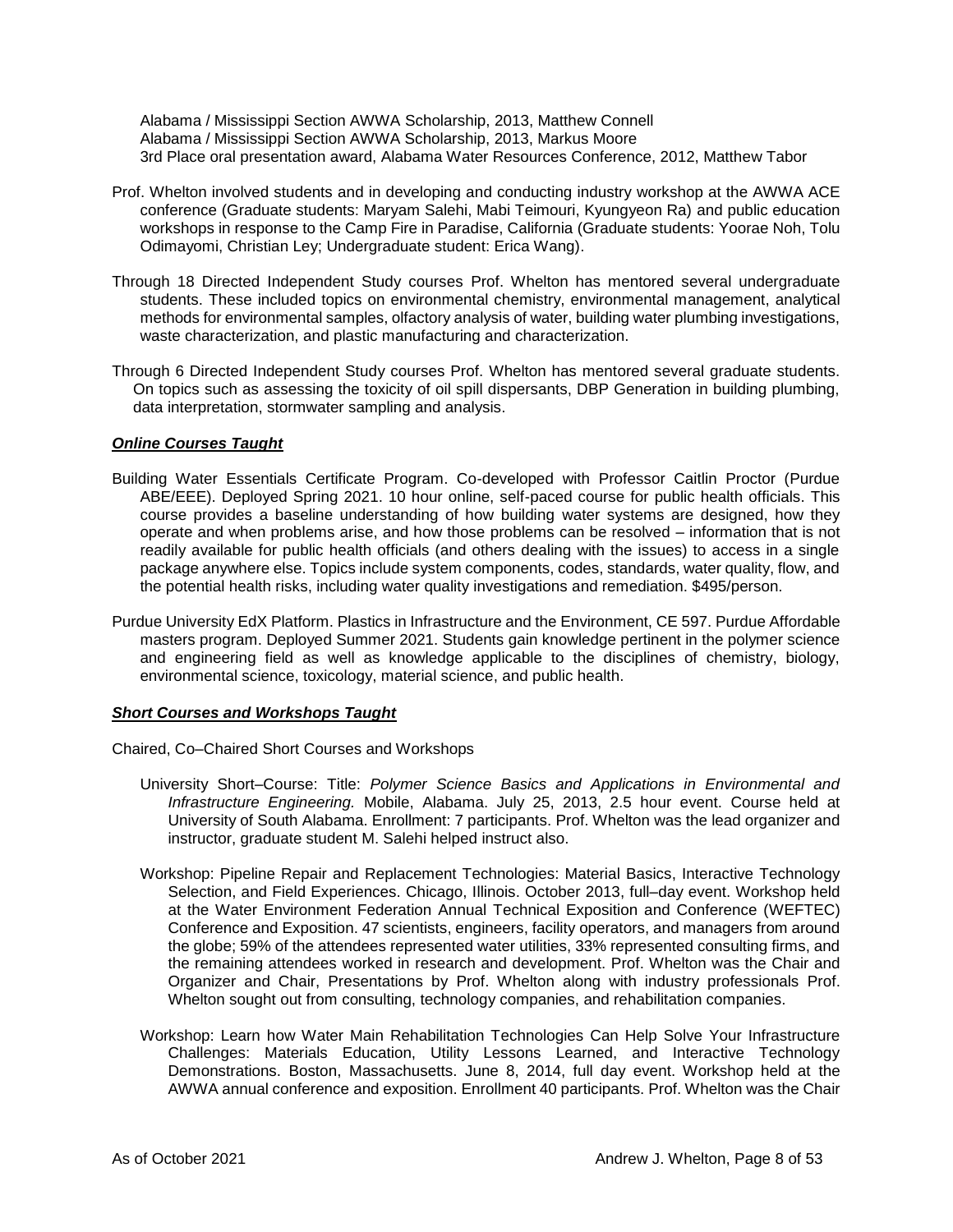Alabama / Mississippi Section AWWA Scholarship, 2013, Matthew Connell
Alabama / Mississippi Section AWWA Scholarship, 2013, Markus Moore
3rd Place oral presentation award, Alabama Water Resources Conference, 2012, Matthew Tabor

Prof. Whelton involved students and in developing and conducting industry workshop at the AWWA ACE conference (Graduate students: Maryam Salehi, Mabi Teimouri, Kyungyeon Ra) and public education workshops in response to the Camp Fire in Paradise, California (Graduate students: Yoorae Noh, Tolu Odimayomi, Christian Ley; Undergraduate student: Erica Wang).

Through 18 Directed Independent Study courses Prof. Whelton has mentored several undergraduate students. These included topics on environmental chemistry, environmental management, analytical methods for environmental samples, olfactory analysis of water, building water plumbing investigations, waste characterization, and plastic manufacturing and characterization.

Through 6 Directed Independent Study courses Prof. Whelton has mentored several graduate students. On topics such as assessing the toxicity of oil spill dispersants, DBP Generation in building plumbing, data interpretation, stormwater sampling and analysis.

***Online Courses Taught***

Building Water Essentials Certificate Program. Co-developed with Professor Caitlin Proctor (Purdue ABE/EEE). Deployed Spring 2021. 10 hour online, self-paced course for public health officials. This course provides a baseline understanding of how building water systems are designed, how they operate and when problems arise, and how those problems can be resolved – information that is not readily available for public health officials (and others dealing with the issues) to access in a single package anywhere else. Topics include system components, codes, standards, water quality, flow, and the potential health risks, including water quality investigations and remediation. $495/person.

Purdue University EdX Platform. Plastics in Infrastructure and the Environment, CE 597. Purdue Affordable masters program. Deployed Summer 2021. Students gain knowledge pertinent in the polymer science and engineering field as well as knowledge applicable to the disciplines of chemistry, biology, environmental science, toxicology, material science, and public health.

***Short Courses and Workshops Taught***

Chaired, Co–Chaired Short Courses and Workshops

University Short–Course: Title: *Polymer Science Basics and Applications in Environmental and Infrastructure Engineering.* Mobile, Alabama. July 25, 2013, 2.5 hour event. Course held at University of South Alabama. Enrollment: 7 participants. Prof. Whelton was the lead organizer and instructor, graduate student M. Salehi helped instruct also.

Workshop: Pipeline Repair and Replacement Technologies: Material Basics, Interactive Technology Selection, and Field Experiences. Chicago, Illinois. October 2013, full–day event. Workshop held at the Water Environment Federation Annual Technical Exposition and Conference (WEFTEC) Conference and Exposition. 47 scientists, engineers, facility operators, and managers from around the globe; 59% of the attendees represented water utilities, 33% represented consulting firms, and the remaining attendees worked in research and development. Prof. Whelton was the Chair and Organizer and Chair, Presentations by Prof. Whelton along with industry professionals Prof. Whelton sought out from consulting, technology companies, and rehabilitation companies.

Workshop: Learn how Water Main Rehabilitation Technologies Can Help Solve Your Infrastructure Challenges: Materials Education, Utility Lessons Learned, and Interactive Technology Demonstrations. Boston, Massachusetts. June 8, 2014, full day event. Workshop held at the AWWA annual conference and exposition. Enrollment 40 participants. Prof. Whelton was the Chair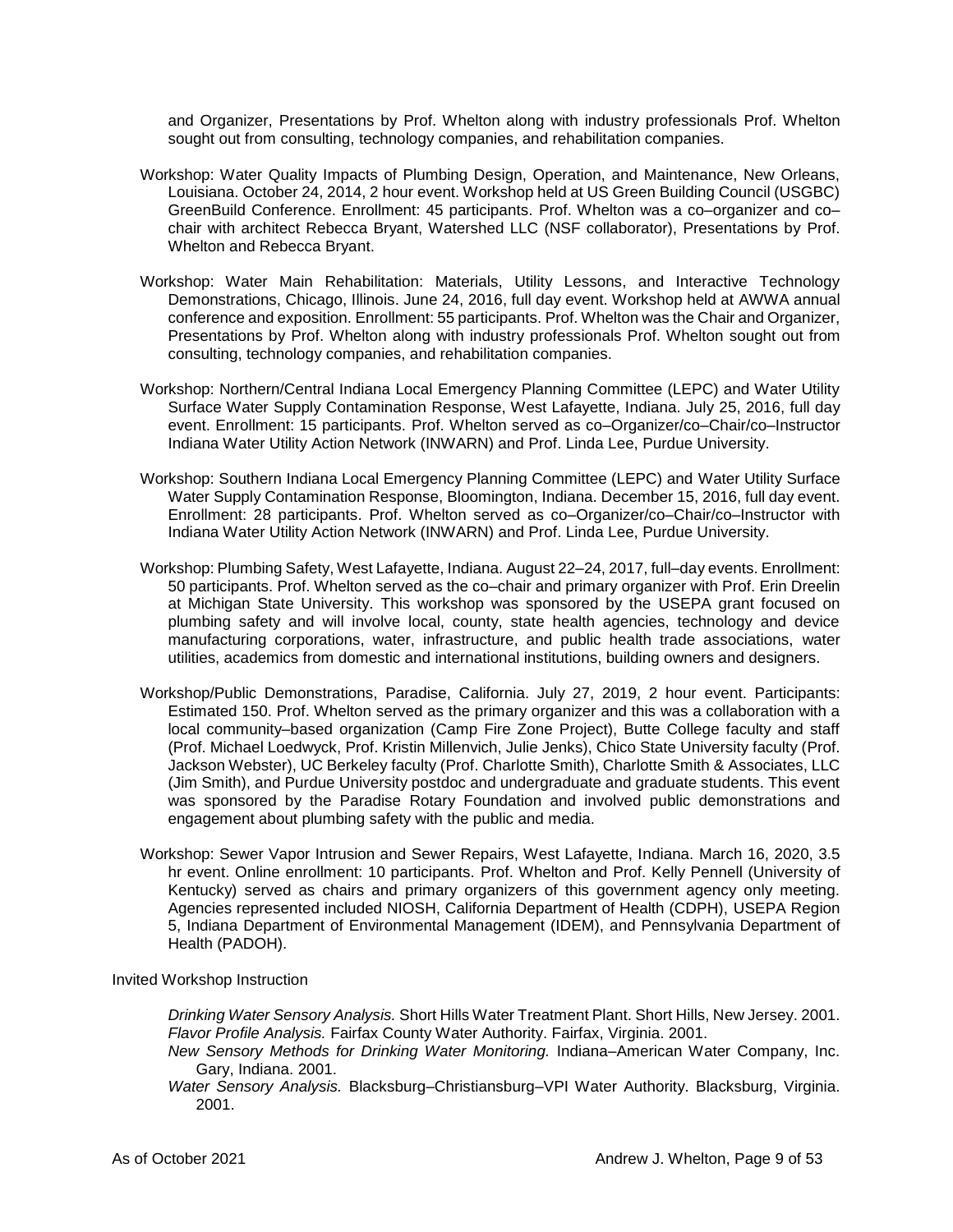and Organizer, Presentations by Prof. Whelton along with industry professionals Prof. Whelton sought out from consulting, technology companies, and rehabilitation companies.

Workshop: Water Quality Impacts of Plumbing Design, Operation, and Maintenance, New Orleans, Louisiana. October 24, 2014, 2 hour event. Workshop held at US Green Building Council (USGBC) GreenBuild Conference. Enrollment: 45 participants. Prof. Whelton was a co–organizer and co–chair with architect Rebecca Bryant, Watershed LLC (NSF collaborator), Presentations by Prof. Whelton and Rebecca Bryant.

Workshop: Water Main Rehabilitation: Materials, Utility Lessons, and Interactive Technology Demonstrations, Chicago, Illinois. June 24, 2016, full day event. Workshop held at AWWA annual conference and exposition. Enrollment: 55 participants. Prof. Whelton was the Chair and Organizer, Presentations by Prof. Whelton along with industry professionals Prof. Whelton sought out from consulting, technology companies, and rehabilitation companies.

Workshop: Northern/Central Indiana Local Emergency Planning Committee (LEPC) and Water Utility Surface Water Supply Contamination Response, West Lafayette, Indiana. July 25, 2016, full day event. Enrollment: 15 participants. Prof. Whelton served as co–Organizer/co–Chair/co–Instructor Indiana Water Utility Action Network (INWARN) and Prof. Linda Lee, Purdue University.

Workshop: Southern Indiana Local Emergency Planning Committee (LEPC) and Water Utility Surface Water Supply Contamination Response, Bloomington, Indiana. December 15, 2016, full day event. Enrollment: 28 participants. Prof. Whelton served as co–Organizer/co–Chair/co–Instructor with Indiana Water Utility Action Network (INWARN) and Prof. Linda Lee, Purdue University.

Workshop: Plumbing Safety, West Lafayette, Indiana. August 22–24, 2017, full–day events. Enrollment: 50 participants. Prof. Whelton served as the co–chair and primary organizer with Prof. Erin Dreelin at Michigan State University. This workshop was sponsored by the USEPA grant focused on plumbing safety and will involve local, county, state health agencies, technology and device manufacturing corporations, water, infrastructure, and public health trade associations, water utilities, academics from domestic and international institutions, building owners and designers.

Workshop/Public Demonstrations, Paradise, California. July 27, 2019, 2 hour event. Participants: Estimated 150. Prof. Whelton served as the primary organizer and this was a collaboration with a local community–based organization (Camp Fire Zone Project), Butte College faculty and staff (Prof. Michael Loedwyck, Prof. Kristin Millenvich, Julie Jenks), Chico State University faculty (Prof. Jackson Webster), UC Berkeley faculty (Prof. Charlotte Smith), Charlotte Smith & Associates, LLC (Jim Smith), and Purdue University postdoc and undergraduate and graduate students. This event was sponsored by the Paradise Rotary Foundation and involved public demonstrations and engagement about plumbing safety with the public and media.

Workshop: Sewer Vapor Intrusion and Sewer Repairs, West Lafayette, Indiana. March 16, 2020, 3.5 hr event. Online enrollment: 10 participants. Prof. Whelton and Prof. Kelly Pennell (University of Kentucky) served as chairs and primary organizers of this government agency only meeting. Agencies represented included NIOSH, California Department of Health (CDPH), USEPA Region 5, Indiana Department of Environmental Management (IDEM), and Pennsylvania Department of Health (PADOH).

Invited Workshop Instruction

*Drinking Water Sensory Analysis.* Short Hills Water Treatment Plant. Short Hills, New Jersey. 2001.

*Flavor Profile Analysis.* Fairfax County Water Authority. Fairfax, Virginia. 2001.

*New Sensory Methods for Drinking Water Monitoring.* Indiana–American Water Company, Inc. Gary, Indiana. 2001.

*Water Sensory Analysis.* Blacksburg–Christiansburg–VPI Water Authority. Blacksburg, Virginia. 2001.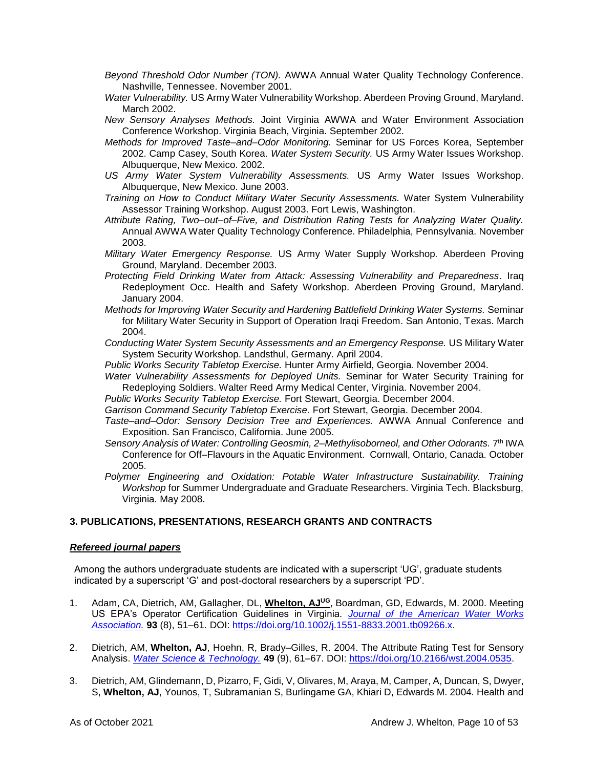*Beyond Threshold Odor Number (TON).* AWWA Annual Water Quality Technology Conference. Nashville, Tennessee. November 2001.

*Water Vulnerability.* US Army Water Vulnerability Workshop. Aberdeen Proving Ground, Maryland. March 2002.

*New Sensory Analyses Methods.* Joint Virginia AWWA and Water Environment Association Conference Workshop. Virginia Beach, Virginia. September 2002.

*Methods for Improved Taste–and–Odor Monitoring.* Seminar for US Forces Korea, September 2002. Camp Casey, South Korea. *Water System Security.* US Army Water Issues Workshop. Albuquerque, New Mexico. 2002.

*US Army Water System Vulnerability Assessments.* US Army Water Issues Workshop. Albuquerque, New Mexico. June 2003.

*Training on How to Conduct Military Water Security Assessments.* Water System Vulnerability Assessor Training Workshop. August 2003. Fort Lewis, Washington.

*Attribute Rating, Two–out–of–Five, and Distribution Rating Tests for Analyzing Water Quality.* Annual AWWA Water Quality Technology Conference. Philadelphia, Pennsylvania. November 2003.

*Military Water Emergency Response.* US Army Water Supply Workshop. Aberdeen Proving Ground, Maryland. December 2003.

*Protecting Field Drinking Water from Attack: Assessing Vulnerability and Preparedness*. Iraq Redeployment Occ. Health and Safety Workshop. Aberdeen Proving Ground, Maryland. January 2004.

*Methods for Improving Water Security and Hardening Battlefield Drinking Water Systems.* Seminar for Military Water Security in Support of Operation Iraqi Freedom. San Antonio, Texas. March 2004.

*Conducting Water System Security Assessments and an Emergency Response.* US Military Water System Security Workshop. Landsthul, Germany. April 2004.

*Public Works Security Tabletop Exercise.* Hunter Army Airfield, Georgia. November 2004.

*Water Vulnerability Assessments for Deployed Units.* Seminar for Water Security Training for Redeploying Soldiers. Walter Reed Army Medical Center, Virginia. November 2004.

*Public Works Security Tabletop Exercise.* Fort Stewart, Georgia. December 2004.

*Garrison Command Security Tabletop Exercise.* Fort Stewart, Georgia. December 2004.

*Taste–and–Odor: Sensory Decision Tree and Experiences.* AWWA Annual Conference and Exposition. San Francisco, California. June 2005.

*Sensory Analysis of Water: Controlling Geosmin, 2–Methylisoborneol, and Other Odorants.* 7th IWA Conference for Off–Flavours in the Aquatic Environment. Cornwall, Ontario, Canada. October 2005.

*Polymer Engineering and Oxidation: Potable Water Infrastructure Sustainability. Training Workshop* for Summer Undergraduate and Graduate Researchers. Virginia Tech. Blacksburg, Virginia. May 2008.

## 3. PUBLICATIONS, PRESENTATIONS, RESEARCH GRANTS AND CONTRACTS

### ***Refereed journal papers***

Among the authors undergraduate students are indicated with a superscript 'UG', graduate students indicated by a superscript 'G' and post-doctoral researchers by a superscript 'PD'.

1. Adam, CA, Dietrich, AM, Gallagher, DL, **Whelton, AJ[UG]**, Boardman, GD, Edwards, M. 2000. Meeting US EPA's Operator Certification Guidelines in Virginia. *Journal of the American Water Works Association.* **93** (8), 51–61. DOI: https://doi.org/10.1002/j.1551-8833.2001.tb09266.x.

2. Dietrich, AM, **Whelton, AJ**, Hoehn, R, Brady–Gilles, R. 2004. The Attribute Rating Test for Sensory Analysis. *Water Science & Technology.* **49** (9), 61–67. DOI: https://doi.org/10.2166/wst.2004.0535.

3. Dietrich, AM, Glindemann, D, Pizarro, F, Gidi, V, Olivares, M, Araya, M, Camper, A, Duncan, S, Dwyer, S, **Whelton, AJ**, Younos, T, Subramanian S, Burlingame GA, Khiari D, Edwards M. 2004. Health and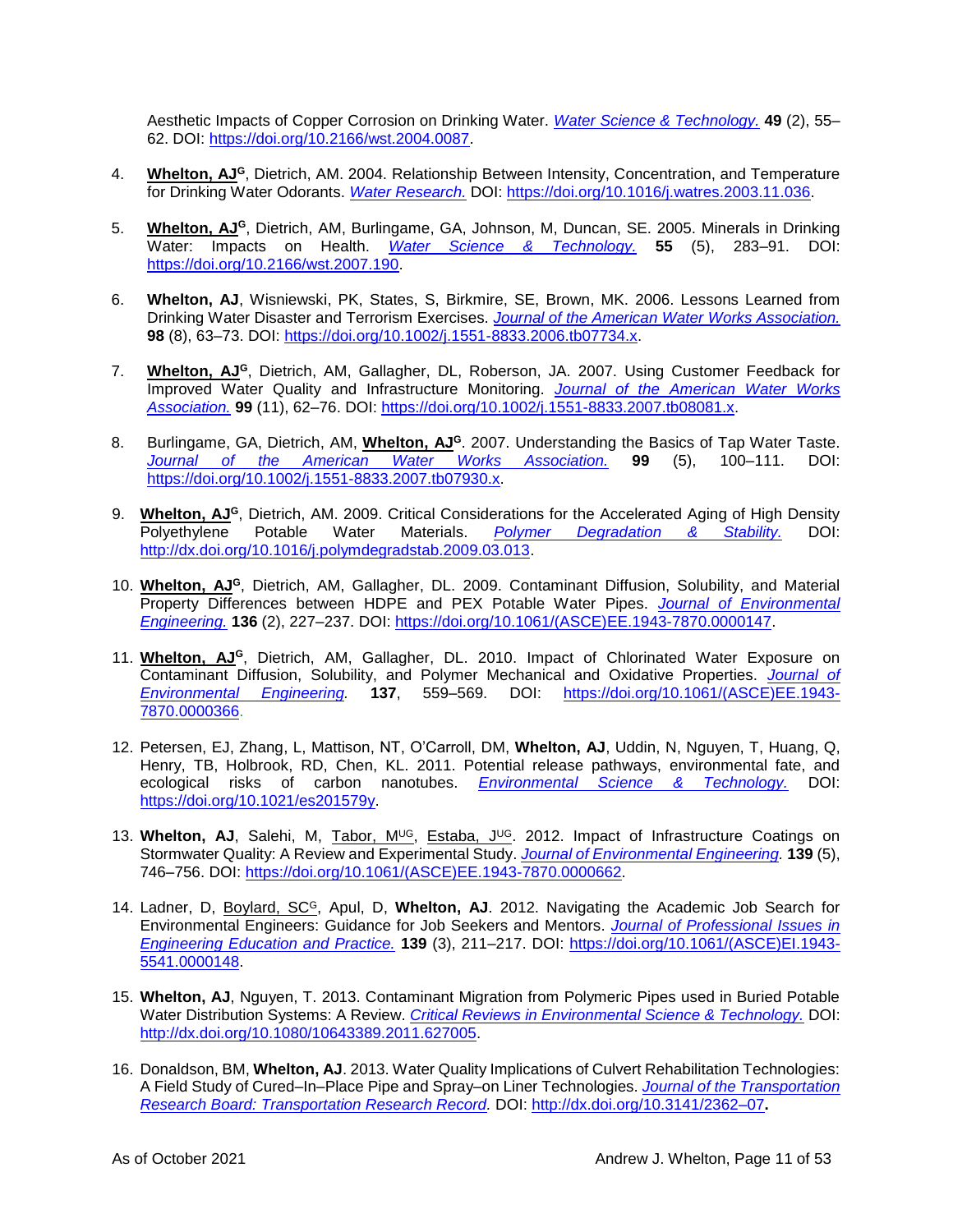Aesthetic Impacts of Copper Corrosion on Drinking Water. *Water Science & Technology.* **49** (2), 55–62. DOI: https://doi.org/10.2166/wst.2004.0087.

4. **Whelton, AJ[G]**, Dietrich, AM. 2004. Relationship Between Intensity, Concentration, and Temperature for Drinking Water Odorants. *Water Research.* DOI: https://doi.org/10.1016/j.watres.2003.11.036.

5. **Whelton, AJ[G]**, Dietrich, AM, Burlingame, GA, Johnson, M, Duncan, SE. 2005. Minerals in Drinking Water: Impacts on Health. *Water Science & Technology.* **55** (5), 283–91. DOI: https://doi.org/10.2166/wst.2007.190.

6. **Whelton, AJ**, Wisniewski, PK, States, S, Birkmire, SE, Brown, MK. 2006. Lessons Learned from Drinking Water Disaster and Terrorism Exercises. *Journal of the American Water Works Association.* **98** (8), 63–73. DOI: https://doi.org/10.1002/j.1551-8833.2006.tb07734.x.

7. **Whelton, AJ[G]**, Dietrich, AM, Gallagher, DL, Roberson, JA. 2007. Using Customer Feedback for Improved Water Quality and Infrastructure Monitoring. *Journal of the American Water Works Association.* **99** (11), 62–76. DOI: https://doi.org/10.1002/j.1551-8833.2007.tb08081.x.

8. Burlingame, GA, Dietrich, AM, **Whelton, AJ[G]**. 2007. Understanding the Basics of Tap Water Taste. *Journal of the American Water Works Association.* **99** (5), 100–111. DOI: https://doi.org/10.1002/j.1551-8833.2007.tb07930.x.

9. **Whelton, AJ[G]**, Dietrich, AM. 2009. Critical Considerations for the Accelerated Aging of High Density Polyethylene Potable Water Materials. *Polymer Degradation & Stability.* DOI: http://dx.doi.org/10.1016/j.polymdegradstab.2009.03.013.

10. **Whelton, AJ[G]**, Dietrich, AM, Gallagher, DL. 2009. Contaminant Diffusion, Solubility, and Material Property Differences between HDPE and PEX Potable Water Pipes. *Journal of Environmental Engineering.* **136** (2), 227–237. DOI: https://doi.org/10.1061/(ASCE)EE.1943-7870.0000147.

11. **Whelton, AJ[G]**, Dietrich, AM, Gallagher, DL. 2010. Impact of Chlorinated Water Exposure on Contaminant Diffusion, Solubility, and Polymer Mechanical and Oxidative Properties. *Journal of Environmental Engineering.* **137**, 559–569. DOI: https://doi.org/10.1061/(ASCE)EE.1943-7870.0000366.

12. Petersen, EJ, Zhang, L, Mattison, NT, O'Carroll, DM, **Whelton, AJ**, Uddin, N, Nguyen, T, Huang, Q, Henry, TB, Holbrook, RD, Chen, KL. 2011. Potential release pathways, environmental fate, and ecological risks of carbon nanotubes. *Environmental Science & Technology.* DOI: https://doi.org/10.1021/es201579y.

13. **Whelton, AJ**, Salehi, M, Tabor, M[UG], Estaba, J[UG]. 2012. Impact of Infrastructure Coatings on Stormwater Quality: A Review and Experimental Study. *Journal of Environmental Engineering.* **139** (5), 746–756. DOI: https://doi.org/10.1061/(ASCE)EE.1943-7870.0000662.

14. Ladner, D, Boylard, SC[G], Apul, D, **Whelton, AJ**. 2012. Navigating the Academic Job Search for Environmental Engineers: Guidance for Job Seekers and Mentors. *Journal of Professional Issues in Engineering Education and Practice.* **139** (3), 211–217. DOI: https://doi.org/10.1061/(ASCE)EI.1943-5541.0000148.

15. **Whelton, AJ**, Nguyen, T. 2013. Contaminant Migration from Polymeric Pipes used in Buried Potable Water Distribution Systems: A Review. *Critical Reviews in Environmental Science & Technology.* DOI: http://dx.doi.org/10.1080/10643389.2011.627005.

16. Donaldson, BM, **Whelton, AJ**. 2013. Water Quality Implications of Culvert Rehabilitation Technologies: A Field Study of Cured–In–Place Pipe and Spray–on Liner Technologies. *Journal of the Transportation Research Board: Transportation Research Record.* DOI: http://dx.doi.org/10.3141/2362–07.

As of October 2021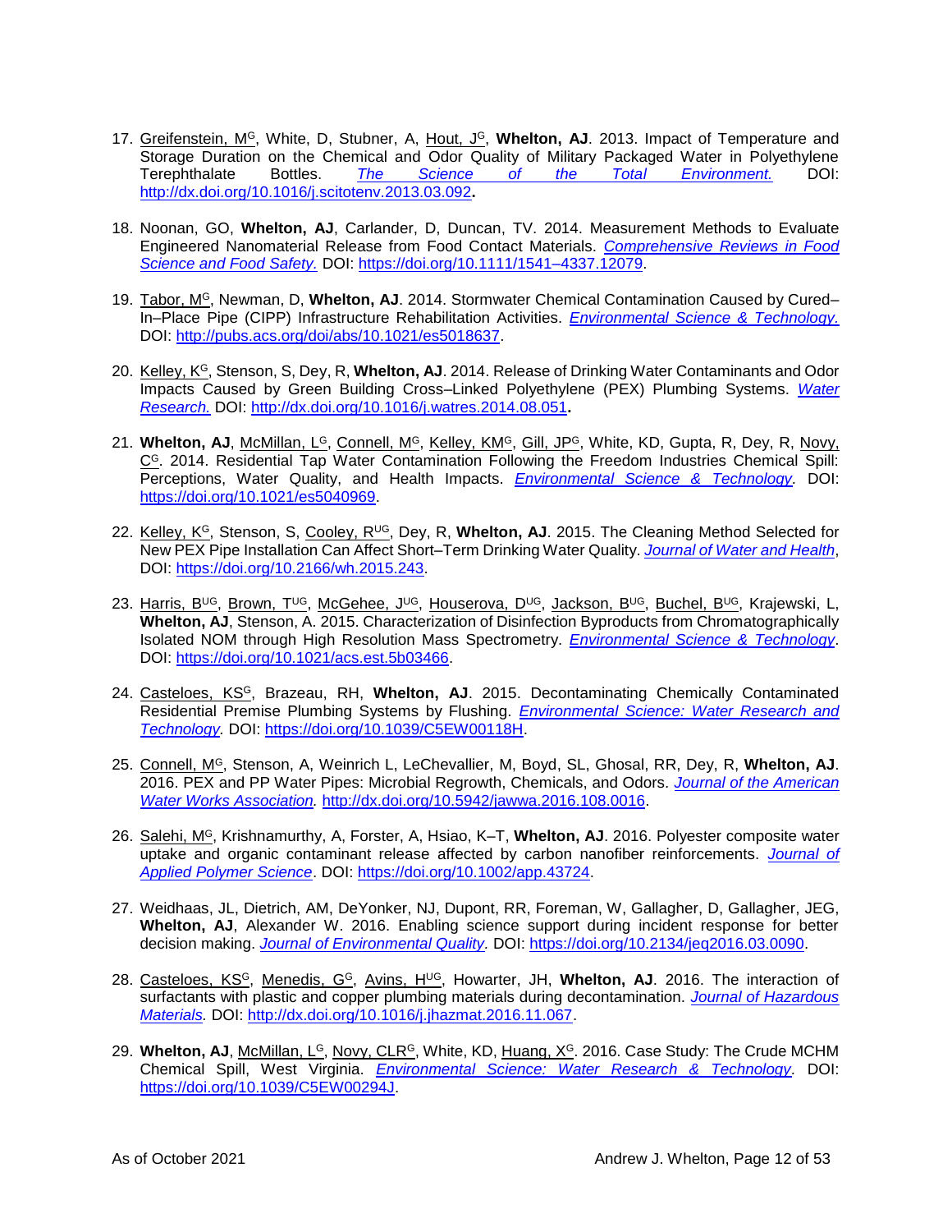17. Greifenstein, M[G], White, D, Stubner, A, Hout, J[G], **Whelton, AJ**. 2013. Impact of Temperature and Storage Duration on the Chemical and Odor Quality of Military Packaged Water in Polyethylene Terephthalate Bottles. *The Science of the Total Environment.* DOI: http://dx.doi.org/10.1016/j.scitotenv.2013.03.092**.**

18. Noonan, GO, **Whelton, AJ**, Carlander, D, Duncan, TV. 2014. Measurement Methods to Evaluate Engineered Nanomaterial Release from Food Contact Materials. *Comprehensive Reviews in Food Science and Food Safety.* DOI: https://doi.org/10.1111/1541–4337.12079.

19. Tabor, M[G], Newman, D, **Whelton, AJ**. 2014. Stormwater Chemical Contamination Caused by Cured–In–Place Pipe (CIPP) Infrastructure Rehabilitation Activities. *Environmental Science & Technology.* DOI: http://pubs.acs.org/doi/abs/10.1021/es5018637.

20. Kelley, K[G], Stenson, S, Dey, R, **Whelton, AJ**. 2014. Release of Drinking Water Contaminants and Odor Impacts Caused by Green Building Cross–Linked Polyethylene (PEX) Plumbing Systems. *Water Research.* DOI: http://dx.doi.org/10.1016/j.watres.2014.08.051**.**

21. **Whelton, AJ**, McMillan, L[G], Connell, M[G], Kelley, KM[G], Gill, JP[G], White, KD, Gupta, R, Dey, R, Novy, C[G]. 2014. Residential Tap Water Contamination Following the Freedom Industries Chemical Spill: Perceptions, Water Quality, and Health Impacts. *Environmental Science & Technology.* DOI: https://doi.org/10.1021/es5040969.

22. Kelley, K[G], Stenson, S, Cooley, R[UG], Dey, R, **Whelton, AJ**. 2015. The Cleaning Method Selected for New PEX Pipe Installation Can Affect Short–Term Drinking Water Quality. *Journal of Water and Health*, DOI: https://doi.org/10.2166/wh.2015.243.

23. Harris, B[UG], Brown, T[UG], McGehee, J[UG], Houserova, D[UG], Jackson, B[UG], Buchel, B[UG], Krajewski, L, **Whelton, AJ**, Stenson, A. 2015. Characterization of Disinfection Byproducts from Chromatographically Isolated NOM through High Resolution Mass Spectrometry. *Environmental Science & Technology*. DOI: https://doi.org/10.1021/acs.est.5b03466.

24. Casteloes, KS[G], Brazeau, RH, **Whelton, AJ**. 2015. Decontaminating Chemically Contaminated Residential Premise Plumbing Systems by Flushing. *Environmental Science: Water Research and Technology.* DOI: https://doi.org/10.1039/C5EW00118H.

25. Connell, M[G], Stenson, A, Weinrich L, LeChevallier, M, Boyd, SL, Ghosal, RR, Dey, R, **Whelton, AJ**. 2016. PEX and PP Water Pipes: Microbial Regrowth, Chemicals, and Odors. *Journal of the American Water Works Association.* http://dx.doi.org/10.5942/jawwa.2016.108.0016.

26. Salehi, M[G], Krishnamurthy, A, Forster, A, Hsiao, K–T, **Whelton, AJ**. 2016. Polyester composite water uptake and organic contaminant release affected by carbon nanofiber reinforcements. *Journal of Applied Polymer Science*. DOI: https://doi.org/10.1002/app.43724.

27. Weidhaas, JL, Dietrich, AM, DeYonker, NJ, Dupont, RR, Foreman, W, Gallagher, D, Gallagher, JEG, **Whelton, AJ**, Alexander W. 2016. Enabling science support during incident response for better decision making. *Journal of Environmental Quality.* DOI: https://doi.org/10.2134/jeq2016.03.0090.

28. Casteloes, KS[G], Menedis, G[G], Avins, H[UG], Howarter, JH, **Whelton, AJ**. 2016. The interaction of surfactants with plastic and copper plumbing materials during decontamination. *Journal of Hazardous Materials.* DOI: http://dx.doi.org/10.1016/j.jhazmat.2016.11.067.

29. **Whelton, AJ**, McMillan, L[G], Novy, CLR[G], White, KD, Huang, X[G]. 2016. Case Study: The Crude MCHM Chemical Spill, West Virginia. *Environmental Science: Water Research & Technology.* DOI: https://doi.org/10.1039/C5EW00294J.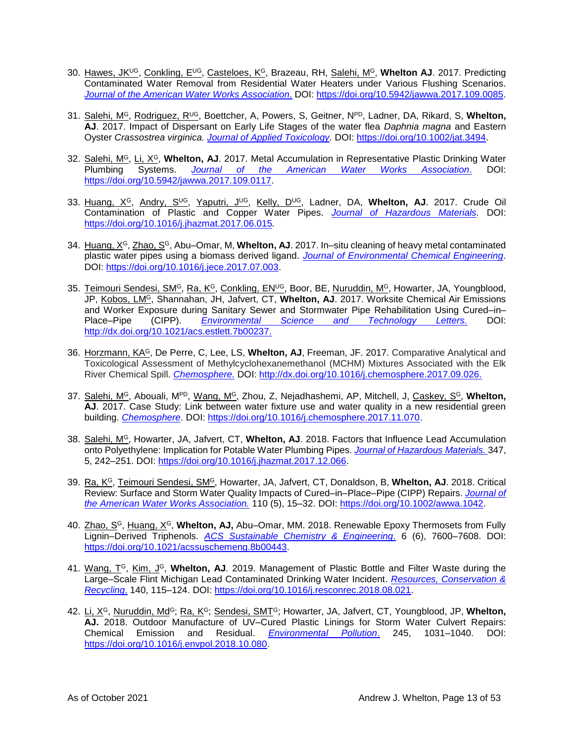30. Hawes, JK[UG], Conkling, E[UG], Casteloes, K[G], Brazeau, RH, Salehi, M[G], **Whelton AJ**. 2017. Predicting Contaminated Water Removal from Residential Water Heaters under Various Flushing Scenarios. *Journal of the American Water Works Association*. DOI: https://doi.org/10.5942/jawwa.2017.109.0085.

31. Salehi, M[G], Rodriguez, R[UG], Boettcher, A, Powers, S, Geitner, N[PD], Ladner, DA, Rikard, S, **Whelton, AJ**. 2017. Impact of Dispersant on Early Life Stages of the water flea *Daphnia magna* and Eastern Oyster *Crassostrea virginica*. *Journal of Applied Toxicology*. DOI: https://doi.org/10.1002/jat.3494.

32. Salehi, M[G], Li, X[G], **Whelton, AJ**. 2017. Metal Accumulation in Representative Plastic Drinking Water Plumbing Systems. *Journal of the American Water Works Association*. DOI: https://doi.org/10.5942/jawwa.2017.109.0117.

33. Huang, X[G], Andry, S[UG], Yaputri, J[UG], Kelly, D[UG], Ladner, DA, **Whelton, AJ**. 2017. Crude Oil Contamination of Plastic and Copper Water Pipes. *Journal of Hazardous Materials*. DOI: https://doi.org/10.1016/j.jhazmat.2017.06.015.

34. Huang, X[G], Zhao, S[G], Abu–Omar, M, **Whelton, AJ**. 2017. In–situ cleaning of heavy metal contaminated plastic water pipes using a biomass derived ligand. *Journal of Environmental Chemical Engineering*. DOI: https://doi.org/10.1016/j.jece.2017.07.003.

35. Teimouri Sendesi, SM[G], Ra, K[G], Conkling, EN[UG], Boor, BE, Nuruddin, M[G], Howarter, JA, Youngblood, JP, Kobos, LM[G], Shannahan, JH, Jafvert, CT, **Whelton, AJ**. 2017. Worksite Chemical Air Emissions and Worker Exposure during Sanitary Sewer and Stormwater Pipe Rehabilitation Using Cured–in–Place–Pipe (CIPP). *Environmental Science and Technology Letters.* DOI: http://dx.doi.org/10.1021/acs.estlett.7b00237.

36. Horzmann, KA[G], De Perre, C, Lee, LS, **Whelton, AJ**, Freeman, JF. 2017. Comparative Analytical and Toxicological Assessment of Methylcyclohexanemethanol (MCHM) Mixtures Associated with the Elk River Chemical Spill. *Chemosphere.* DOI: http://dx.doi.org/10.1016/j.chemosphere.2017.09.026.

37. Salehi, M[G], Abouali, M[PD], Wang, M[G], Zhou, Z, Nejadhashemi, AP, Mitchell, J, Caskey, S[G], **Whelton, AJ**. 2017. Case Study: Link between water fixture use and water quality in a new residential green building. *Chemosphere*. DOI: https://doi.org/10.1016/j.chemosphere.2017.11.070.

38. Salehi, M[G], Howarter, JA, Jafvert, CT, **Whelton, AJ**. 2018. Factors that Influence Lead Accumulation onto Polyethylene: Implication for Potable Water Plumbing Pipes. *Journal of Hazardous Materials.* 347, 5, 242–251. DOI: https://doi.org/10.1016/j.jhazmat.2017.12.066.

39. Ra, K[G], Teimouri Sendesi, SM[G], Howarter, JA, Jafvert, CT, Donaldson, B, **Whelton, AJ**. 2018. Critical Review: Surface and Storm Water Quality Impacts of Cured–in–Place–Pipe (CIPP) Repairs. *Journal of the American Water Works Association.* 110 (5), 15–32. DOI: https://doi.org/10.1002/awwa.1042.

40. Zhao, S[G], Huang, X[G], **Whelton, AJ**, Abu–Omar, MM. 2018. Renewable Epoxy Thermosets from Fully Lignin–Derived Triphenols. *ACS Sustainable Chemistry & Engineering*. 6 (6), 7600–7608. DOI: https://doi.org/10.1021/acssuschemeng.8b00443.

41. Wang, T[G], Kim, J[G], **Whelton, AJ**. 2019. Management of Plastic Bottle and Filter Waste during the Large–Scale Flint Michigan Lead Contaminated Drinking Water Incident. *Resources, Conservation & Recycling.* 140, 115–124. DOI: https://doi.org/10.1016/j.resconrec.2018.08.021.

42. Li, X[G], Nuruddin, Md[G]; Ra, K[G]; Sendesi, SMT[G]; Howarter, JA, Jafvert, CT, Youngblood, JP, **Whelton, AJ.** 2018. Outdoor Manufacture of UV–Cured Plastic Linings for Storm Water Culvert Repairs: Chemical Emission and Residual. *Environmental Pollution*. 245, 1031–1040. DOI: https://doi.org/10.1016/j.envpol.2018.10.080.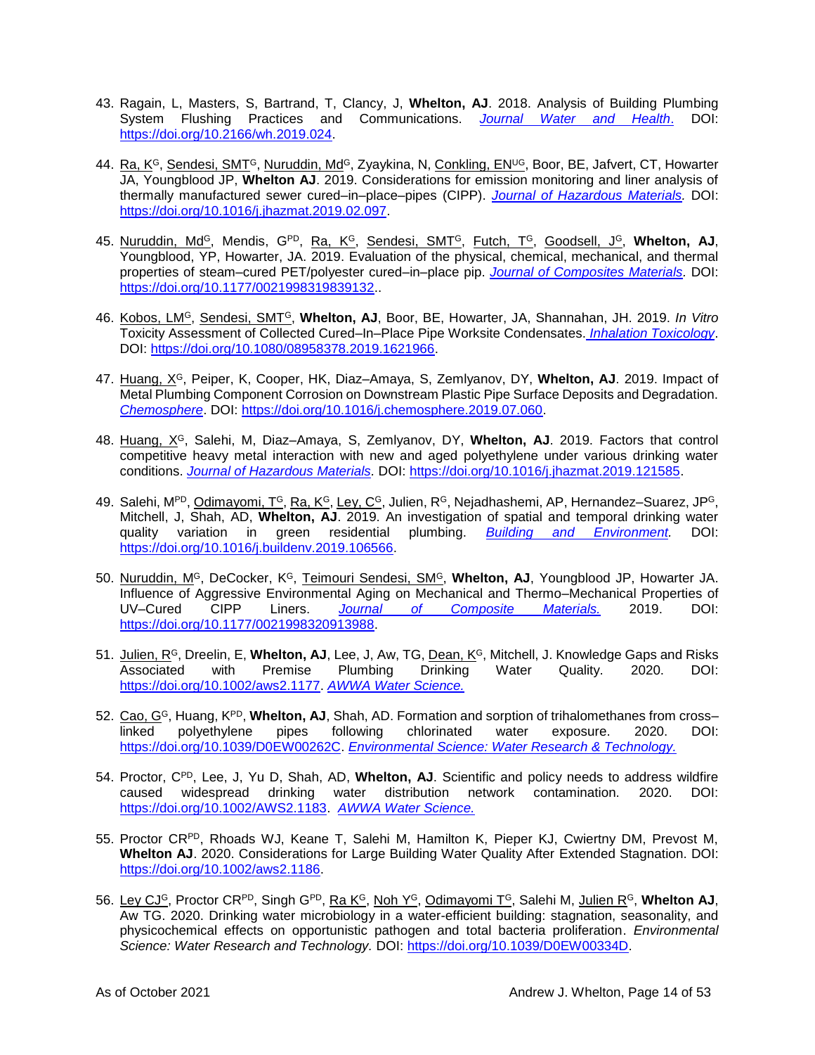43. Ragain, L, Masters, S, Bartrand, T, Clancy, J, **Whelton, AJ**. 2018. Analysis of Building Plumbing System Flushing Practices and Communications. *Journal Water and Health*. DOI: https://doi.org/10.2166/wh.2019.024.

44. Ra, K[G], Sendesi, SMT[G], Nuruddin, Md[G], Zyaykina, N, Conkling, EN[UG], Boor, BE, Jafvert, CT, Howarter JA, Youngblood JP, **Whelton AJ**. 2019. Considerations for emission monitoring and liner analysis of thermally manufactured sewer cured–in–place–pipes (CIPP). *Journal of Hazardous Materials.* DOI: https://doi.org/10.1016/j.jhazmat.2019.02.097.

45. Nuruddin, Md[G], Mendis, G[PD], Ra, K[G], Sendesi, SMT[G], Futch, T[G], Goodsell, J[G], **Whelton, AJ**, Youngblood, YP, Howarter, JA. 2019. Evaluation of the physical, chemical, mechanical, and thermal properties of steam–cured PET/polyester cured–in–place pip. *Journal of Composites Materials.* DOI: https://doi.org/10.1177/0021998319839132..

46. Kobos, LM[G], Sendesi, SMT[G], **Whelton, AJ**, Boor, BE, Howarter, JA, Shannahan, JH. 2019. *In Vitro* Toxicity Assessment of Collected Cured–In–Place Pipe Worksite Condensates. *Inhalation Toxicology*. DOI: https://doi.org/10.1080/08958378.2019.1621966.

47. Huang, X[G], Peiper, K, Cooper, HK, Diaz–Amaya, S, Zemlyanov, DY, **Whelton, AJ**. 2019. Impact of Metal Plumbing Component Corrosion on Downstream Plastic Pipe Surface Deposits and Degradation. *Chemosphere*. DOI: https://doi.org/10.1016/j.chemosphere.2019.07.060.

48. Huang, X[G], Salehi, M, Diaz–Amaya, S, Zemlyanov, DY, **Whelton, AJ**. 2019. Factors that control competitive heavy metal interaction with new and aged polyethylene under various drinking water conditions. *Journal of Hazardous Materials.* DOI: https://doi.org/10.1016/j.jhazmat.2019.121585.

49. Salehi, M[PD], Odimayomi, T[G], Ra, K[G], Ley, C[G], Julien, R[G], Nejadhashemi, AP, Hernandez–Suarez, JP[G], Mitchell, J, Shah, AD, **Whelton, AJ**. 2019. An investigation of spatial and temporal drinking water quality variation in green residential plumbing. *Building and Environment.* DOI: https://doi.org/10.1016/j.buildenv.2019.106566.

50. Nuruddin, M[G], DeCocker, K[G], Teimouri Sendesi, SM[G], **Whelton, AJ**, Youngblood JP, Howarter JA. Influence of Aggressive Environmental Aging on Mechanical and Thermo–Mechanical Properties of UV–Cured CIPP Liners. *Journal of Composite Materials.* 2019. DOI: https://doi.org/10.1177/0021998320913988.

51. Julien, R[G], Dreelin, E, **Whelton, AJ**, Lee, J, Aw, TG, Dean, K[G], Mitchell, J. Knowledge Gaps and Risks Associated with Premise Plumbing Drinking Water Quality. 2020. DOI: https://doi.org/10.1002/aws2.1177. *AWWA Water Science.*

52. Cao, G[G], Huang, K[PD], **Whelton, AJ**, Shah, AD. Formation and sorption of trihalomethanes from cross–linked polyethylene pipes following chlorinated water exposure. 2020. DOI: https://doi.org/10.1039/D0EW00262C. *Environmental Science: Water Research & Technology.*

54. Proctor, C[PD], Lee, J, Yu D, Shah, AD, **Whelton, AJ**. Scientific and policy needs to address wildfire caused widespread drinking water distribution network contamination. 2020. DOI: https://doi.org/10.1002/AWS2.1183. *AWWA Water Science.*

55. Proctor CR[PD], Rhoads WJ, Keane T, Salehi M, Hamilton K, Pieper KJ, Cwiertny DM, Prevost M, **Whelton AJ**. 2020. Considerations for Large Building Water Quality After Extended Stagnation. DOI: https://doi.org/10.1002/aws2.1186.

56. Ley CJ[G], Proctor CR[PD], Singh G[PD], Ra K[G], Noh Y[G], Odimayomi T[G], Salehi M, Julien R[G], **Whelton AJ**, Aw TG. 2020. Drinking water microbiology in a water-efficient building: stagnation, seasonality, and physicochemical effects on opportunistic pathogen and total bacteria proliferation. *Environmental Science: Water Research and Technology.* DOI: https://doi.org/10.1039/D0EW00334D.

As of October 2021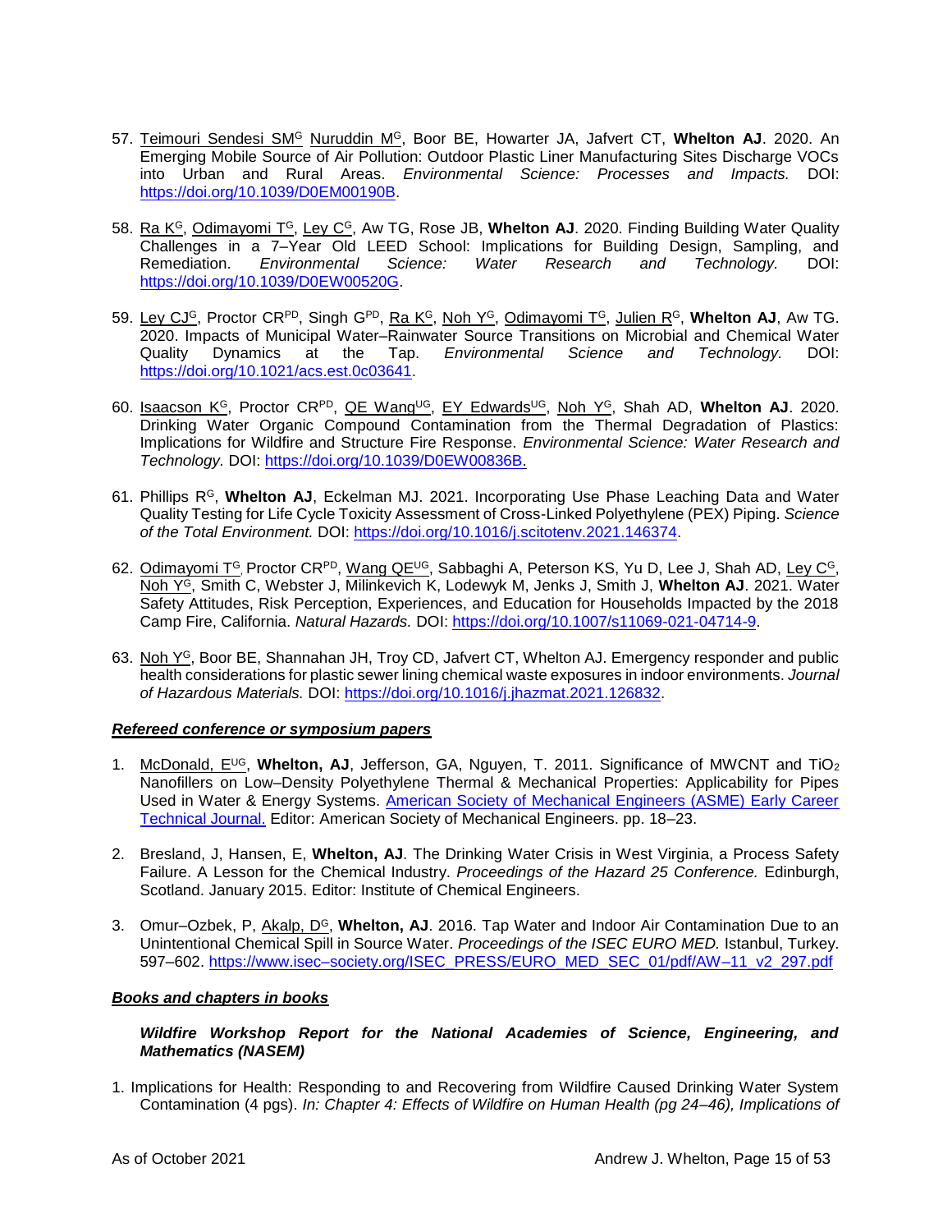57. Teimouri Sendesi SM[G] Nuruddin M[G], Boor BE, Howarter JA, Jafvert CT, **Whelton AJ**. 2020. An Emerging Mobile Source of Air Pollution: Outdoor Plastic Liner Manufacturing Sites Discharge VOCs into Urban and Rural Areas. *Environmental Science: Processes and Impacts.* DOI: https://doi.org/10.1039/D0EM00190B.

58. Ra K[G], Odimayomi T[G], Ley C[G], Aw TG, Rose JB, **Whelton AJ**. 2020. Finding Building Water Quality Challenges in a 7–Year Old LEED School: Implications for Building Design, Sampling, and Remediation. *Environmental Science: Water Research and Technology.* DOI: https://doi.org/10.1039/D0EW00520G.

59. Ley CJ[G], Proctor CR[PD], Singh G[PD], Ra K[G], Noh Y[G], Odimayomi T[G], Julien R[G], **Whelton AJ**, Aw TG. 2020. Impacts of Municipal Water–Rainwater Source Transitions on Microbial and Chemical Water Quality Dynamics at the Tap. *Environmental Science and Technology.* DOI: https://doi.org/10.1021/acs.est.0c03641.

60. Isaacson K[G], Proctor CR[PD], QE Wang[UG], EY Edwards[UG], Noh Y[G], Shah AD, **Whelton AJ**. 2020. Drinking Water Organic Compound Contamination from the Thermal Degradation of Plastics: Implications for Wildfire and Structure Fire Response. *Environmental Science: Water Research and Technology.* DOI: https://doi.org/10.1039/D0EW00836B.

61. Phillips R[G], **Whelton AJ**, Eckelman MJ. 2021. Incorporating Use Phase Leaching Data and Water Quality Testing for Life Cycle Toxicity Assessment of Cross-Linked Polyethylene (PEX) Piping. *Science of the Total Environment.* DOI: https://doi.org/10.1016/j.scitotenv.2021.146374.

62. Odimayomi T[G], Proctor CR[PD], Wang QE[UG], Sabbaghi A, Peterson KS, Yu D, Lee J, Shah AD, Ley C[G], Noh Y[G], Smith C, Webster J, Milinkevich K, Lodewyk M, Jenks J, Smith J, **Whelton AJ**. 2021. Water Safety Attitudes, Risk Perception, Experiences, and Education for Households Impacted by the 2018 Camp Fire, California. *Natural Hazards.* DOI: https://doi.org/10.1007/s11069-021-04714-9.

63. Noh Y[G], Boor BE, Shannahan JH, Troy CD, Jafvert CT, Whelton AJ. Emergency responder and public health considerations for plastic sewer lining chemical waste exposures in indoor environments. *Journal of Hazardous Materials.* DOI: https://doi.org/10.1016/j.jhazmat.2021.126832.

***Refereed conference or symposium papers***

1. McDonald, E[UG], **Whelton, AJ**, Jefferson, GA, Nguyen, T. 2011. Significance of MWCNT and $TiO_2$ Nanofillers on Low–Density Polyethylene Thermal & Mechanical Properties: Applicability for Pipes Used in Water & Energy Systems. American Society of Mechanical Engineers (ASME) Early Career Technical Journal. Editor: American Society of Mechanical Engineers. pp. 18–23.

2. Bresland, J, Hansen, E, **Whelton, AJ**. The Drinking Water Crisis in West Virginia, a Process Safety Failure. A Lesson for the Chemical Industry. *Proceedings of the Hazard 25 Conference.* Edinburgh, Scotland. January 2015. Editor: Institute of Chemical Engineers.

3. Omur–Ozbek, P, Akalp, D[G], **Whelton, AJ**. 2016. Tap Water and Indoor Air Contamination Due to an Unintentional Chemical Spill in Source Water. *Proceedings of the ISEC EURO MED.* Istanbul, Turkey. 597–602. https://www.isec–society.org/ISEC_PRESS/EURO_MED_SEC_01/pdf/AW–11_v2_297.pdf

***Books and chapters in books***

***Wildfire Workshop Report for the National Academies of Science, Engineering, and Mathematics (NASEM)***

1. Implications for Health: Responding to and Recovering from Wildfire Caused Drinking Water System Contamination (4 pgs). *In: Chapter 4: Effects of Wildfire on Human Health (pg 24–46), Implications of*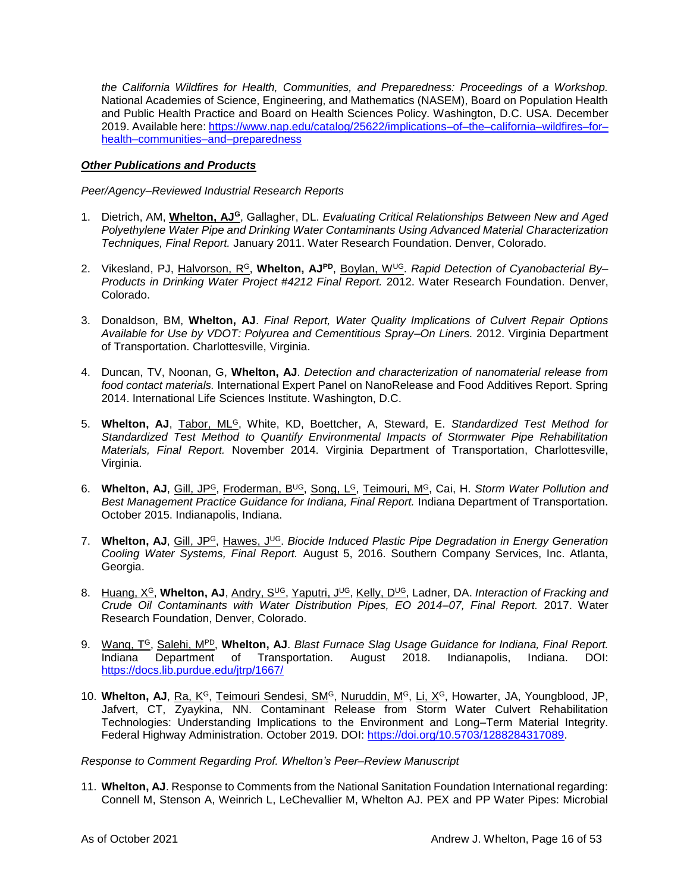*the California Wildfires for Health, Communities, and Preparedness: Proceedings of a Workshop.* National Academies of Science, Engineering, and Mathematics (NASEM), Board on Population Health and Public Health Practice and Board on Health Sciences Policy. Washington, D.C. USA. December 2019. Available here: https://www.nap.edu/catalog/25622/implications–of–the–california–wildfires–for–health–communities–and–preparedness

***Other Publications and Products***

*Peer/Agency–Reviewed Industrial Research Reports*

1. Dietrich, AM, **Whelton, AJ**[G], Gallagher, DL. *Evaluating Critical Relationships Between New and Aged Polyethylene Water Pipe and Drinking Water Contaminants Using Advanced Material Characterization Techniques, Final Report.* January 2011. Water Research Foundation. Denver, Colorado.

2. Vikesland, PJ, Halvorson, R[G], **Whelton, AJ**[PD], Boylan, W[UG]. *Rapid Detection of Cyanobacterial By–Products in Drinking Water Project #4212 Final Report.* 2012. Water Research Foundation. Denver, Colorado.

3. Donaldson, BM, **Whelton, AJ**. *Final Report, Water Quality Implications of Culvert Repair Options Available for Use by VDOT: Polyurea and Cementitious Spray–On Liners.* 2012. Virginia Department of Transportation. Charlottesville, Virginia.

4. Duncan, TV, Noonan, G, **Whelton, AJ**. *Detection and characterization of nanomaterial release from food contact materials.* International Expert Panel on NanoRelease and Food Additives Report. Spring 2014. International Life Sciences Institute. Washington, D.C.

5. **Whelton, AJ**, Tabor, ML[G], White, KD, Boettcher, A, Steward, E. *Standardized Test Method for Standardized Test Method to Quantify Environmental Impacts of Stormwater Pipe Rehabilitation Materials, Final Report.* November 2014. Virginia Department of Transportation, Charlottesville, Virginia.

6. **Whelton, AJ**, Gill, JP[G], Froderman, B[UG], Song, L[G], Teimouri, M[G], Cai, H. *Storm Water Pollution and Best Management Practice Guidance for Indiana, Final Report.* Indiana Department of Transportation. October 2015. Indianapolis, Indiana.

7. **Whelton, AJ**, Gill, JP[G], Hawes, J[UG]. *Biocide Induced Plastic Pipe Degradation in Energy Generation Cooling Water Systems, Final Report.* August 5, 2016. Southern Company Services, Inc. Atlanta, Georgia.

8. Huang, X[G], **Whelton, AJ**, Andry, S[UG], Yaputri, J[UG], Kelly, D[UG], Ladner, DA. *Interaction of Fracking and Crude Oil Contaminants with Water Distribution Pipes, EO 2014–07, Final Report.* 2017. Water Research Foundation, Denver, Colorado.

9. Wang, T[G], Salehi, M[PD], **Whelton, AJ**. *Blast Furnace Slag Usage Guidance for Indiana, Final Report.* Indiana Department of Transportation. August 2018. Indianapolis, Indiana. DOI: https://docs.lib.purdue.edu/jtrp/1667/

10. **Whelton, AJ**, Ra, K[G], Teimouri Sendesi, SM[G], Nuruddin, M[G], Li, X[G], Howarter, JA, Youngblood, JP, Jafvert, CT, Zyaykina, NN. Contaminant Release from Storm Water Culvert Rehabilitation Technologies: Understanding Implications to the Environment and Long–Term Material Integrity. Federal Highway Administration. October 2019. DOI: https://doi.org/10.5703/1288284317089.

*Response to Comment Regarding Prof. Whelton's Peer–Review Manuscript*

11. **Whelton, AJ**. Response to Comments from the National Sanitation Foundation International regarding: Connell M, Stenson A, Weinrich L, LeChevallier M, Whelton AJ. PEX and PP Water Pipes: Microbial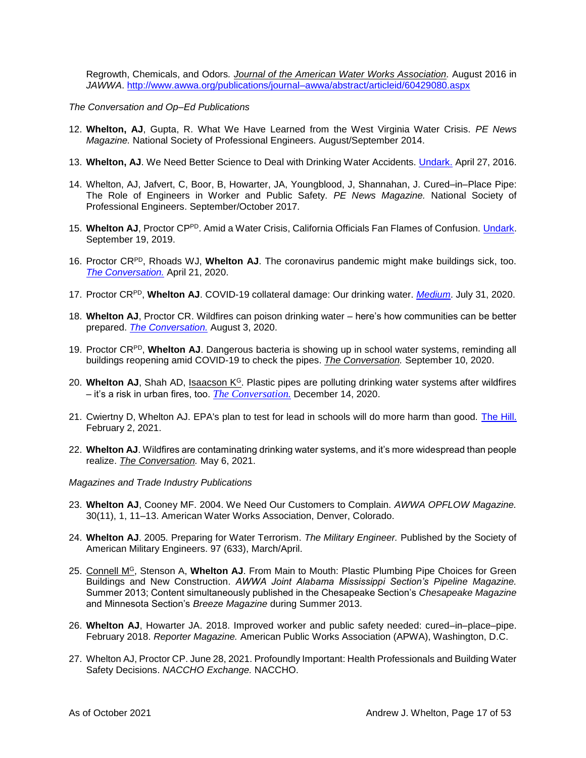Regrowth, Chemicals, and Odors. *Journal of the American Water Works Association.* August 2016 in *JAWWA*. http://www.awwa.org/publications/journal–awwa/abstract/articleid/60429080.aspx

*The Conversation and Op–Ed Publications*

12. **Whelton, AJ**, Gupta, R. What We Have Learned from the West Virginia Water Crisis. *PE News Magazine.* National Society of Professional Engineers. August/September 2014.

13. **Whelton, AJ**. We Need Better Science to Deal with Drinking Water Accidents. Undark. April 27, 2016.

14. Whelton, AJ, Jafvert, C, Boor, B, Howarter, JA, Youngblood, J, Shannahan, J. Cured–in–Place Pipe: The Role of Engineers in Worker and Public Safety. *PE News Magazine.* National Society of Professional Engineers. September/October 2017.

15. **Whelton AJ**, Proctor CP[PD]. Amid a Water Crisis, California Officials Fan Flames of Confusion. Undark. September 19, 2019.

16. Proctor CR[PD], Rhoads WJ, **Whelton AJ**. The coronavirus pandemic might make buildings sick, too. *The Conversation.* April 21, 2020.

17. Proctor CR[PD], **Whelton AJ**. COVID-19 collateral damage: Our drinking water. *Medium*. July 31, 2020.

18. **Whelton AJ**, Proctor CR. Wildfires can poison drinking water – here's how communities can be better prepared. *The Conversation.* August 3, 2020.

19. Proctor CR[PD], **Whelton AJ**. Dangerous bacteria is showing up in school water systems, reminding all buildings reopening amid COVID-19 to check the pipes. *The Conversation.* September 10, 2020.

20. **Whelton AJ**, Shah AD, Isaacson K[G]. Plastic pipes are polluting drinking water systems after wildfires – it's a risk in urban fires, too. *The Conversation.* December 14, 2020.

21. Cwiertny D, Whelton AJ. EPA's plan to test for lead in schools will do more harm than good. The Hill. February 2, 2021.

22. **Whelton AJ**. Wildfires are contaminating drinking water systems, and it's more widespread than people realize. *The Conversation.* May 6, 2021.

*Magazines and Trade Industry Publications*

23. **Whelton AJ**, Cooney MF. 2004. We Need Our Customers to Complain. *AWWA OPFLOW Magazine.* 30(11), 1, 11–13. American Water Works Association, Denver, Colorado.

24. **Whelton AJ**. 2005. Preparing for Water Terrorism. *The Military Engineer.* Published by the Society of American Military Engineers. 97 (633), March/April.

25. Connell M[G], Stenson A, **Whelton AJ**. From Main to Mouth: Plastic Plumbing Pipe Choices for Green Buildings and New Construction. *AWWA Joint Alabama Mississippi Section's Pipeline Magazine.* Summer 2013; Content simultaneously published in the Chesapeake Section's *Chesapeake Magazine* and Minnesota Section's *Breeze Magazine* during Summer 2013.

26. **Whelton AJ**, Howarter JA. 2018. Improved worker and public safety needed: cured–in–place–pipe. February 2018. *Reporter Magazine.* American Public Works Association (APWA), Washington, D.C.

27. Whelton AJ, Proctor CP. June 28, 2021. Profoundly Important: Health Professionals and Building Water Safety Decisions. *NACCHO Exchange.* NACCHO.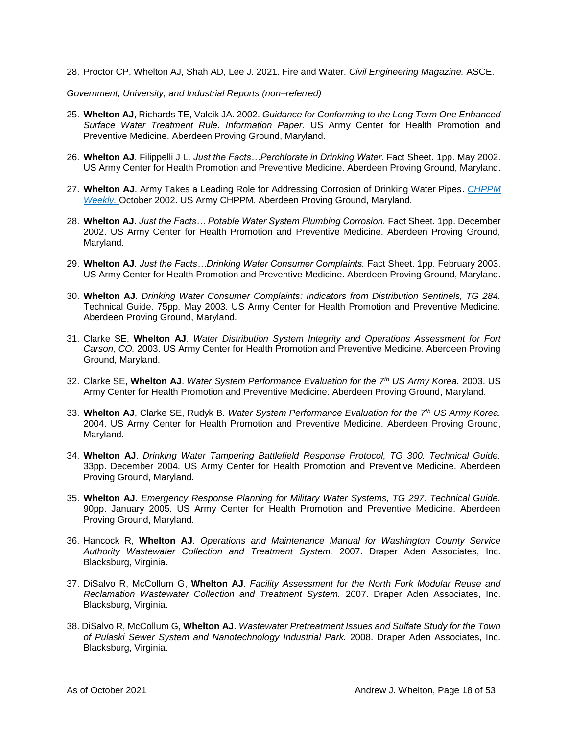28. Proctor CP, Whelton AJ, Shah AD, Lee J. 2021. Fire and Water. *Civil Engineering Magazine.* ASCE.

*Government, University, and Industrial Reports (non–referred)*

25. **Whelton AJ**, Richards TE, Valcik JA. 2002. *Guidance for Conforming to the Long Term One Enhanced Surface Water Treatment Rule. Information Paper.* US Army Center for Health Promotion and Preventive Medicine. Aberdeen Proving Ground, Maryland.

26. **Whelton AJ**, Filippelli J L. *Just the Facts…Perchlorate in Drinking Water.* Fact Sheet. 1pp. May 2002. US Army Center for Health Promotion and Preventive Medicine. Aberdeen Proving Ground, Maryland.

27. **Whelton AJ**. Army Takes a Leading Role for Addressing Corrosion of Drinking Water Pipes. *CHPPM Weekly.* October 2002. US Army CHPPM. Aberdeen Proving Ground, Maryland.

28. **Whelton AJ**. *Just the Facts… Potable Water System Plumbing Corrosion.* Fact Sheet. 1pp. December 2002. US Army Center for Health Promotion and Preventive Medicine. Aberdeen Proving Ground, Maryland.

29. **Whelton AJ**. *Just the Facts…Drinking Water Consumer Complaints.* Fact Sheet. 1pp. February 2003. US Army Center for Health Promotion and Preventive Medicine. Aberdeen Proving Ground, Maryland.

30. **Whelton AJ**. *Drinking Water Consumer Complaints: Indicators from Distribution Sentinels, TG 284.* Technical Guide. 75pp. May 2003. US Army Center for Health Promotion and Preventive Medicine. Aberdeen Proving Ground, Maryland.

31. Clarke SE, **Whelton AJ**. *Water Distribution System Integrity and Operations Assessment for Fort Carson, CO.* 2003. US Army Center for Health Promotion and Preventive Medicine. Aberdeen Proving Ground, Maryland.

32. Clarke SE, **Whelton AJ**. *Water System Performance Evaluation for the 7th US Army Korea.* 2003. US Army Center for Health Promotion and Preventive Medicine. Aberdeen Proving Ground, Maryland.

33. **Whelton AJ**, Clarke SE, Rudyk B. *Water System Performance Evaluation for the 7th US Army Korea.* 2004. US Army Center for Health Promotion and Preventive Medicine. Aberdeen Proving Ground, Maryland.

34. **Whelton AJ**. *Drinking Water Tampering Battlefield Response Protocol, TG 300. Technical Guide.* 33pp. December 2004. US Army Center for Health Promotion and Preventive Medicine. Aberdeen Proving Ground, Maryland.

35. **Whelton AJ**. *Emergency Response Planning for Military Water Systems, TG 297. Technical Guide.* 90pp. January 2005. US Army Center for Health Promotion and Preventive Medicine. Aberdeen Proving Ground, Maryland.

36. Hancock R, **Whelton AJ**. *Operations and Maintenance Manual for Washington County Service Authority Wastewater Collection and Treatment System.* 2007. Draper Aden Associates, Inc. Blacksburg, Virginia.

37. DiSalvo R, McCollum G, **Whelton AJ**. *Facility Assessment for the North Fork Modular Reuse and Reclamation Wastewater Collection and Treatment System.* 2007. Draper Aden Associates, Inc. Blacksburg, Virginia.

38. DiSalvo R, McCollum G, **Whelton AJ**. *Wastewater Pretreatment Issues and Sulfate Study for the Town of Pulaski Sewer System and Nanotechnology Industrial Park.* 2008. Draper Aden Associates, Inc. Blacksburg, Virginia.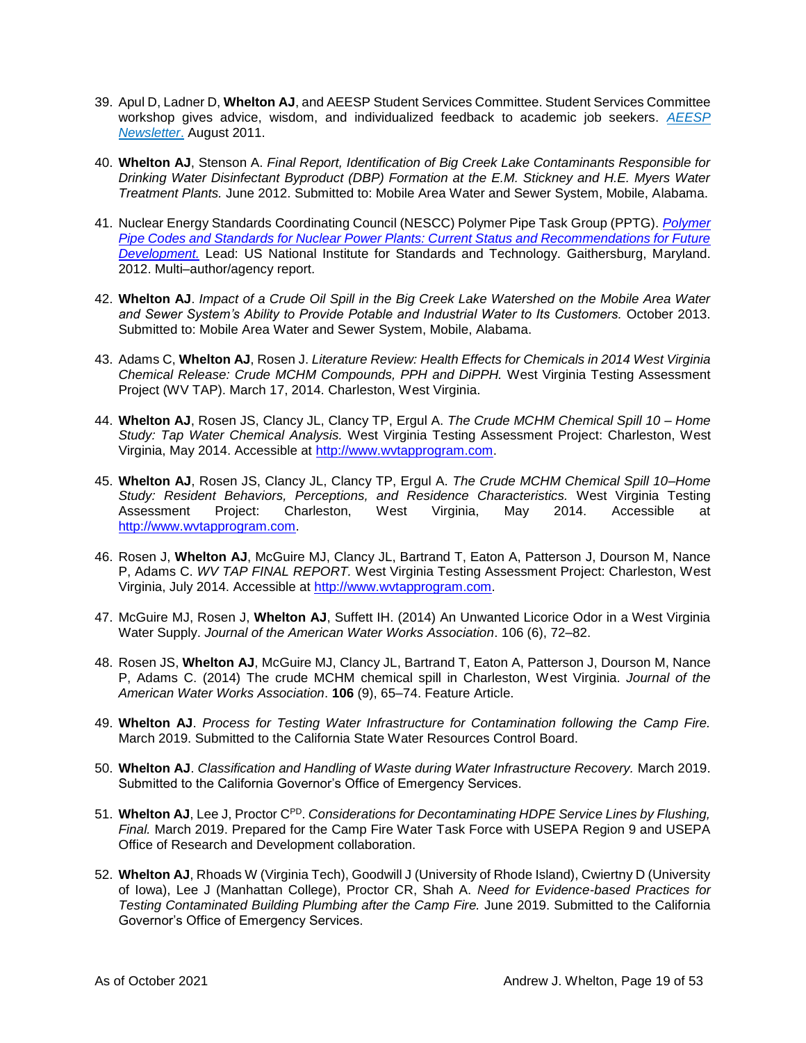39. Apul D, Ladner D, **Whelton AJ**, and AEESP Student Services Committee. Student Services Committee workshop gives advice, wisdom, and individualized feedback to academic job seekers. *AEESP Newsletter*. August 2011.

40. **Whelton AJ**, Stenson A. *Final Report, Identification of Big Creek Lake Contaminants Responsible for Drinking Water Disinfectant Byproduct (DBP) Formation at the E.M. Stickney and H.E. Myers Water Treatment Plants.* June 2012. Submitted to: Mobile Area Water and Sewer System, Mobile, Alabama.

41. Nuclear Energy Standards Coordinating Council (NESCC) Polymer Pipe Task Group (PPTG). *Polymer Pipe Codes and Standards for Nuclear Power Plants: Current Status and Recommendations for Future Development.* Lead: US National Institute for Standards and Technology. Gaithersburg, Maryland. 2012. Multi–author/agency report.

42. **Whelton AJ**. *Impact of a Crude Oil Spill in the Big Creek Lake Watershed on the Mobile Area Water and Sewer System's Ability to Provide Potable and Industrial Water to Its Customers.* October 2013. Submitted to: Mobile Area Water and Sewer System, Mobile, Alabama.

43. Adams C, **Whelton AJ**, Rosen J. *Literature Review: Health Effects for Chemicals in 2014 West Virginia Chemical Release: Crude MCHM Compounds, PPH and DiPPH.* West Virginia Testing Assessment Project (WV TAP). March 17, 2014. Charleston, West Virginia.

44. **Whelton AJ**, Rosen JS, Clancy JL, Clancy TP, Ergul A. *The Crude MCHM Chemical Spill 10 – Home Study: Tap Water Chemical Analysis.* West Virginia Testing Assessment Project: Charleston, West Virginia, May 2014. Accessible at http://www.wvtapprogram.com.

45. **Whelton AJ**, Rosen JS, Clancy JL, Clancy TP, Ergul A. *The Crude MCHM Chemical Spill 10–Home Study: Resident Behaviors, Perceptions, and Residence Characteristics.* West Virginia Testing Assessment Project: Charleston, West Virginia, May 2014. Accessible at http://www.wvtapprogram.com.

46. Rosen J, **Whelton AJ**, McGuire MJ, Clancy JL, Bartrand T, Eaton A, Patterson J, Dourson M, Nance P, Adams C. *WV TAP FINAL REPORT.* West Virginia Testing Assessment Project: Charleston, West Virginia, July 2014. Accessible at http://www.wvtapprogram.com.

47. McGuire MJ, Rosen J, **Whelton AJ**, Suffett IH. (2014) An Unwanted Licorice Odor in a West Virginia Water Supply. *Journal of the American Water Works Association*. 106 (6), 72–82.

48. Rosen JS, **Whelton AJ**, McGuire MJ, Clancy JL, Bartrand T, Eaton A, Patterson J, Dourson M, Nance P, Adams C. (2014) The crude MCHM chemical spill in Charleston, West Virginia. *Journal of the American Water Works Association*. **106** (9), 65–74. Feature Article.

49. **Whelton AJ**. *Process for Testing Water Infrastructure for Contamination following the Camp Fire.* March 2019. Submitted to the California State Water Resources Control Board.

50. **Whelton AJ**. *Classification and Handling of Waste during Water Infrastructure Recovery.* March 2019. Submitted to the California Governor's Office of Emergency Services.

51. **Whelton AJ**, Lee J, Proctor C[PD]. *Considerations for Decontaminating HDPE Service Lines by Flushing, Final.* March 2019. Prepared for the Camp Fire Water Task Force with USEPA Region 9 and USEPA Office of Research and Development collaboration.

52. **Whelton AJ**, Rhoads W (Virginia Tech), Goodwill J (University of Rhode Island), Cwiertny D (University of Iowa), Lee J (Manhattan College), Proctor CR, Shah A. *Need for Evidence-based Practices for Testing Contaminated Building Plumbing after the Camp Fire.* June 2019. Submitted to the California Governor's Office of Emergency Services.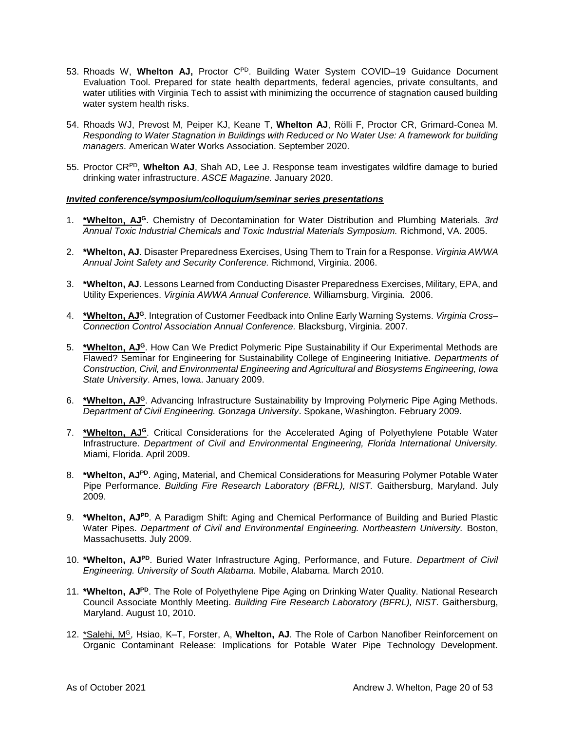53. Rhoads W, **Whelton AJ,** Proctor C[PD]. Building Water System COVID–19 Guidance Document Evaluation Tool. Prepared for state health departments, federal agencies, private consultants, and water utilities with Virginia Tech to assist with minimizing the occurrence of stagnation caused building water system health risks.

54. Rhoads WJ, Prevost M, Peiper KJ, Keane T, **Whelton AJ**, Rölli F, Proctor CR, Grimard-Conea M. *Responding to Water Stagnation in Buildings with Reduced or No Water Use: A framework for building managers.* American Water Works Association. September 2020.

55. Proctor CR[PD], **Whelton AJ**, Shah AD, Lee J. Response team investigates wildfire damage to buried drinking water infrastructure. *ASCE Magazine.* January 2020.

***Invited conference/symposium/colloquium/seminar series presentations***

1. **\*Whelton, AJ[G]**. Chemistry of Decontamination for Water Distribution and Plumbing Materials. *3rd Annual Toxic Industrial Chemicals and Toxic Industrial Materials Symposium.* Richmond, VA. 2005.

2. **\*Whelton, AJ**. Disaster Preparedness Exercises, Using Them to Train for a Response. *Virginia AWWA Annual Joint Safety and Security Conference.* Richmond, Virginia. 2006.

3. **\*Whelton, AJ**. Lessons Learned from Conducting Disaster Preparedness Exercises, Military, EPA, and Utility Experiences. *Virginia AWWA Annual Conference.* Williamsburg, Virginia. 2006.

4. **\*Whelton, AJ[G]**. Integration of Customer Feedback into Online Early Warning Systems. *Virginia Cross–Connection Control Association Annual Conference.* Blacksburg, Virginia. 2007.

5. **\*Whelton, AJ[G]**. How Can We Predict Polymeric Pipe Sustainability if Our Experimental Methods are Flawed? Seminar for Engineering for Sustainability College of Engineering Initiative. *Departments of Construction, Civil, and Environmental Engineering and Agricultural and Biosystems Engineering, Iowa State University*. Ames, Iowa. January 2009.

6. **\*Whelton, AJ[G]**. Advancing Infrastructure Sustainability by Improving Polymeric Pipe Aging Methods. *Department of Civil Engineering. Gonzaga University*. Spokane, Washington. February 2009.

7. **\*Whelton, AJ[G]**. Critical Considerations for the Accelerated Aging of Polyethylene Potable Water Infrastructure. *Department of Civil and Environmental Engineering, Florida International University.* Miami, Florida. April 2009.

8. **\*Whelton, AJ[PD]**. Aging, Material, and Chemical Considerations for Measuring Polymer Potable Water Pipe Performance. *Building Fire Research Laboratory (BFRL), NIST.* Gaithersburg, Maryland. July 2009.

9. **\*Whelton, AJ[PD]**. A Paradigm Shift: Aging and Chemical Performance of Building and Buried Plastic Water Pipes. *Department of Civil and Environmental Engineering. Northeastern University.* Boston, Massachusetts. July 2009.

10. **\*Whelton, AJ[PD]**. Buried Water Infrastructure Aging, Performance, and Future. *Department of Civil Engineering. University of South Alabama.* Mobile, Alabama. March 2010.

11. **\*Whelton, AJ[PD]**. The Role of Polyethylene Pipe Aging on Drinking Water Quality. National Research Council Associate Monthly Meeting. *Building Fire Research Laboratory (BFRL), NIST.* Gaithersburg, Maryland. August 10, 2010.

12. \*Salehi, M[G], Hsiao, K–T, Forster, A, **Whelton, AJ**. The Role of Carbon Nanofiber Reinforcement on Organic Contaminant Release: Implications for Potable Water Pipe Technology Development.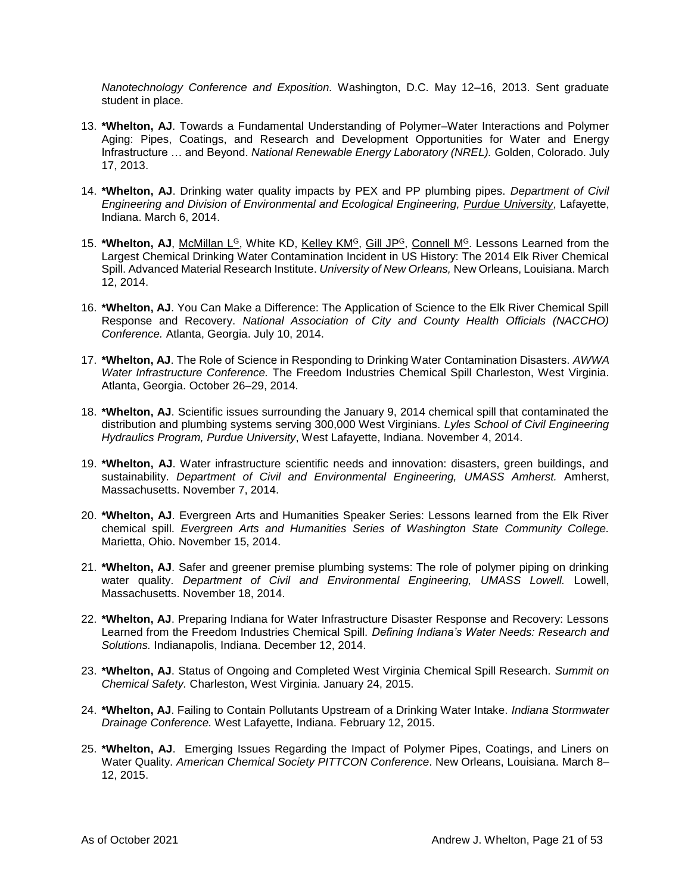*Nanotechnology Conference and Exposition.* Washington, D.C. May 12–16, 2013. Sent graduate student in place.

13. **\*Whelton, AJ**. Towards a Fundamental Understanding of Polymer–Water Interactions and Polymer Aging: Pipes, Coatings, and Research and Development Opportunities for Water and Energy Infrastructure … and Beyond. *National Renewable Energy Laboratory (NREL).* Golden, Colorado. July 17, 2013.

14. **\*Whelton, AJ**. Drinking water quality impacts by PEX and PP plumbing pipes. *Department of Civil Engineering and Division of Environmental and Ecological Engineering, Purdue University*, Lafayette, Indiana. March 6, 2014.

15. **\*Whelton, AJ**, McMillan L[G], White KD, Kelley KM[G], Gill JP[G], Connell M[G]. Lessons Learned from the Largest Chemical Drinking Water Contamination Incident in US History: The 2014 Elk River Chemical Spill. Advanced Material Research Institute. *University of New Orleans,* New Orleans, Louisiana. March 12, 2014.

16. **\*Whelton, AJ**. You Can Make a Difference: The Application of Science to the Elk River Chemical Spill Response and Recovery. *National Association of City and County Health Officials (NACCHO) Conference.* Atlanta, Georgia. July 10, 2014.

17. **\*Whelton, AJ**. The Role of Science in Responding to Drinking Water Contamination Disasters. *AWWA Water Infrastructure Conference.* The Freedom Industries Chemical Spill Charleston, West Virginia. Atlanta, Georgia. October 26–29, 2014.

18. **\*Whelton, AJ**. Scientific issues surrounding the January 9, 2014 chemical spill that contaminated the distribution and plumbing systems serving 300,000 West Virginians. *Lyles School of Civil Engineering Hydraulics Program, Purdue University*, West Lafayette, Indiana. November 4, 2014.

19. **\*Whelton, AJ**. Water infrastructure scientific needs and innovation: disasters, green buildings, and sustainability. *Department of Civil and Environmental Engineering, UMASS Amherst.* Amherst, Massachusetts. November 7, 2014.

20. **\*Whelton, AJ**. Evergreen Arts and Humanities Speaker Series: Lessons learned from the Elk River chemical spill. *Evergreen Arts and Humanities Series of Washington State Community College.* Marietta, Ohio. November 15, 2014.

21. **\*Whelton, AJ**. Safer and greener premise plumbing systems: The role of polymer piping on drinking water quality. *Department of Civil and Environmental Engineering, UMASS Lowell.* Lowell, Massachusetts. November 18, 2014.

22. **\*Whelton, AJ**. Preparing Indiana for Water Infrastructure Disaster Response and Recovery: Lessons Learned from the Freedom Industries Chemical Spill. *Defining Indiana's Water Needs: Research and Solutions.* Indianapolis, Indiana. December 12, 2014.

23. **\*Whelton, AJ**. Status of Ongoing and Completed West Virginia Chemical Spill Research. *Summit on Chemical Safety.* Charleston, West Virginia. January 24, 2015.

24. **\*Whelton, AJ**. Failing to Contain Pollutants Upstream of a Drinking Water Intake. *Indiana Stormwater Drainage Conference.* West Lafayette, Indiana. February 12, 2015.

25. **\*Whelton, AJ**. Emerging Issues Regarding the Impact of Polymer Pipes, Coatings, and Liners on Water Quality. *American Chemical Society PITTCON Conference*. New Orleans, Louisiana. March 8–12, 2015.

As of October 2021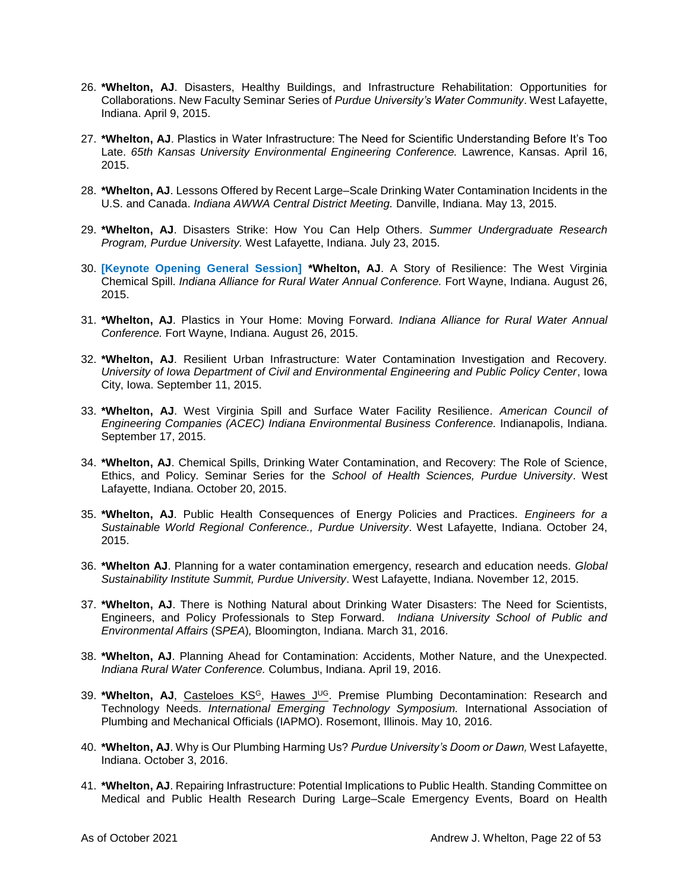26. **\*Whelton, AJ**. Disasters, Healthy Buildings, and Infrastructure Rehabilitation: Opportunities for Collaborations. New Faculty Seminar Series of *Purdue University's Water Community*. West Lafayette, Indiana. April 9, 2015.

27. **\*Whelton, AJ**. Plastics in Water Infrastructure: The Need for Scientific Understanding Before It's Too Late. *65th Kansas University Environmental Engineering Conference.* Lawrence, Kansas. April 16, 2015.

28. **\*Whelton, AJ**. Lessons Offered by Recent Large–Scale Drinking Water Contamination Incidents in the U.S. and Canada. *Indiana AWWA Central District Meeting.* Danville, Indiana. May 13, 2015.

29. **\*Whelton, AJ**. Disasters Strike: How You Can Help Others. *Summer Undergraduate Research Program, Purdue University.* West Lafayette, Indiana. July 23, 2015.

30. **[Keynote Opening General Session] \*Whelton, AJ**. A Story of Resilience: The West Virginia Chemical Spill. *Indiana Alliance for Rural Water Annual Conference.* Fort Wayne, Indiana. August 26, 2015.

31. **\*Whelton, AJ**. Plastics in Your Home: Moving Forward. *Indiana Alliance for Rural Water Annual Conference.* Fort Wayne, Indiana. August 26, 2015.

32. **\*Whelton, AJ**. Resilient Urban Infrastructure: Water Contamination Investigation and Recovery. *University of Iowa Department of Civil and Environmental Engineering and Public Policy Center*, Iowa City, Iowa. September 11, 2015.

33. **\*Whelton, AJ**. West Virginia Spill and Surface Water Facility Resilience. *American Council of Engineering Companies (ACEC) Indiana Environmental Business Conference.* Indianapolis, Indiana. September 17, 2015.

34. **\*Whelton, AJ**. Chemical Spills, Drinking Water Contamination, and Recovery: The Role of Science, Ethics, and Policy. Seminar Series for the *School of Health Sciences, Purdue University*. West Lafayette, Indiana. October 20, 2015.

35. **\*Whelton, AJ**. Public Health Consequences of Energy Policies and Practices. *Engineers for a Sustainable World Regional Conference., Purdue University*. West Lafayette, Indiana. October 24, 2015.

36. **\*Whelton AJ**. Planning for a water contamination emergency, research and education needs. *Global Sustainability Institute Summit, Purdue University*. West Lafayette, Indiana. November 12, 2015.

37. **\*Whelton, AJ**. There is Nothing Natural about Drinking Water Disasters: The Need for Scientists, Engineers, and Policy Professionals to Step Forward. *Indiana University School of Public and Environmental Affairs* (*SPEA*)*,* Bloomington, Indiana. March 31, 2016.

38. **\*Whelton, AJ**. Planning Ahead for Contamination: Accidents, Mother Nature, and the Unexpected. *Indiana Rural Water Conference.* Columbus, Indiana. April 19, 2016.

39. **\*Whelton, AJ**, <u>Casteloes KS</u>[G], <u>Hawes J</u>[UG]. Premise Plumbing Decontamination: Research and Technology Needs. *International Emerging Technology Symposium.* International Association of Plumbing and Mechanical Officials (IAPMO). Rosemont, Illinois. May 10, 2016.

40. **\*Whelton, AJ**. Why is Our Plumbing Harming Us? *Purdue University's Doom or Dawn,* West Lafayette, Indiana. October 3, 2016.

41. **\*Whelton, AJ**. Repairing Infrastructure: Potential Implications to Public Health. Standing Committee on Medical and Public Health Research During Large–Scale Emergency Events, Board on Health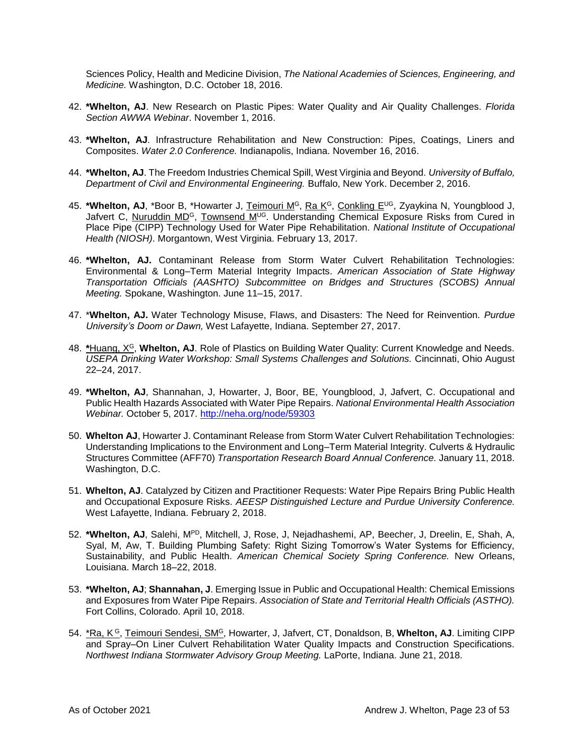Sciences Policy, Health and Medicine Division, *The National Academies of Sciences, Engineering, and Medicine.* Washington, D.C. October 18, 2016.

42. ***Whelton, AJ**. New Research on Plastic Pipes: Water Quality and Air Quality Challenges. *Florida Section AWWA Webinar*. November 1, 2016.

43. ***Whelton, AJ**. Infrastructure Rehabilitation and New Construction: Pipes, Coatings, Liners and Composites. *Water 2.0 Conference.* Indianapolis, Indiana. November 16, 2016.

44. ***Whelton, AJ**. The Freedom Industries Chemical Spill, West Virginia and Beyond. *University of Buffalo, Department of Civil and Environmental Engineering.* Buffalo, New York. December 2, 2016.

45. ***Whelton, AJ**, *Boor B, *Howarter J, <u>Teimouri M</u>[G], <u>Ra K</u>[G], <u>Conkling E</u>[UG], Zyaykina N, Youngblood J, Jafvert C, <u>Nuruddin MD</u>[G], <u>Townsend M</u>[UG]. Understanding Chemical Exposure Risks from Cured in Place Pipe (CIPP) Technology Used for Water Pipe Rehabilitation. *National Institute of Occupational Health (NIOSH)*. Morgantown, West Virginia. February 13, 2017.

46. ***Whelton, AJ.** Contaminant Release from Storm Water Culvert Rehabilitation Technologies: Environmental & Long–Term Material Integrity Impacts. *American Association of State Highway Transportation Officials (AASHTO) Subcommittee on Bridges and Structures (SCOBS) Annual Meeting.* Spokane, Washington. June 11–15, 2017.

47. ***Whelton, AJ.** Water Technology Misuse, Flaws, and Disasters: The Need for Reinvention. *Purdue University's Doom or Dawn,* West Lafayette, Indiana. September 27, 2017.

48. <u>*Huang, X</u>[G], **Whelton, AJ**. Role of Plastics on Building Water Quality: Current Knowledge and Needs. *USEPA Drinking Water Workshop: Small Systems Challenges and Solutions.* Cincinnati, Ohio August 22–24, 2017.

49. ***Whelton, AJ**, Shannahan, J, Howarter, J, Boor, BE, Youngblood, J, Jafvert, C. Occupational and Public Health Hazards Associated with Water Pipe Repairs. *National Environmental Health Association Webinar.* October 5, 2017. http://neha.org/node/59303

50. **Whelton AJ**, Howarter J. Contaminant Release from Storm Water Culvert Rehabilitation Technologies: Understanding Implications to the Environment and Long–Term Material Integrity. Culverts & Hydraulic Structures Committee (AFF70) *Transportation Research Board Annual Conference.* January 11, 2018. Washington, D.C.

51. **Whelton, AJ**. Catalyzed by Citizen and Practitioner Requests: Water Pipe Repairs Bring Public Health and Occupational Exposure Risks. *AEESP Distinguished Lecture and Purdue University Conference.* West Lafayette, Indiana. February 2, 2018.

52. ***Whelton, AJ**, Salehi, M[PD], Mitchell, J, Rose, J, Nejadhashemi, AP, Beecher, J, Dreelin, E, Shah, A, Syal, M, Aw, T. Building Plumbing Safety: Right Sizing Tomorrow's Water Systems for Efficiency, Sustainability, and Public Health. *American Chemical Society Spring Conference.* New Orleans, Louisiana. March 18–22, 2018.

53. ***Whelton, AJ**; **Shannahan, J**. Emerging Issue in Public and Occupational Health: Chemical Emissions and Exposures from Water Pipe Repairs. *Association of State and Territorial Health Officials (ASTHO).* Fort Collins, Colorado. April 10, 2018.

54. <u>*Ra, K</u>[G], <u>Teimouri Sendesi, SM</u>[G], Howarter, J, Jafvert, CT, Donaldson, B, **Whelton, AJ**. Limiting CIPP and Spray–On Liner Culvert Rehabilitation Water Quality Impacts and Construction Specifications. *Northwest Indiana Stormwater Advisory Group Meeting.* LaPorte, Indiana. June 21, 2018.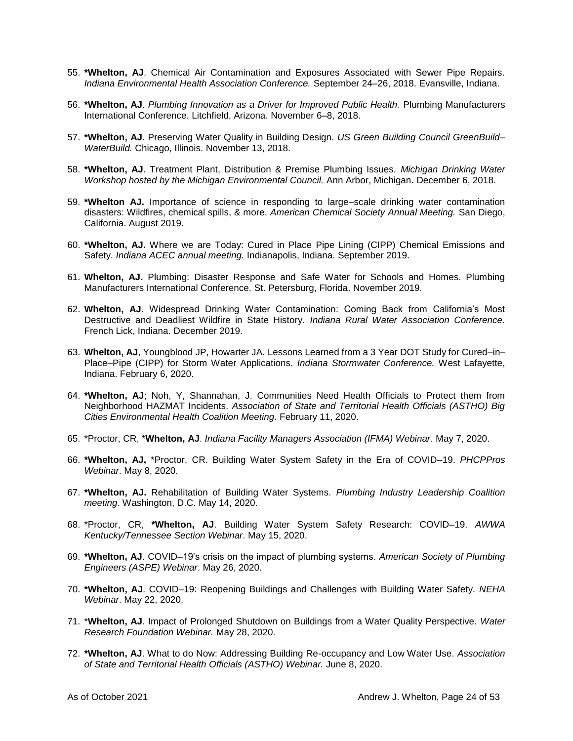55. **\*Whelton, AJ**. Chemical Air Contamination and Exposures Associated with Sewer Pipe Repairs. *Indiana Environmental Health Association Conference.* September 24–26, 2018. Evansville, Indiana.

56. **\*Whelton, AJ**. *Plumbing Innovation as a Driver for Improved Public Health.* Plumbing Manufacturers International Conference. Litchfield, Arizona. November 6–8, 2018.

57. **\*Whelton, AJ**. Preserving Water Quality in Building Design. *US Green Building Council GreenBuild–WaterBuild.* Chicago, Illinois. November 13, 2018.

58. **\*Whelton, AJ**. Treatment Plant, Distribution & Premise Plumbing Issues. *Michigan Drinking Water Workshop hosted by the Michigan Environmental Council.* Ann Arbor, Michigan. December 6, 2018.

59. **\*Whelton AJ.** Importance of science in responding to large–scale drinking water contamination disasters: Wildfires, chemical spills, & more. *American Chemical Society Annual Meeting.* San Diego, California. August 2019.

60. **\*Whelton, AJ.** Where we are Today: Cured in Place Pipe Lining (CIPP) Chemical Emissions and Safety. *Indiana ACEC annual meeting.* Indianapolis, Indiana. September 2019.

61. **Whelton, AJ.** Plumbing: Disaster Response and Safe Water for Schools and Homes. Plumbing Manufacturers International Conference. St. Petersburg, Florida. November 2019.

62. **Whelton, AJ**. Widespread Drinking Water Contamination: Coming Back from California's Most Destructive and Deadliest Wildfire in State History. *Indiana Rural Water Association Conference.* French Lick, Indiana. December 2019.

63. **Whelton, AJ**, Youngblood JP, Howarter JA. Lessons Learned from a 3 Year DOT Study for Cured–in–Place–Pipe (CIPP) for Storm Water Applications. *Indiana Stormwater Conference.* West Lafayette, Indiana. February 6, 2020.

64. **\*Whelton, AJ**; Noh, Y, Shannahan, J. Communities Need Health Officials to Protect them from Neighborhood HAZMAT Incidents. *Association of State and Territorial Health Officials (ASTHO) Big Cities Environmental Health Coalition Meeting.* February 11, 2020.

65. \*Proctor, CR, \***Whelton, AJ**. *Indiana Facility Managers Association (IFMA) Webinar*. May 7, 2020.

66. **\*Whelton, AJ,** \*Proctor, CR. Building Water System Safety in the Era of COVID–19. *PHCPPros Webinar*. May 8, 2020.

67. **\*Whelton, AJ.** Rehabilitation of Building Water Systems. *Plumbing Industry Leadership Coalition meeting*. Washington, D.C. May 14, 2020.

68. \*Proctor, CR, **\*Whelton, AJ**. Building Water System Safety Research: COVID–19. *AWWA Kentucky/Tennessee Section Webinar*. May 15, 2020.

69. **\*Whelton, AJ**. COVID–19's crisis on the impact of plumbing systems. *American Society of Plumbing Engineers (ASPE) Webinar*. May 26, 2020.

70. **\*Whelton, AJ**. COVID–19: Reopening Buildings and Challenges with Building Water Safety. *NEHA Webinar*. May 22, 2020.

71. \***Whelton, AJ**. Impact of Prolonged Shutdown on Buildings from a Water Quality Perspective. *Water Research Foundation Webinar.* May 28, 2020.

72. **\*Whelton, AJ**. What to do Now: Addressing Building Re-occupancy and Low Water Use. *Association of State and Territorial Health Officials (ASTHO) Webinar.* June 8, 2020.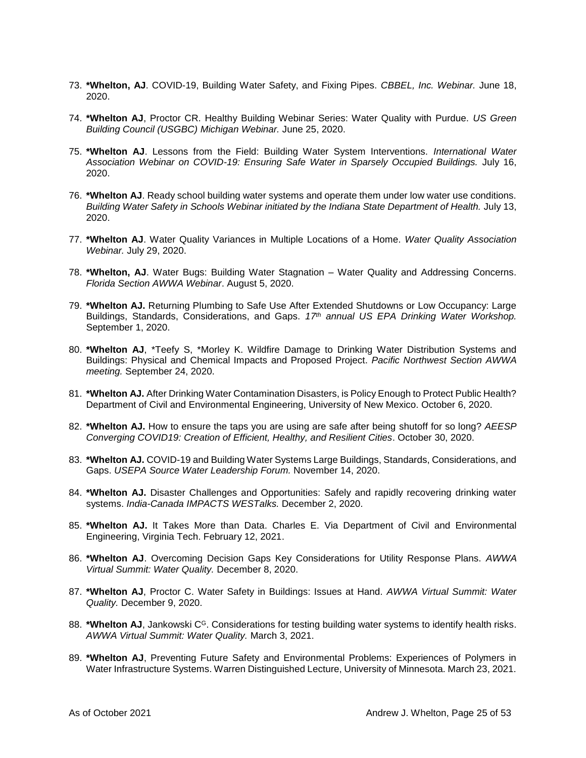73. **\*Whelton, AJ**. COVID-19, Building Water Safety, and Fixing Pipes. *CBBEL, Inc. Webinar.* June 18, 2020.

74. **\*Whelton AJ**, Proctor CR. Healthy Building Webinar Series: Water Quality with Purdue. *US Green Building Council (USGBC) Michigan Webinar.* June 25, 2020.

75. **\*Whelton AJ**. Lessons from the Field: Building Water System Interventions. *International Water Association Webinar on COVID-19: Ensuring Safe Water in Sparsely Occupied Buildings.* July 16, 2020.

76. **\*Whelton AJ**. Ready school building water systems and operate them under low water use conditions. *Building Water Safety in Schools Webinar initiated by the Indiana State Department of Health.* July 13, 2020.

77. **\*Whelton AJ**. Water Quality Variances in Multiple Locations of a Home. *Water Quality Association Webinar.* July 29, 2020.

78. **\*Whelton, AJ**. Water Bugs: Building Water Stagnation – Water Quality and Addressing Concerns. *Florida Section AWWA Webinar*. August 5, 2020.

79. **\*Whelton AJ.** Returning Plumbing to Safe Use After Extended Shutdowns or Low Occupancy: Large Buildings, Standards, Considerations, and Gaps. *17th annual US EPA Drinking Water Workshop.* September 1, 2020.

80. **\*Whelton AJ**, \*Teefy S, \*Morley K. Wildfire Damage to Drinking Water Distribution Systems and Buildings: Physical and Chemical Impacts and Proposed Project. *Pacific Northwest Section AWWA meeting.* September 24, 2020.

81. **\*Whelton AJ.** After Drinking Water Contamination Disasters, is Policy Enough to Protect Public Health? Department of Civil and Environmental Engineering, University of New Mexico. October 6, 2020.

82. **\*Whelton AJ.** How to ensure the taps you are using are safe after being shutoff for so long? *AEESP Converging COVID19: Creation of Efficient, Healthy, and Resilient Cities*. October 30, 2020.

83. **\*Whelton AJ.** COVID-19 and Building Water Systems Large Buildings, Standards, Considerations, and Gaps. *USEPA Source Water Leadership Forum.* November 14, 2020.

84. **\*Whelton AJ.** Disaster Challenges and Opportunities: Safely and rapidly recovering drinking water systems. *India-Canada IMPACTS WESTalks.* December 2, 2020.

85. **\*Whelton AJ.** It Takes More than Data. Charles E. Via Department of Civil and Environmental Engineering, Virginia Tech. February 12, 2021.

86. **\*Whelton AJ**. Overcoming Decision Gaps Key Considerations for Utility Response Plans. *AWWA Virtual Summit: Water Quality.* December 8, 2020.

87. **\*Whelton AJ**, Proctor C. Water Safety in Buildings: Issues at Hand. *AWWA Virtual Summit: Water Quality.* December 9, 2020.

88. **\*Whelton AJ**, Jankowski C[G]. Considerations for testing building water systems to identify health risks. *AWWA Virtual Summit: Water Quality.* March 3, 2021.

89. **\*Whelton AJ**, Preventing Future Safety and Environmental Problems: Experiences of Polymers in Water Infrastructure Systems. Warren Distinguished Lecture, University of Minnesota. March 23, 2021.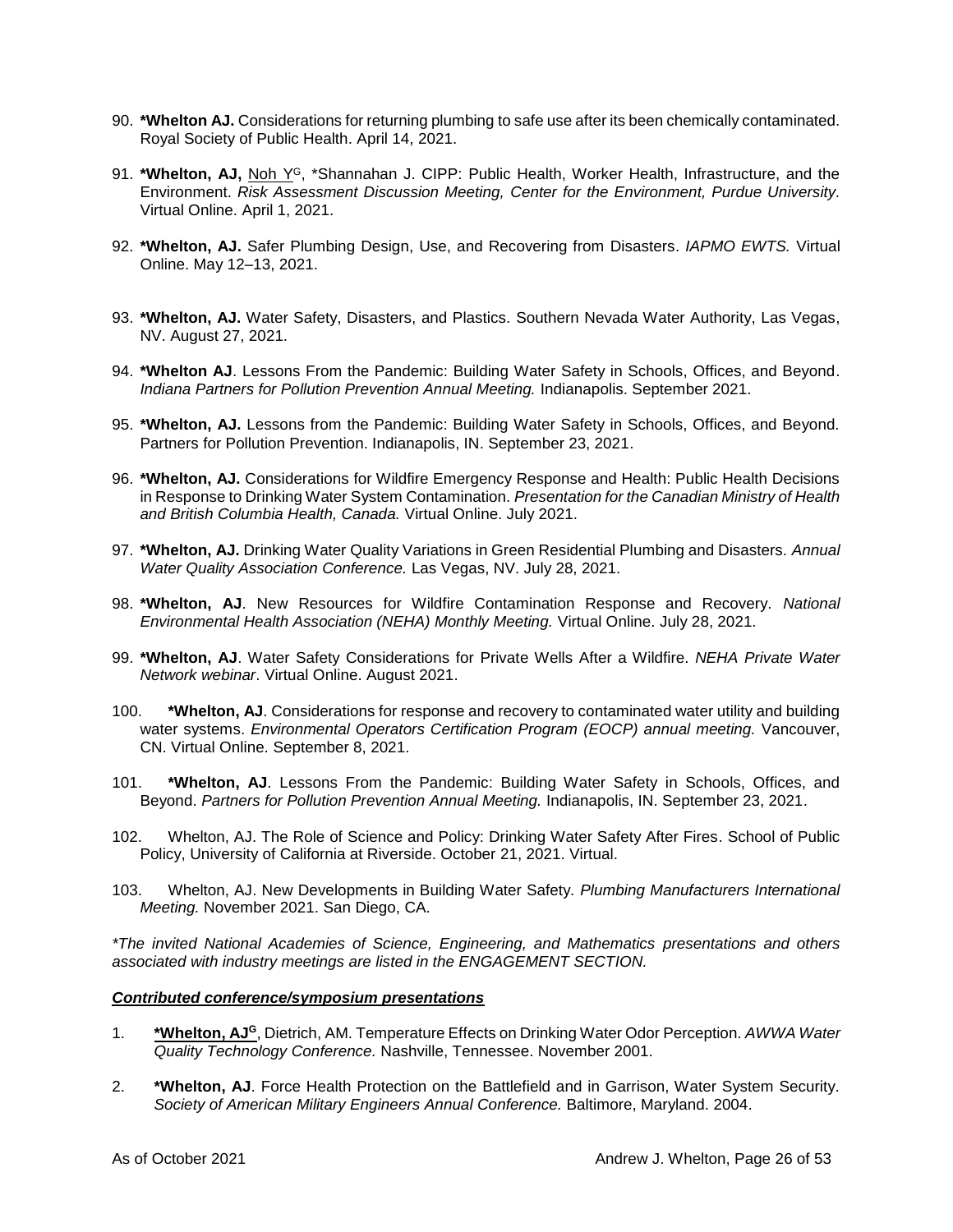90. **\*Whelton AJ.** Considerations for returning plumbing to safe use after its been chemically contaminated. Royal Society of Public Health. April 14, 2021.

91. **\*Whelton, AJ,** <u>Noh Y</u>[G], \*Shannahan J. CIPP: Public Health, Worker Health, Infrastructure, and the Environment. *Risk Assessment Discussion Meeting, Center for the Environment, Purdue University.* Virtual Online. April 1, 2021.

92. **\*Whelton, AJ.** Safer Plumbing Design, Use, and Recovering from Disasters. *IAPMO EWTS.* Virtual Online. May 12–13, 2021.

93. **\*Whelton, AJ.** Water Safety, Disasters, and Plastics. Southern Nevada Water Authority, Las Vegas, NV. August 27, 2021.

94. **\*Whelton AJ**. Lessons From the Pandemic: Building Water Safety in Schools, Offices, and Beyond. *Indiana Partners for Pollution Prevention Annual Meeting.* Indianapolis. September 2021.

95. **\*Whelton, AJ.** Lessons from the Pandemic: Building Water Safety in Schools, Offices, and Beyond. Partners for Pollution Prevention. Indianapolis, IN. September 23, 2021.

96. **\*Whelton, AJ.** Considerations for Wildfire Emergency Response and Health: Public Health Decisions in Response to Drinking Water System Contamination. *Presentation for the Canadian Ministry of Health and British Columbia Health, Canada.* Virtual Online. July 2021.

97. **\*Whelton, AJ.** Drinking Water Quality Variations in Green Residential Plumbing and Disasters. *Annual Water Quality Association Conference.* Las Vegas, NV. July 28, 2021.

98. **\*Whelton, AJ**. New Resources for Wildfire Contamination Response and Recovery. *National Environmental Health Association (NEHA) Monthly Meeting.* Virtual Online. July 28, 2021.

99. **\*Whelton, AJ**. Water Safety Considerations for Private Wells After a Wildfire. *NEHA Private Water Network webinar*. Virtual Online. August 2021.

100. **\*Whelton, AJ**. Considerations for response and recovery to contaminated water utility and building water systems. *Environmental Operators Certification Program (EOCP) annual meeting.* Vancouver, CN. Virtual Online. September 8, 2021.

101. **\*Whelton, AJ**. Lessons From the Pandemic: Building Water Safety in Schools, Offices, and Beyond. *Partners for Pollution Prevention Annual Meeting.* Indianapolis, IN. September 23, 2021.

102. Whelton, AJ. The Role of Science and Policy: Drinking Water Safety After Fires. School of Public Policy, University of California at Riverside. October 21, 2021. Virtual.

103. Whelton, AJ. New Developments in Building Water Safety. *Plumbing Manufacturers International Meeting.* November 2021. San Diego, CA.

*\*The invited National Academies of Science, Engineering, and Mathematics presentations and others associated with industry meetings are listed in the ENGAGEMENT SECTION.*

***<u>Contributed conference/symposium presentations</u>***

1. **<u>\*Whelton, AJ[G]</u>**, Dietrich, AM. Temperature Effects on Drinking Water Odor Perception. *AWWA Water Quality Technology Conference.* Nashville, Tennessee. November 2001.

2. **\*Whelton, AJ**. Force Health Protection on the Battlefield and in Garrison, Water System Security. *Society of American Military Engineers Annual Conference.* Baltimore, Maryland. 2004.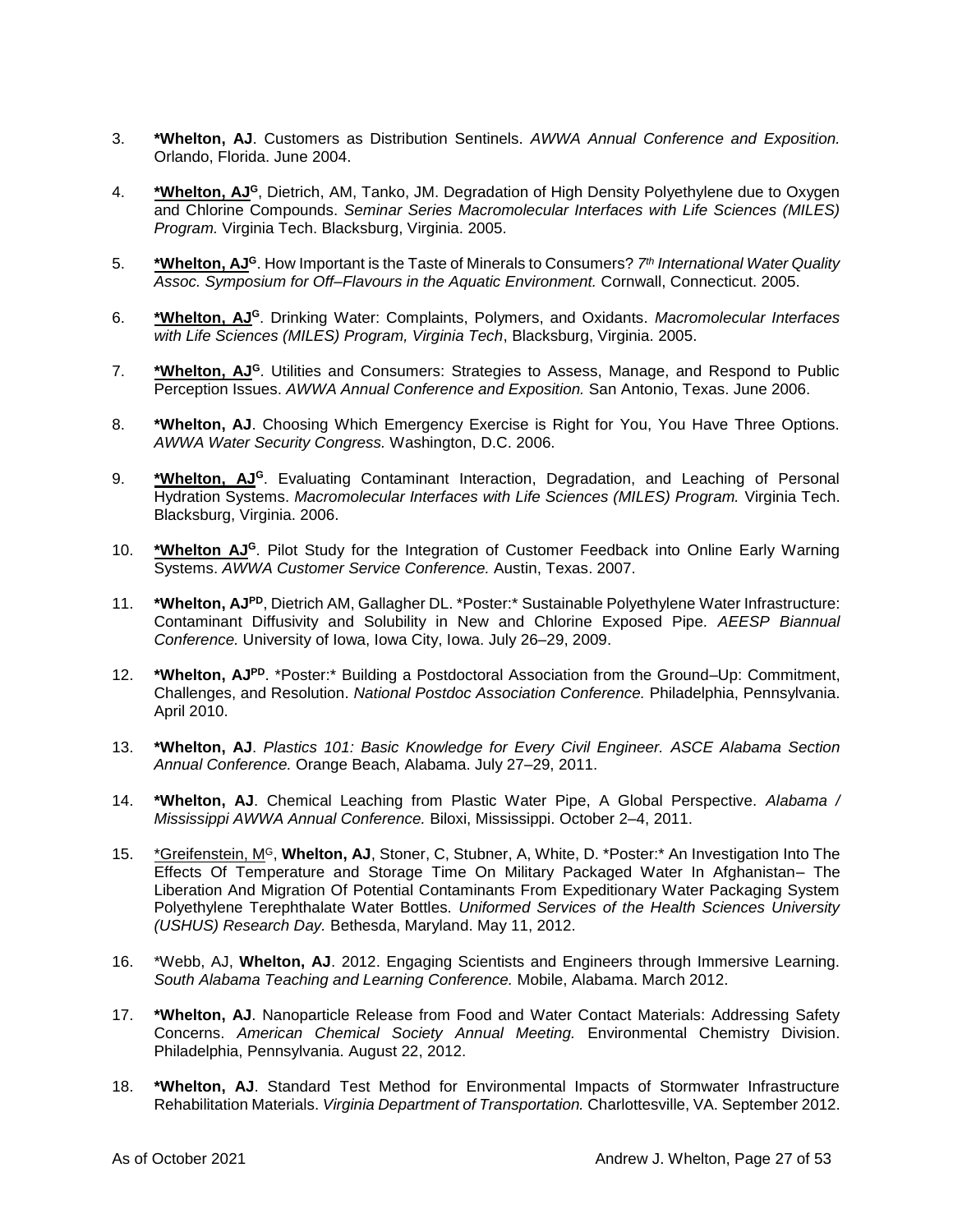3. **\*Whelton, AJ**. Customers as Distribution Sentinels. *AWWA Annual Conference and Exposition.* Orlando, Florida. June 2004.

4. <u>**\*Whelton, AJ**[G]</u>, Dietrich, AM, Tanko, JM. Degradation of High Density Polyethylene due to Oxygen and Chlorine Compounds. *Seminar Series Macromolecular Interfaces with Life Sciences (MILES) Program.* Virginia Tech. Blacksburg, Virginia. 2005.

5. <u>**\*Whelton, AJ**[G]</u>. How Important is the Taste of Minerals to Consumers? *7th International Water Quality Assoc. Symposium for Off–Flavours in the Aquatic Environment.* Cornwall, Connecticut. 2005.

6. <u>**\*Whelton, AJ**[G]</u>. Drinking Water: Complaints, Polymers, and Oxidants. *Macromolecular Interfaces with Life Sciences (MILES) Program, Virginia Tech*, Blacksburg, Virginia. 2005.

7. <u>**\*Whelton, AJ**[G]</u>. Utilities and Consumers: Strategies to Assess, Manage, and Respond to Public Perception Issues. *AWWA Annual Conference and Exposition.* San Antonio, Texas. June 2006.

8. **\*Whelton, AJ**. Choosing Which Emergency Exercise is Right for You, You Have Three Options. *AWWA Water Security Congress.* Washington, D.C. 2006.

9. <u>**\*Whelton, AJ**[G]</u>. Evaluating Contaminant Interaction, Degradation, and Leaching of Personal Hydration Systems. *Macromolecular Interfaces with Life Sciences (MILES) Program.* Virginia Tech. Blacksburg, Virginia. 2006.

10. <u>**\*Whelton AJ**[G]</u>. Pilot Study for the Integration of Customer Feedback into Online Early Warning Systems. *AWWA Customer Service Conference.* Austin, Texas. 2007.

11. **\*Whelton, AJ[PD]**, Dietrich AM, Gallagher DL. \*Poster:\* Sustainable Polyethylene Water Infrastructure: Contaminant Diffusivity and Solubility in New and Chlorine Exposed Pipe. *AEESP Biannual Conference.* University of Iowa, Iowa City, Iowa. July 26–29, 2009.

12. **\*Whelton, AJ[PD]**. \*Poster:\* Building a Postdoctoral Association from the Ground–Up: Commitment, Challenges, and Resolution. *National Postdoc Association Conference.* Philadelphia, Pennsylvania. April 2010.

13. **\*Whelton, AJ**. *Plastics 101: Basic Knowledge for Every Civil Engineer. ASCE Alabama Section Annual Conference.* Orange Beach, Alabama. July 27–29, 2011.

14. **\*Whelton, AJ**. Chemical Leaching from Plastic Water Pipe, A Global Perspective. *Alabama / Mississippi AWWA Annual Conference.* Biloxi, Mississippi. October 2–4, 2011.

15. <u>\*Greifenstein, M[G]</u>, **Whelton, AJ**, Stoner, C, Stubner, A, White, D. \*Poster:\* An Investigation Into The Effects Of Temperature and Storage Time On Military Packaged Water In Afghanistan– The Liberation And Migration Of Potential Contaminants From Expeditionary Water Packaging System Polyethylene Terephthalate Water Bottles. *Uniformed Services of the Health Sciences University (USHUS) Research Day.* Bethesda, Maryland. May 11, 2012.

16. \*Webb, AJ, **Whelton, AJ**. 2012. Engaging Scientists and Engineers through Immersive Learning. *South Alabama Teaching and Learning Conference.* Mobile, Alabama. March 2012.

17. **\*Whelton, AJ**. Nanoparticle Release from Food and Water Contact Materials: Addressing Safety Concerns. *American Chemical Society Annual Meeting.* Environmental Chemistry Division. Philadelphia, Pennsylvania. August 22, 2012.

18. **\*Whelton, AJ**. Standard Test Method for Environmental Impacts of Stormwater Infrastructure Rehabilitation Materials. *Virginia Department of Transportation.* Charlottesville, VA. September 2012.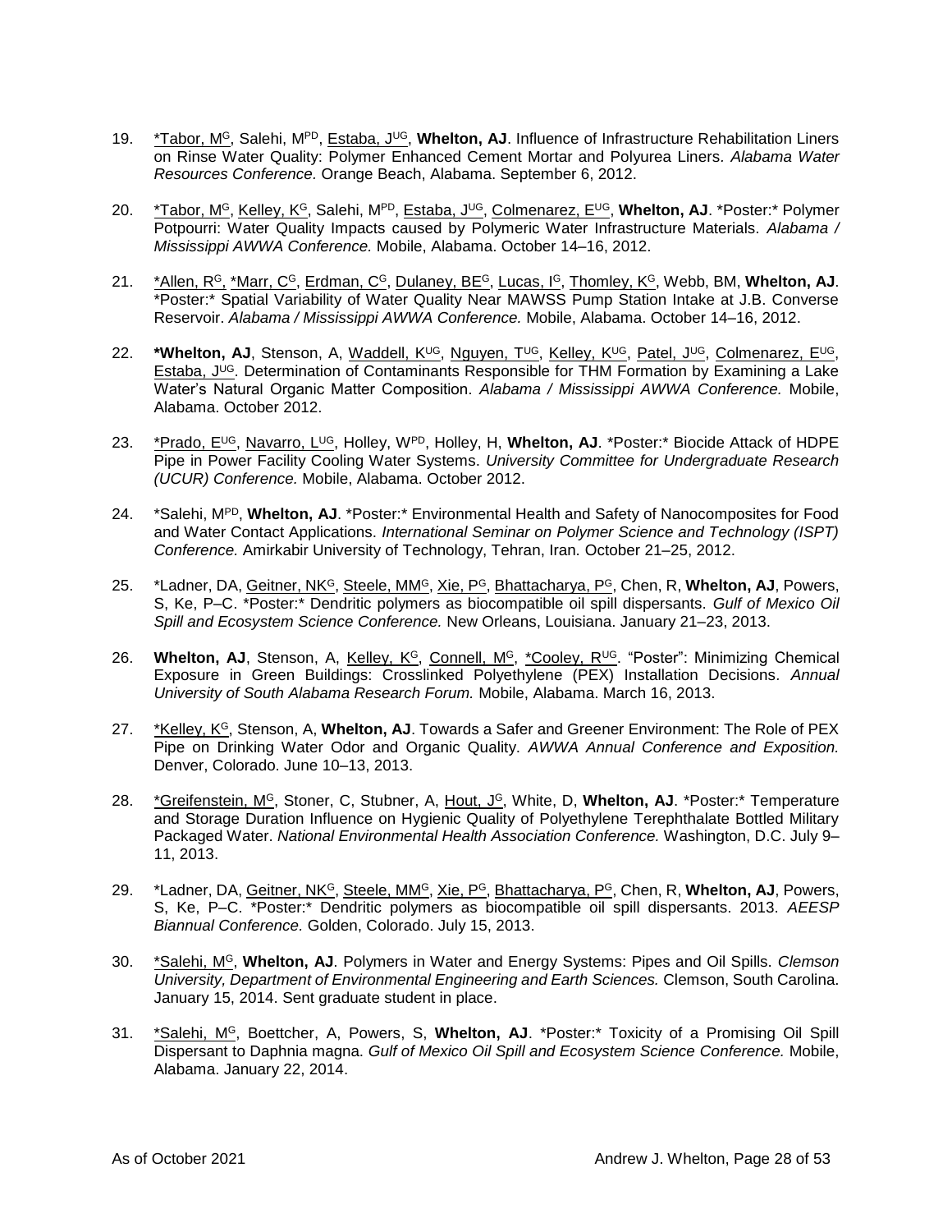19. *Tabor, M[G], Salehi, M[PD], Estaba, J[UG], **Whelton, AJ**. Influence of Infrastructure Rehabilitation Liners on Rinse Water Quality: Polymer Enhanced Cement Mortar and Polyurea Liners. *Alabama Water Resources Conference.* Orange Beach, Alabama. September 6, 2012.

20. *Tabor, M[G], Kelley, K[G], Salehi, M[PD], Estaba, J[UG], Colmenarez, E[UG], **Whelton, AJ**. *Poster:* Polymer Potpourri: Water Quality Impacts caused by Polymeric Water Infrastructure Materials. *Alabama / Mississippi AWWA Conference.* Mobile, Alabama. October 14–16, 2012.

21. *Allen, R[G], *Marr, C[G], Erdman, C[G], Dulaney, BE[G], Lucas, I[G], Thomley, K[G], Webb, BM, **Whelton, AJ**. *Poster:* Spatial Variability of Water Quality Near MAWSS Pump Station Intake at J.B. Converse Reservoir. *Alabama / Mississippi AWWA Conference.* Mobile, Alabama. October 14–16, 2012.

22. ***Whelton, AJ**, Stenson, A, Waddell, K[UG], Nguyen, T[UG], Kelley, K[UG], Patel, J[UG], Colmenarez, E[UG], Estaba, J[UG]. Determination of Contaminants Responsible for THM Formation by Examining a Lake Water's Natural Organic Matter Composition. *Alabama / Mississippi AWWA Conference.* Mobile, Alabama. October 2012.

23. *Prado, E[UG], Navarro, L[UG], Holley, W[PD], Holley, H, **Whelton, AJ**. *Poster:* Biocide Attack of HDPE Pipe in Power Facility Cooling Water Systems. *University Committee for Undergraduate Research (UCUR) Conference.* Mobile, Alabama. October 2012.

24. *Salehi, M[PD], **Whelton, AJ**. *Poster:* Environmental Health and Safety of Nanocomposites for Food and Water Contact Applications. *International Seminar on Polymer Science and Technology (ISPT) Conference.* Amirkabir University of Technology, Tehran, Iran. October 21–25, 2012.

25. *Ladner, DA, Geitner, NK[G], Steele, MM[G], Xie, P[G], Bhattacharya, P[G], Chen, R, **Whelton, AJ**, Powers, S, Ke, P–C. *Poster:* Dendritic polymers as biocompatible oil spill dispersants. *Gulf of Mexico Oil Spill and Ecosystem Science Conference.* New Orleans, Louisiana. January 21–23, 2013.

26. **Whelton, AJ**, Stenson, A, Kelley, K[G], Connell, M[G], *Cooley, R[UG]. "Poster": Minimizing Chemical Exposure in Green Buildings: Crosslinked Polyethylene (PEX) Installation Decisions. *Annual University of South Alabama Research Forum.* Mobile, Alabama. March 16, 2013.

27. *Kelley, K[G], Stenson, A, **Whelton, AJ**. Towards a Safer and Greener Environment: The Role of PEX Pipe on Drinking Water Odor and Organic Quality. *AWWA Annual Conference and Exposition.* Denver, Colorado. June 10–13, 2013.

28. *Greifenstein, M[G], Stoner, C, Stubner, A, Hout, J[G], White, D, **Whelton, AJ**. *Poster:* Temperature and Storage Duration Influence on Hygienic Quality of Polyethylene Terephthalate Bottled Military Packaged Water. *National Environmental Health Association Conference.* Washington, D.C. July 9–11, 2013.

29. *Ladner, DA, Geitner, NK[G], Steele, MM[G], Xie, P[G], Bhattacharya, P[G], Chen, R, **Whelton, AJ**, Powers, S, Ke, P–C. *Poster:* Dendritic polymers as biocompatible oil spill dispersants. 2013. *AEESP Biannual Conference.* Golden, Colorado. July 15, 2013.

30. *Salehi, M[G], **Whelton, AJ**. Polymers in Water and Energy Systems: Pipes and Oil Spills. *Clemson University, Department of Environmental Engineering and Earth Sciences.* Clemson, South Carolina. January 15, 2014. Sent graduate student in place.

31. *Salehi, M[G], Boettcher, A, Powers, S, **Whelton, AJ**. *Poster:* Toxicity of a Promising Oil Spill Dispersant to Daphnia magna. *Gulf of Mexico Oil Spill and Ecosystem Science Conference.* Mobile, Alabama. January 22, 2014.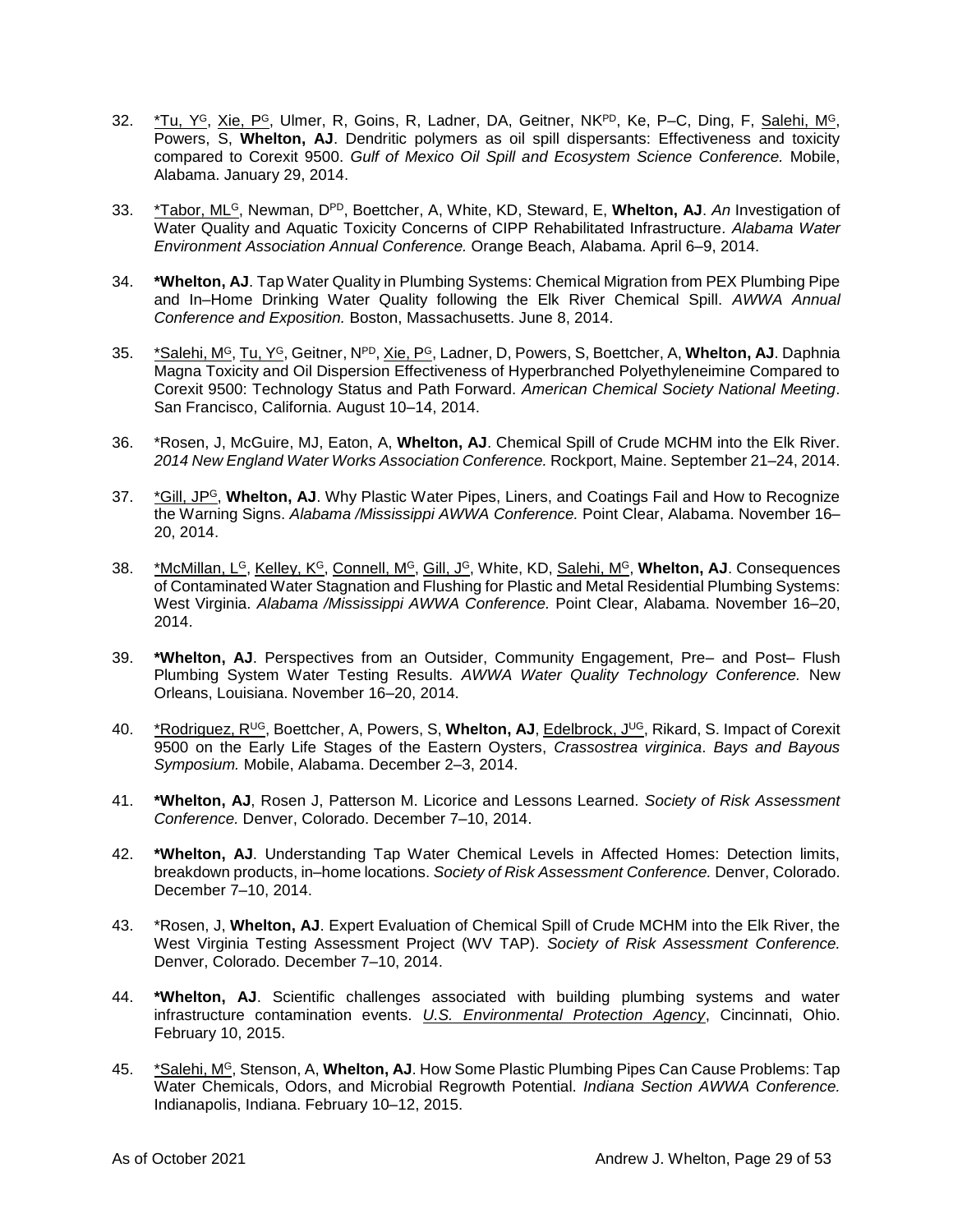32. *Tu, Y[G], Xie, P[G], Ulmer, R, Goins, R, Ladner, DA, Geitner, NK[PD], Ke, P–C, Ding, F, Salehi, M[G], Powers, S, **Whelton, AJ**. Dendritic polymers as oil spill dispersants: Effectiveness and toxicity compared to Corexit 9500. *Gulf of Mexico Oil Spill and Ecosystem Science Conference.* Mobile, Alabama. January 29, 2014.

33. *Tabor, ML[G], Newman, D[PD], Boettcher, A, White, KD, Steward, E, **Whelton, AJ**. *An* Investigation of Water Quality and Aquatic Toxicity Concerns of CIPP Rehabilitated Infrastructure. *Alabama Water Environment Association Annual Conference.* Orange Beach, Alabama. April 6–9, 2014.

34. ***Whelton, AJ**. Tap Water Quality in Plumbing Systems: Chemical Migration from PEX Plumbing Pipe and In–Home Drinking Water Quality following the Elk River Chemical Spill. *AWWA Annual Conference and Exposition.* Boston, Massachusetts. June 8, 2014.

35. *Salehi, M[G], Tu, Y[G], Geitner, N[PD], Xie, P[G], Ladner, D, Powers, S, Boettcher, A, **Whelton, AJ**. Daphnia Magna Toxicity and Oil Dispersion Effectiveness of Hyperbranched Polyethyleneimine Compared to Corexit 9500: Technology Status and Path Forward. *American Chemical Society National Meeting*. San Francisco, California. August 10–14, 2014.

36. *Rosen, J, McGuire, MJ, Eaton, A, **Whelton, AJ**. Chemical Spill of Crude MCHM into the Elk River. *2014 New England Water Works Association Conference.* Rockport, Maine. September 21–24, 2014.

37. *Gill, JP[G], **Whelton, AJ**. Why Plastic Water Pipes, Liners, and Coatings Fail and How to Recognize the Warning Signs. *Alabama /Mississippi AWWA Conference.* Point Clear, Alabama. November 16–20, 2014.

38. *McMillan, L[G], Kelley, K[G], Connell, M[G], Gill, J[G], White, KD, Salehi, M[G], **Whelton, AJ**. Consequences of Contaminated Water Stagnation and Flushing for Plastic and Metal Residential Plumbing Systems: West Virginia. *Alabama /Mississippi AWWA Conference.* Point Clear, Alabama. November 16–20, 2014.

39. ***Whelton, AJ**. Perspectives from an Outsider, Community Engagement, Pre– and Post– Flush Plumbing System Water Testing Results. *AWWA Water Quality Technology Conference.* New Orleans, Louisiana. November 16–20, 2014.

40. *Rodriguez, R[UG], Boettcher, A, Powers, S, **Whelton, AJ**, Edelbrock, J[UG], Rikard, S. Impact of Corexit 9500 on the Early Life Stages of the Eastern Oysters, *Crassostrea virginica*. *Bays and Bayous Symposium.* Mobile, Alabama. December 2–3, 2014.

41. ***Whelton, AJ**, Rosen J, Patterson M. Licorice and Lessons Learned. *Society of Risk Assessment Conference.* Denver, Colorado. December 7–10, 2014.

42. ***Whelton, AJ**. Understanding Tap Water Chemical Levels in Affected Homes: Detection limits, breakdown products, in–home locations. *Society of Risk Assessment Conference.* Denver, Colorado. December 7–10, 2014.

43. *Rosen, J, **Whelton, AJ**. Expert Evaluation of Chemical Spill of Crude MCHM into the Elk River, the West Virginia Testing Assessment Project (WV TAP). *Society of Risk Assessment Conference.* Denver, Colorado. December 7–10, 2014.

44. ***Whelton, AJ**. Scientific challenges associated with building plumbing systems and water infrastructure contamination events. *U.S. Environmental Protection Agency*, Cincinnati, Ohio. February 10, 2015.

45. *Salehi, M[G], Stenson, A, **Whelton, AJ**. How Some Plastic Plumbing Pipes Can Cause Problems: Tap Water Chemicals, Odors, and Microbial Regrowth Potential. *Indiana Section AWWA Conference.* Indianapolis, Indiana. February 10–12, 2015.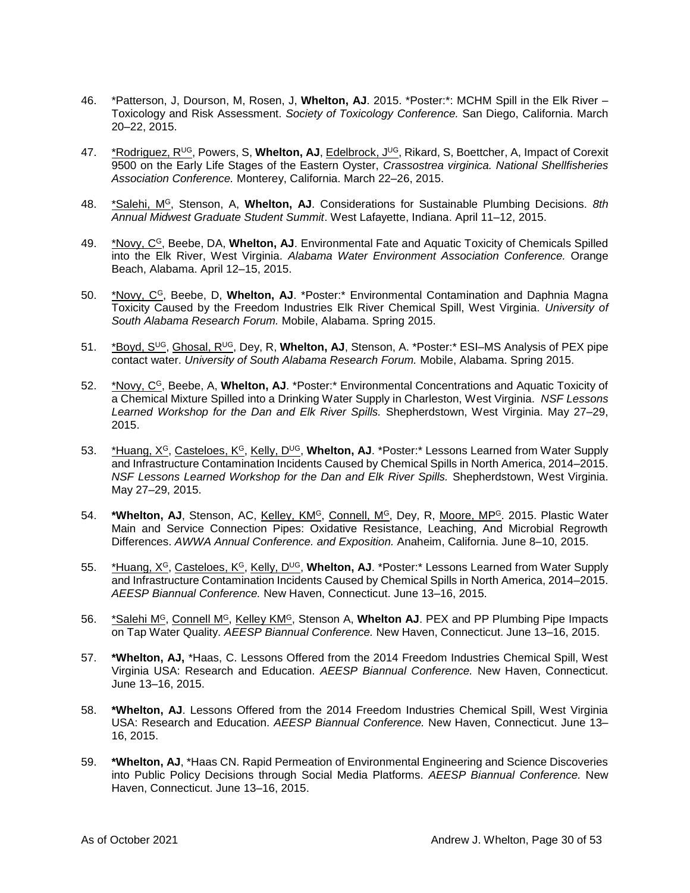46. *Patterson, J, Dourson, M, Rosen, J, **Whelton, AJ**. 2015. *Poster:*: MCHM Spill in the Elk River – Toxicology and Risk Assessment. *Society of Toxicology Conference.* San Diego, California. March 20–22, 2015.

47. <u>*Rodriguez, R[UG]</u>, Powers, S, **Whelton, AJ**, <u>Edelbrock, J[UG]</u>, Rikard, S, Boettcher, A, Impact of Corexit 9500 on the Early Life Stages of the Eastern Oyster, *Crassostrea virginica. National Shellfisheries Association Conference.* Monterey, California. March 22–26, 2015.

48. <u>*Salehi, M[G]</u>, Stenson, A, **Whelton, AJ**. Considerations for Sustainable Plumbing Decisions. *8th Annual Midwest Graduate Student Summit*. West Lafayette, Indiana. April 11–12, 2015.

49. <u>*Novy, C[G]</u>, Beebe, DA, **Whelton, AJ**. Environmental Fate and Aquatic Toxicity of Chemicals Spilled into the Elk River, West Virginia. *Alabama Water Environment Association Conference.* Orange Beach, Alabama. April 12–15, 2015.

50. <u>*Novy, C[G]</u>, Beebe, D, **Whelton, AJ**. *Poster:* Environmental Contamination and Daphnia Magna Toxicity Caused by the Freedom Industries Elk River Chemical Spill, West Virginia. *University of South Alabama Research Forum.* Mobile, Alabama. Spring 2015.

51. <u>*Boyd, S[UG]</u>, <u>Ghosal, R[UG]</u>, Dey, R, **Whelton, AJ**, Stenson, A. *Poster:* ESI–MS Analysis of PEX pipe contact water. *University of South Alabama Research Forum.* Mobile, Alabama. Spring 2015.

52. <u>*Novy, C[G]</u>, Beebe, A, **Whelton, AJ**. *Poster:* Environmental Concentrations and Aquatic Toxicity of a Chemical Mixture Spilled into a Drinking Water Supply in Charleston, West Virginia. *NSF Lessons Learned Workshop for the Dan and Elk River Spills.* Shepherdstown, West Virginia. May 27–29, 2015.

53. <u>*Huang, X[G]</u>, <u>Casteloes, K[G]</u>, <u>Kelly, D[UG]</u>, **Whelton, AJ**. *Poster:* Lessons Learned from Water Supply and Infrastructure Contamination Incidents Caused by Chemical Spills in North America, 2014–2015. *NSF Lessons Learned Workshop for the Dan and Elk River Spills.* Shepherdstown, West Virginia. May 27–29, 2015.

54. ***Whelton, AJ**, Stenson, AC, <u>Kelley, KM[G]</u>, <u>Connell, M[G]</u>, Dey, R, <u>Moore, MP[G]</u>. 2015. Plastic Water Main and Service Connection Pipes: Oxidative Resistance, Leaching, And Microbial Regrowth Differences. *AWWA Annual Conference. and Exposition.* Anaheim, California. June 8–10, 2015.

55. <u>*Huang, X[G]</u>, <u>Casteloes, K[G]</u>, <u>Kelly, D[UG]</u>, **Whelton, AJ**. *Poster:* Lessons Learned from Water Supply and Infrastructure Contamination Incidents Caused by Chemical Spills in North America, 2014–2015. *AEESP Biannual Conference.* New Haven, Connecticut. June 13–16, 2015.

56. <u>*Salehi M[G]</u>, <u>Connell M[G]</u>, <u>Kelley KM[G]</u>, Stenson A, **Whelton AJ**. PEX and PP Plumbing Pipe Impacts on Tap Water Quality. *AEESP Biannual Conference.* New Haven, Connecticut. June 13–16, 2015.

57. ***Whelton, AJ,** *Haas, C. Lessons Offered from the 2014 Freedom Industries Chemical Spill, West Virginia USA: Research and Education. *AEESP Biannual Conference.* New Haven, Connecticut. June 13–16, 2015.

58. ***Whelton, AJ**. Lessons Offered from the 2014 Freedom Industries Chemical Spill, West Virginia USA: Research and Education. *AEESP Biannual Conference.* New Haven, Connecticut. June 13–16, 2015.

59. ***Whelton, AJ**, *Haas CN. Rapid Permeation of Environmental Engineering and Science Discoveries into Public Policy Decisions through Social Media Platforms. *AEESP Biannual Conference.* New Haven, Connecticut. June 13–16, 2015.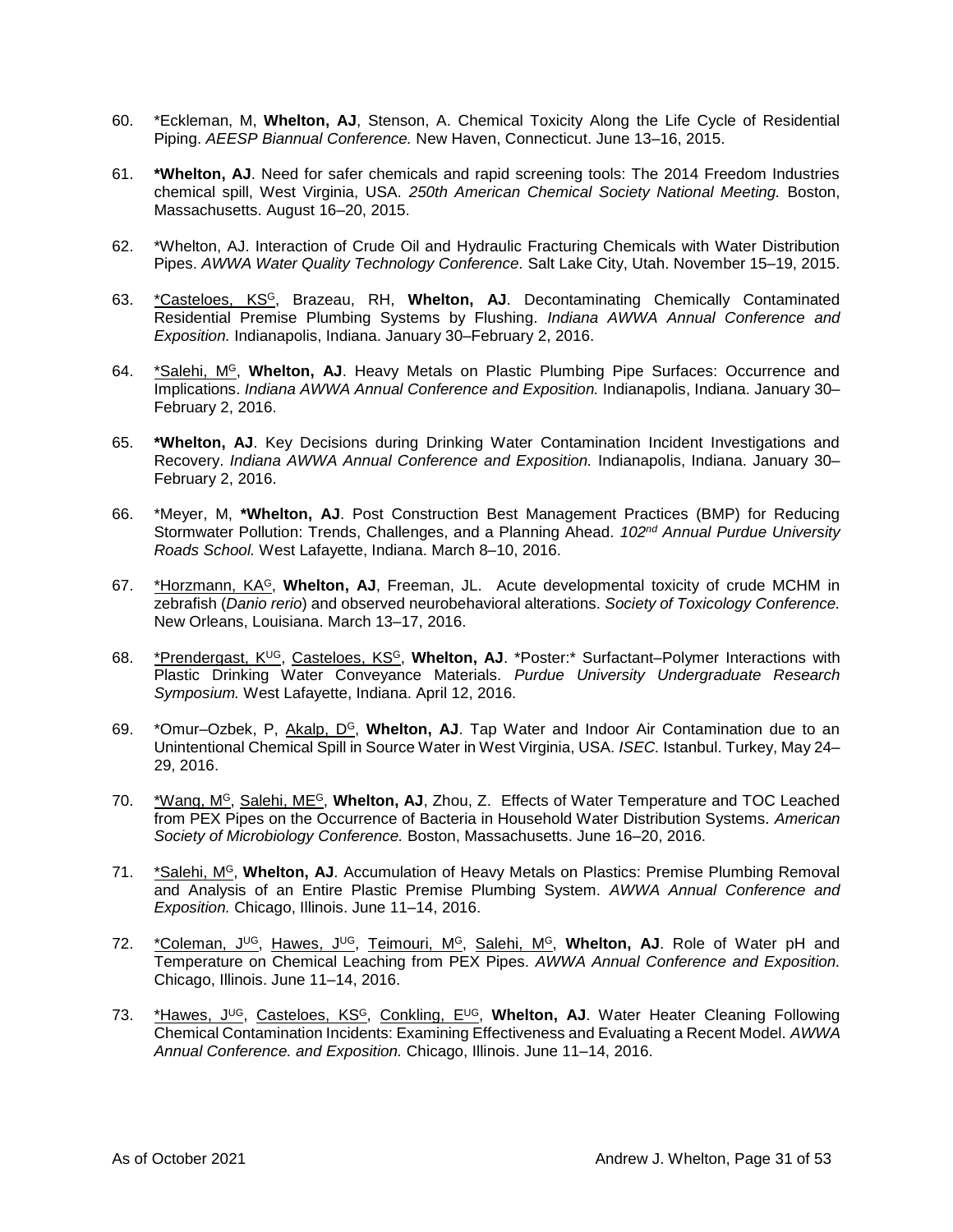60. *Eckleman, M, **Whelton, AJ**, Stenson, A. Chemical Toxicity Along the Life Cycle of Residential Piping. *AEESP Biannual Conference.* New Haven, Connecticut. June 13–16, 2015.

61. **\*Whelton, AJ**. Need for safer chemicals and rapid screening tools: The 2014 Freedom Industries chemical spill, West Virginia, USA. *250th American Chemical Society National Meeting.* Boston, Massachusetts. August 16–20, 2015.

62. *Whelton, AJ. Interaction of Crude Oil and Hydraulic Fracturing Chemicals with Water Distribution Pipes. *AWWA Water Quality Technology Conference.* Salt Lake City, Utah. November 15–19, 2015.

63. <u>*Casteloes, KS</u>[G], Brazeau, RH, **Whelton, AJ**. Decontaminating Chemically Contaminated Residential Premise Plumbing Systems by Flushing. *Indiana AWWA Annual Conference and Exposition.* Indianapolis, Indiana. January 30–February 2, 2016.

64. <u>*Salehi, M</u>[G], **Whelton, AJ**. Heavy Metals on Plastic Plumbing Pipe Surfaces: Occurrence and Implications. *Indiana AWWA Annual Conference and Exposition.* Indianapolis, Indiana. January 30–February 2, 2016.

65. **\*Whelton, AJ**. Key Decisions during Drinking Water Contamination Incident Investigations and Recovery. *Indiana AWWA Annual Conference and Exposition.* Indianapolis, Indiana. January 30–February 2, 2016.

66. *Meyer, M, **\*Whelton, AJ**. Post Construction Best Management Practices (BMP) for Reducing Stormwater Pollution: Trends, Challenges, and a Planning Ahead. *102nd Annual Purdue University Roads School.* West Lafayette, Indiana. March 8–10, 2016.

67. <u>*Horzmann, KA</u>[G], **Whelton, AJ**, Freeman, JL. Acute developmental toxicity of crude MCHM in zebrafish (*Danio rerio*) and observed neurobehavioral alterations. *Society of Toxicology Conference.* New Orleans, Louisiana. March 13–17, 2016.

68. <u>*Prendergast, K</u>[UG], <u>Casteloes, KS</u>[G], **Whelton, AJ**. *Poster:* Surfactant–Polymer Interactions with Plastic Drinking Water Conveyance Materials. *Purdue University Undergraduate Research Symposium.* West Lafayette, Indiana. April 12, 2016.

69. *Omur–Ozbek, P, <u>Akalp, D</u>[G], **Whelton, AJ**. Tap Water and Indoor Air Contamination due to an Unintentional Chemical Spill in Source Water in West Virginia, USA. *ISEC.* Istanbul. Turkey, May 24–29, 2016.

70. <u>*Wang, M</u>[G], <u>Salehi, ME</u>[G], **Whelton, AJ**, Zhou, Z. Effects of Water Temperature and TOC Leached from PEX Pipes on the Occurrence of Bacteria in Household Water Distribution Systems. *American Society of Microbiology Conference.* Boston, Massachusetts. June 16–20, 2016.

71. <u>*Salehi, M</u>[G], **Whelton, AJ**. Accumulation of Heavy Metals on Plastics: Premise Plumbing Removal and Analysis of an Entire Plastic Premise Plumbing System. *AWWA Annual Conference and Exposition.* Chicago, Illinois. June 11–14, 2016.

72. <u>*Coleman, J</u>[UG], <u>Hawes, J</u>[UG], <u>Teimouri, M</u>[G], <u>Salehi, M</u>[G], **Whelton, AJ**. Role of Water pH and Temperature on Chemical Leaching from PEX Pipes. *AWWA Annual Conference and Exposition.* Chicago, Illinois. June 11–14, 2016.

73. <u>*Hawes, J</u>[UG], <u>Casteloes, KS</u>[G], <u>Conkling, E</u>[UG], **Whelton, AJ**. Water Heater Cleaning Following Chemical Contamination Incidents: Examining Effectiveness and Evaluating a Recent Model. *AWWA Annual Conference. and Exposition.* Chicago, Illinois. June 11–14, 2016.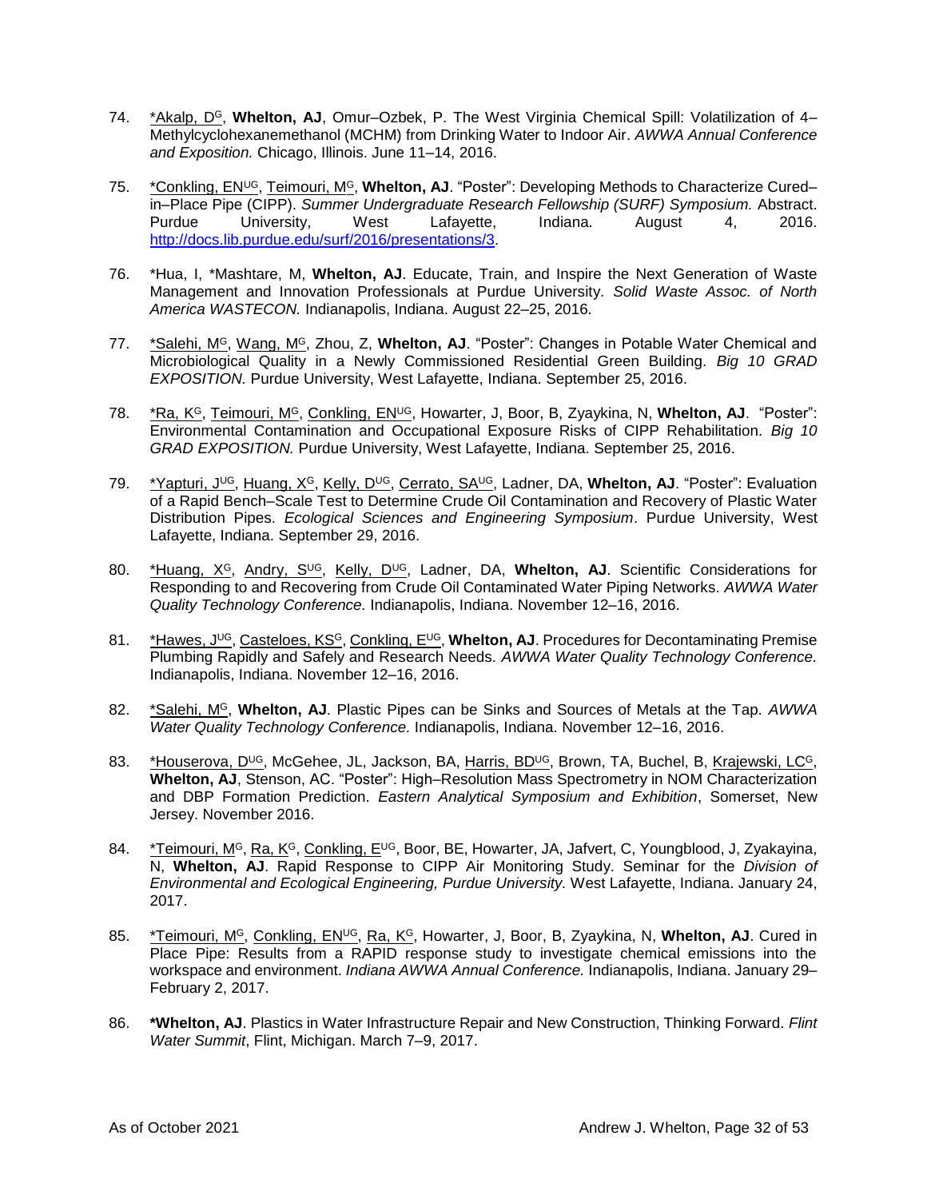74. <u>*Akalp, D[G]</u>, **Whelton, AJ**, Omur–Ozbek, P. The West Virginia Chemical Spill: Volatilization of 4–Methylcyclohexanemethanol (MCHM) from Drinking Water to Indoor Air. *AWWA Annual Conference and Exposition.* Chicago, Illinois. June 11–14, 2016.

75. <u>*Conkling, EN[UG]</u>, <u>Teimouri, M[G]</u>, **Whelton, AJ**. "Poster": Developing Methods to Characterize Cured–in–Place Pipe (CIPP). *Summer Undergraduate Research Fellowship (SURF) Symposium.* Abstract. Purdue University, West Lafayette, Indiana. August 4, 2016. http://docs.lib.purdue.edu/surf/2016/presentations/3.

76. *Hua, I, *Mashtare, M, **Whelton, AJ**. Educate, Train, and Inspire the Next Generation of Waste Management and Innovation Professionals at Purdue University. *Solid Waste Assoc. of North America WASTECON.* Indianapolis, Indiana. August 22–25, 2016.

77. <u>*Salehi, M[G]</u>, <u>Wang, M[G]</u>, Zhou, Z, **Whelton, AJ**. "Poster": Changes in Potable Water Chemical and Microbiological Quality in a Newly Commissioned Residential Green Building. *Big 10 GRAD EXPOSITION.* Purdue University, West Lafayette, Indiana. September 25, 2016.

78. <u>*Ra, K[G]</u>, <u>Teimouri, M[G]</u>, <u>Conkling, EN[UG]</u>, Howarter, J, Boor, B, Zyaykina, N, **Whelton, AJ**. "Poster": Environmental Contamination and Occupational Exposure Risks of CIPP Rehabilitation. *Big 10 GRAD EXPOSITION.* Purdue University, West Lafayette, Indiana. September 25, 2016.

79. <u>*Yapturi, J[UG]</u>, <u>Huang, X[G]</u>, <u>Kelly, D[UG]</u>, <u>Cerrato, SA[UG]</u>, Ladner, DA, **Whelton, AJ**. "Poster": Evaluation of a Rapid Bench–Scale Test to Determine Crude Oil Contamination and Recovery of Plastic Water Distribution Pipes. *Ecological Sciences and Engineering Symposium*. Purdue University, West Lafayette, Indiana. September 29, 2016.

80. <u>*Huang, X[G]</u>, <u>Andry, S[UG]</u>, <u>Kelly, D[UG]</u>, Ladner, DA, **Whelton, AJ**. Scientific Considerations for Responding to and Recovering from Crude Oil Contaminated Water Piping Networks. *AWWA Water Quality Technology Conference.* Indianapolis, Indiana. November 12–16, 2016.

81. <u>*Hawes, J[UG]</u>, <u>Casteloes, KS[G]</u>, <u>Conkling, E[UG]</u>, **Whelton, AJ**. Procedures for Decontaminating Premise Plumbing Rapidly and Safely and Research Needs. *AWWA Water Quality Technology Conference.* Indianapolis, Indiana. November 12–16, 2016.

82. <u>*Salehi, M[G]</u>, **Whelton, AJ**. Plastic Pipes can be Sinks and Sources of Metals at the Tap. *AWWA Water Quality Technology Conference.* Indianapolis, Indiana. November 12–16, 2016.

83. <u>*Houserova, D[UG]</u>, McGehee, JL, Jackson, BA, <u>Harris, BD[UG]</u>, Brown, TA, Buchel, B, <u>Krajewski, LC[G]</u>, **Whelton, AJ**, Stenson, AC. "Poster": High–Resolution Mass Spectrometry in NOM Characterization and DBP Formation Prediction. *Eastern Analytical Symposium and Exhibition*, Somerset, New Jersey. November 2016.

84. <u>*Teimouri, M[G]</u>, <u>Ra, K[G]</u>, <u>Conkling, E[UG]</u>, Boor, BE, Howarter, JA, Jafvert, C, Youngblood, J, Zyakayina, N, **Whelton, AJ**. Rapid Response to CIPP Air Monitoring Study. Seminar for the *Division of Environmental and Ecological Engineering, Purdue University.* West Lafayette, Indiana. January 24, 2017.

85. <u>*Teimouri, M[G]</u>, <u>Conkling, EN[UG]</u>, <u>Ra, K[G]</u>, Howarter, J, Boor, B, Zyaykina, N, **Whelton, AJ**. Cured in Place Pipe: Results from a RAPID response study to investigate chemical emissions into the workspace and environment. *Indiana AWWA Annual Conference.* Indianapolis, Indiana. January 29–February 2, 2017.

86. ***Whelton, AJ**. Plastics in Water Infrastructure Repair and New Construction, Thinking Forward. *Flint Water Summit*, Flint, Michigan. March 7–9, 2017.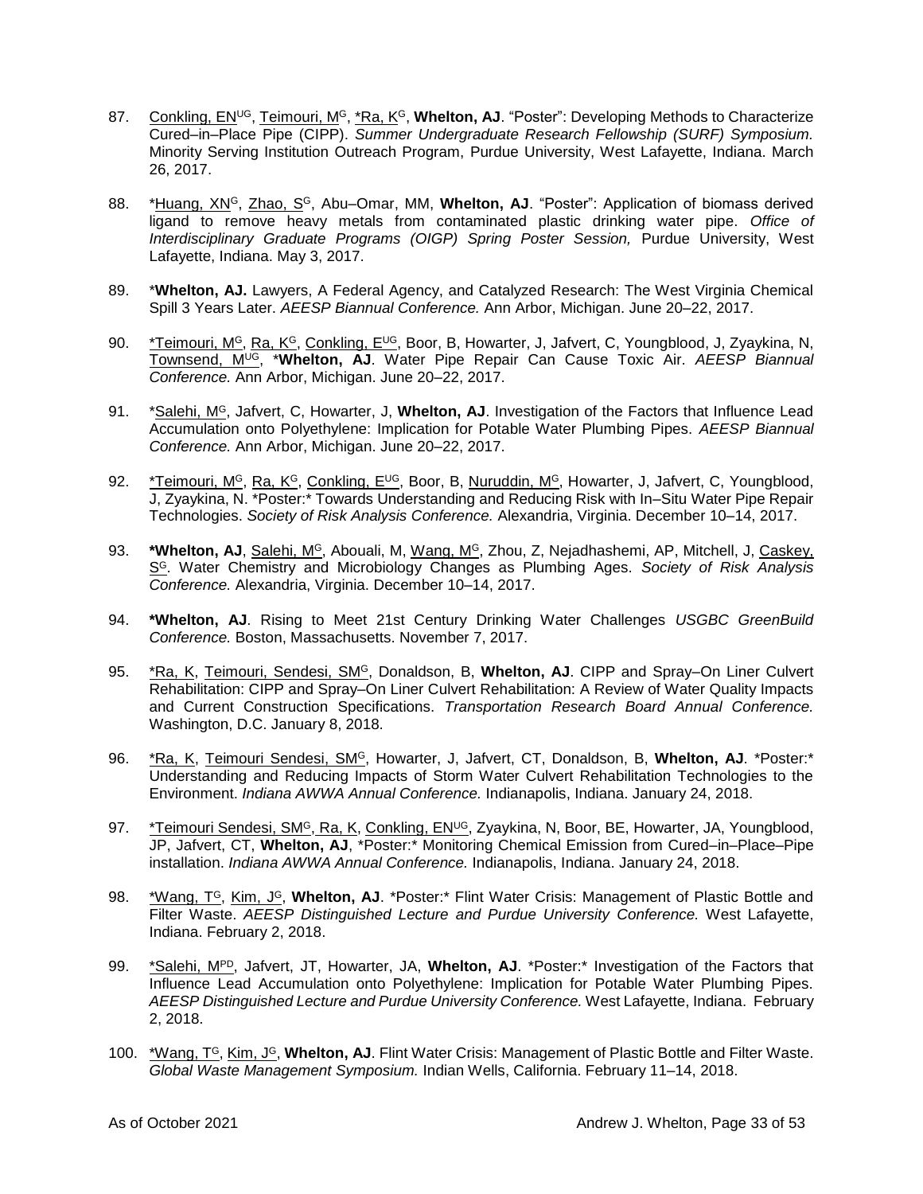87. Conkling, EN[UG], Teimouri, M[G], *Ra, K[G], **Whelton, AJ**. "Poster": Developing Methods to Characterize Cured–in–Place Pipe (CIPP). *Summer Undergraduate Research Fellowship (SURF) Symposium.* Minority Serving Institution Outreach Program, Purdue University, West Lafayette, Indiana. March 26, 2017.

88. *Huang, XN[G], Zhao, S[G], Abu–Omar, MM, **Whelton, AJ**. "Poster": Application of biomass derived ligand to remove heavy metals from contaminated plastic drinking water pipe. *Office of Interdisciplinary Graduate Programs (OIGP) Spring Poster Session,* Purdue University, West Lafayette, Indiana. May 3, 2017.

89. ***Whelton, AJ.** Lawyers, A Federal Agency, and Catalyzed Research: The West Virginia Chemical Spill 3 Years Later. *AEESP Biannual Conference.* Ann Arbor, Michigan. June 20–22, 2017.

90. *Teimouri, M[G], Ra, K[G], Conkling, E[UG], Boor, B, Howarter, J, Jafvert, C, Youngblood, J, Zyaykina, N, Townsend, M[UG], ***Whelton, AJ**. Water Pipe Repair Can Cause Toxic Air. *AEESP Biannual Conference.* Ann Arbor, Michigan. June 20–22, 2017.

91. *Salehi, M[G], Jafvert, C, Howarter, J, **Whelton, AJ**. Investigation of the Factors that Influence Lead Accumulation onto Polyethylene: Implication for Potable Water Plumbing Pipes. *AEESP Biannual Conference.* Ann Arbor, Michigan. June 20–22, 2017.

92. *Teimouri, M[G], Ra, K[G], Conkling, E[UG], Boor, B, Nuruddin, M[G], Howarter, J, Jafvert, C, Youngblood, J, Zyaykina, N. *Poster:* Towards Understanding and Reducing Risk with In–Situ Water Pipe Repair Technologies. *Society of Risk Analysis Conference.* Alexandria, Virginia. December 10–14, 2017.

93. ***Whelton, AJ**, Salehi, M[G], Abouali, M, Wang, M[G], Zhou, Z, Nejadhashemi, AP, Mitchell, J, Caskey, S[G]. Water Chemistry and Microbiology Changes as Plumbing Ages. *Society of Risk Analysis Conference.* Alexandria, Virginia. December 10–14, 2017.

94. ***Whelton, AJ**. Rising to Meet 21st Century Drinking Water Challenges *USGBC GreenBuild Conference.* Boston, Massachusetts. November 7, 2017.

95. *Ra, K, Teimouri, Sendesi, SM[G], Donaldson, B, **Whelton, AJ**. CIPP and Spray–On Liner Culvert Rehabilitation: CIPP and Spray–On Liner Culvert Rehabilitation: A Review of Water Quality Impacts and Current Construction Specifications. *Transportation Research Board Annual Conference.* Washington, D.C. January 8, 2018.

96. *Ra, K, Teimouri Sendesi, SM[G], Howarter, J, Jafvert, CT, Donaldson, B, **Whelton, AJ**. *Poster:* Understanding and Reducing Impacts of Storm Water Culvert Rehabilitation Technologies to the Environment. *Indiana AWWA Annual Conference.* Indianapolis, Indiana. January 24, 2018.

97. *Teimouri Sendesi, SM[G], Ra, K, Conkling, EN[UG], Zyaykina, N, Boor, BE, Howarter, JA, Youngblood, JP, Jafvert, CT, **Whelton, AJ**, *Poster:* Monitoring Chemical Emission from Cured–in–Place–Pipe installation. *Indiana AWWA Annual Conference.* Indianapolis, Indiana. January 24, 2018.

98. *Wang, T[G], Kim, J[G], **Whelton, AJ**. *Poster:* Flint Water Crisis: Management of Plastic Bottle and Filter Waste. *AEESP Distinguished Lecture and Purdue University Conference.* West Lafayette, Indiana. February 2, 2018.

99. *Salehi, M[PD], Jafvert, JT, Howarter, JA, **Whelton, AJ**. *Poster:* Investigation of the Factors that Influence Lead Accumulation onto Polyethylene: Implication for Potable Water Plumbing Pipes. *AEESP Distinguished Lecture and Purdue University Conference.* West Lafayette, Indiana. February 2, 2018.

100. *Wang, T[G], Kim, J[G], **Whelton, AJ**. Flint Water Crisis: Management of Plastic Bottle and Filter Waste. *Global Waste Management Symposium.* Indian Wells, California. February 11–14, 2018.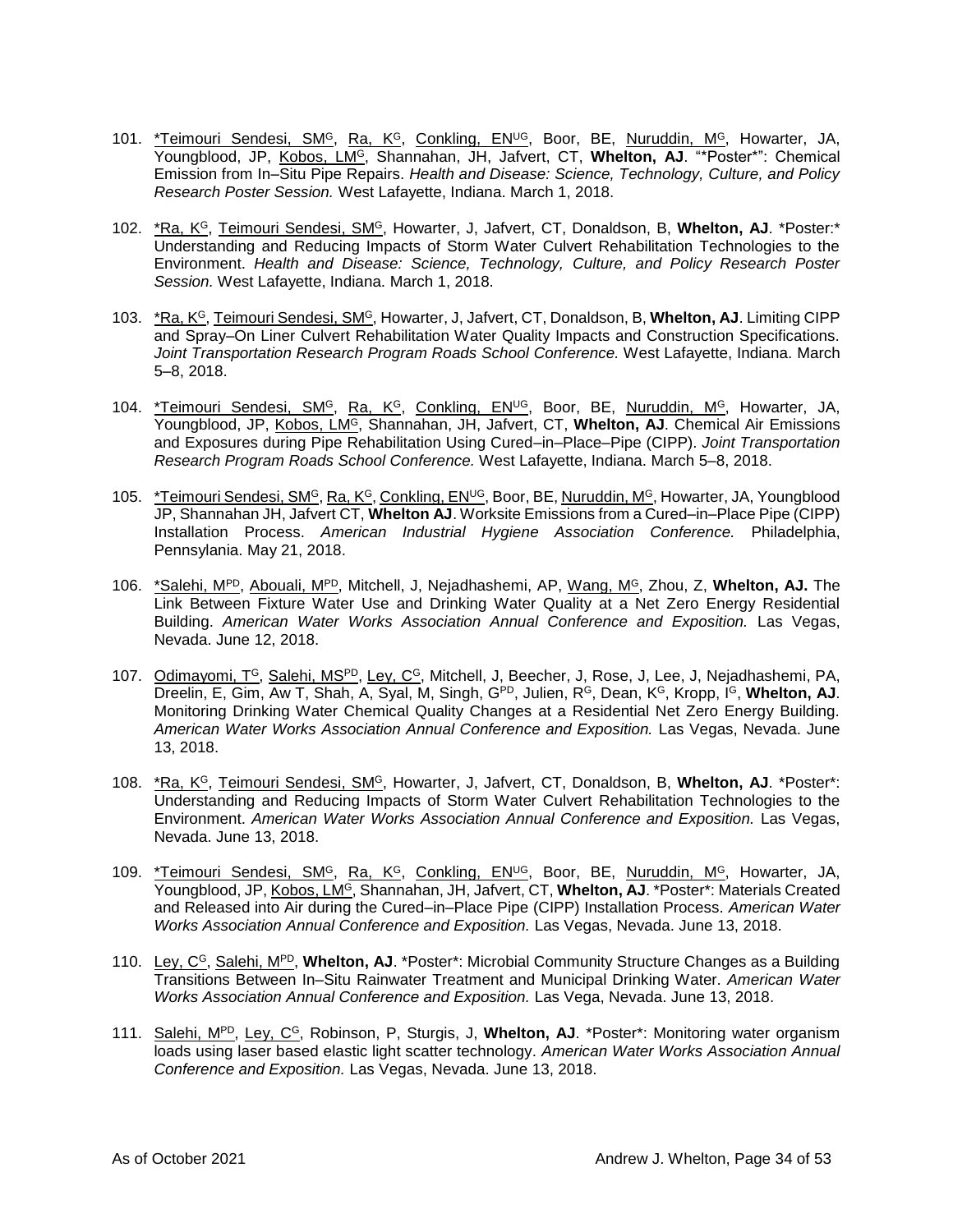101. <u>*Teimouri Sendesi, SM[G]</u>, <u>Ra, K[G]</u>, <u>Conkling, EN[UG]</u>, Boor, BE, <u>Nuruddin, M[G]</u>, Howarter, JA, Youngblood, JP, <u>Kobos, LM[G]</u>, Shannahan, JH, Jafvert, CT, **Whelton, AJ**. "*Poster*": Chemical Emission from In–Situ Pipe Repairs. *Health and Disease: Science, Technology, Culture, and Policy Research Poster Session.* West Lafayette, Indiana. March 1, 2018.

102. <u>*Ra, K[G]</u>, <u>Teimouri Sendesi, SM[G]</u>, Howarter, J, Jafvert, CT, Donaldson, B, **Whelton, AJ**. *Poster:* Understanding and Reducing Impacts of Storm Water Culvert Rehabilitation Technologies to the Environment. *Health and Disease: Science, Technology, Culture, and Policy Research Poster Session.* West Lafayette, Indiana. March 1, 2018.

103. <u>*Ra, K[G]</u>, <u>Teimouri Sendesi, SM[G]</u>, Howarter, J, Jafvert, CT, Donaldson, B, **Whelton, AJ**. Limiting CIPP and Spray–On Liner Culvert Rehabilitation Water Quality Impacts and Construction Specifications. *Joint Transportation Research Program Roads School Conference.* West Lafayette, Indiana. March 5–8, 2018.

104. <u>*Teimouri Sendesi, SM[G]</u>, <u>Ra, K[G]</u>, <u>Conkling, EN[UG]</u>, Boor, BE, <u>Nuruddin, M[G]</u>, Howarter, JA, Youngblood, JP, <u>Kobos, LM[G]</u>, Shannahan, JH, Jafvert, CT, **Whelton, AJ**. Chemical Air Emissions and Exposures during Pipe Rehabilitation Using Cured–in–Place–Pipe (CIPP). *Joint Transportation Research Program Roads School Conference.* West Lafayette, Indiana. March 5–8, 2018.

105. <u>*Teimouri Sendesi, SM[G]</u>, <u>Ra, K[G]</u>, <u>Conkling, EN[UG]</u>, Boor, BE, <u>Nuruddin, M[G]</u>, Howarter, JA, Youngblood JP, Shannahan JH, Jafvert CT, **Whelton AJ**. Worksite Emissions from a Cured–in–Place Pipe (CIPP) Installation Process. *American Industrial Hygiene Association Conference.* Philadelphia, Pennsylania. May 21, 2018.

106. <u>*Salehi, M[PD]</u>, <u>Abouali, M[PD]</u>, Mitchell, J, Nejadhashemi, AP, <u>Wang, M[G]</u>, Zhou, Z, **Whelton, AJ.** The Link Between Fixture Water Use and Drinking Water Quality at a Net Zero Energy Residential Building. *American Water Works Association Annual Conference and Exposition.* Las Vegas, Nevada. June 12, 2018.

107. <u>Odimayomi, T[G]</u>, <u>Salehi, MS[PD]</u>, <u>Ley, C[G]</u>, Mitchell, J, Beecher, J, Rose, J, Lee, J, Nejadhashemi, PA, Dreelin, E, Gim, Aw T, Shah, A, Syal, M, Singh, G[PD], Julien, R[G], Dean, K[G], Kropp, I[G], **Whelton, AJ**. Monitoring Drinking Water Chemical Quality Changes at a Residential Net Zero Energy Building. *American Water Works Association Annual Conference and Exposition.* Las Vegas, Nevada. June 13, 2018.

108. <u>*Ra, K[G]</u>, <u>Teimouri Sendesi, SM[G]</u>, Howarter, J, Jafvert, CT, Donaldson, B, **Whelton, AJ**. *Poster*: Understanding and Reducing Impacts of Storm Water Culvert Rehabilitation Technologies to the Environment. *American Water Works Association Annual Conference and Exposition.* Las Vegas, Nevada. June 13, 2018.

109. <u>*Teimouri Sendesi, SM[G]</u>, <u>Ra, K[G]</u>, <u>Conkling, EN[UG]</u>, Boor, BE, <u>Nuruddin, M[G]</u>, Howarter, JA, Youngblood, JP, <u>Kobos, LM[G]</u>, Shannahan, JH, Jafvert, CT, **Whelton, AJ**. *Poster*: Materials Created and Released into Air during the Cured–in–Place Pipe (CIPP) Installation Process. *American Water Works Association Annual Conference and Exposition.* Las Vegas, Nevada. June 13, 2018.

110. <u>Ley, C[G]</u>, <u>Salehi, M[PD]</u>, **Whelton, AJ**. *Poster*: Microbial Community Structure Changes as a Building Transitions Between In–Situ Rainwater Treatment and Municipal Drinking Water. *American Water Works Association Annual Conference and Exposition.* Las Vega, Nevada. June 13, 2018.

111. <u>Salehi, M[PD]</u>, <u>Ley, C[G]</u>, Robinson, P, Sturgis, J, **Whelton, AJ**. *Poster*: Monitoring water organism loads using laser based elastic light scatter technology. *American Water Works Association Annual Conference and Exposition.* Las Vegas, Nevada. June 13, 2018.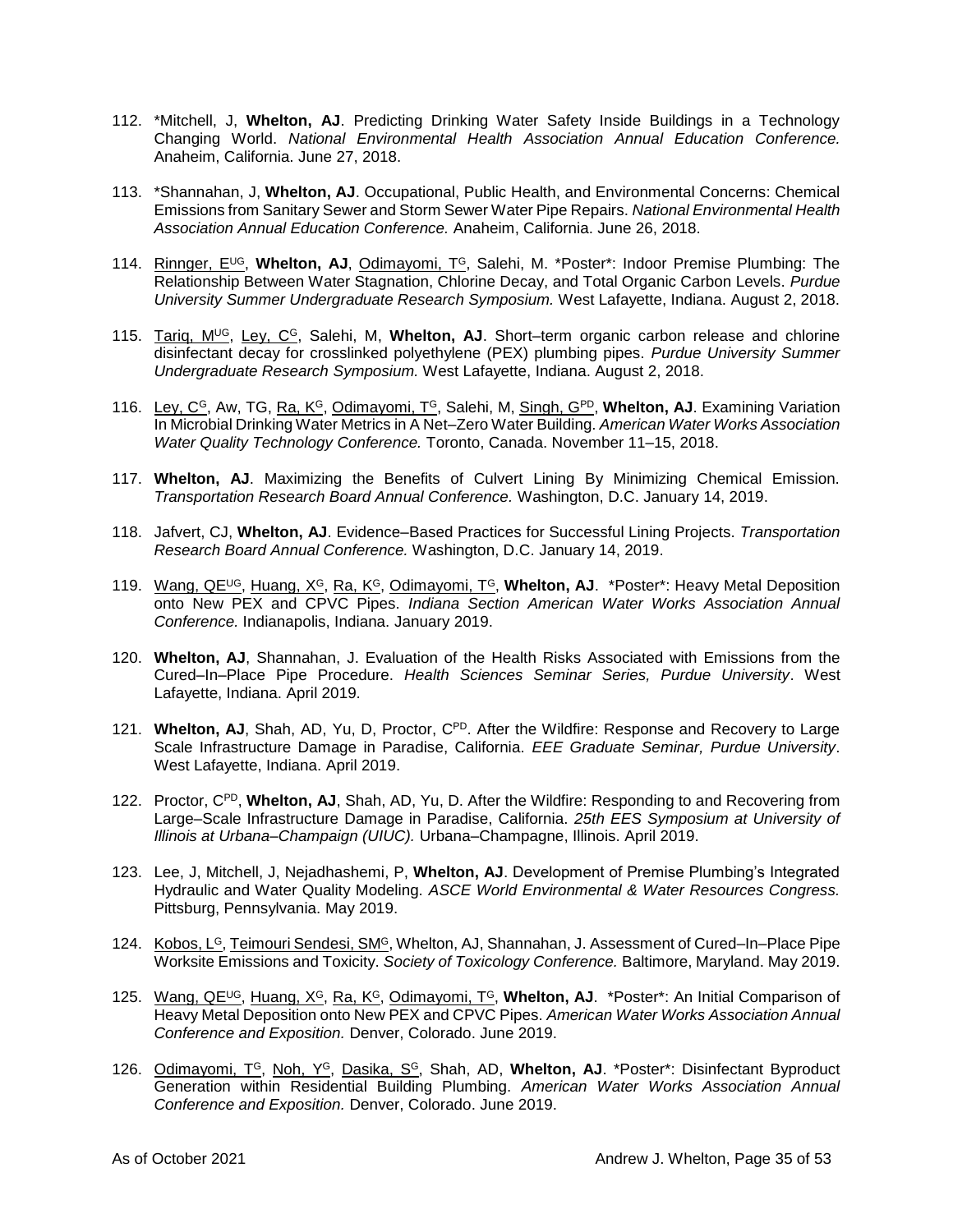112. *Mitchell, J, **Whelton, AJ**. Predicting Drinking Water Safety Inside Buildings in a Technology Changing World. *National Environmental Health Association Annual Education Conference.* Anaheim, California. June 27, 2018.

113. *Shannahan, J, **Whelton, AJ**. Occupational, Public Health, and Environmental Concerns: Chemical Emissions from Sanitary Sewer and Storm Sewer Water Pipe Repairs. *National Environmental Health Association Annual Education Conference.* Anaheim, California. June 26, 2018.

114. Rinnger, E[UG], **Whelton, AJ**, Odimayomi, T[G], Salehi, M. *Poster*: Indoor Premise Plumbing: The Relationship Between Water Stagnation, Chlorine Decay, and Total Organic Carbon Levels. *Purdue University Summer Undergraduate Research Symposium.* West Lafayette, Indiana. August 2, 2018.

115. Tariq, M[UG], Ley, C[G], Salehi, M, **Whelton, AJ**. Short–term organic carbon release and chlorine disinfectant decay for crosslinked polyethylene (PEX) plumbing pipes. *Purdue University Summer Undergraduate Research Symposium.* West Lafayette, Indiana. August 2, 2018.

116. Ley, C[G], Aw, TG, Ra, K[G], Odimayomi, T[G], Salehi, M, Singh, G[PD], **Whelton, AJ**. Examining Variation In Microbial Drinking Water Metrics in A Net–Zero Water Building. *American Water Works Association Water Quality Technology Conference.* Toronto, Canada. November 11–15, 2018.

117. **Whelton, AJ**. Maximizing the Benefits of Culvert Lining By Minimizing Chemical Emission. *Transportation Research Board Annual Conference.* Washington, D.C. January 14, 2019.

118. Jafvert, CJ, **Whelton, AJ**. Evidence–Based Practices for Successful Lining Projects. *Transportation Research Board Annual Conference.* Washington, D.C. January 14, 2019.

119. Wang, QE[UG], Huang, X[G], Ra, K[G], Odimayomi, T[G], **Whelton, AJ**. *Poster*: Heavy Metal Deposition onto New PEX and CPVC Pipes. *Indiana Section American Water Works Association Annual Conference.* Indianapolis, Indiana. January 2019.

120. **Whelton, AJ**, Shannahan, J. Evaluation of the Health Risks Associated with Emissions from the Cured–In–Place Pipe Procedure. *Health Sciences Seminar Series, Purdue University*. West Lafayette, Indiana. April 2019.

121. **Whelton, AJ**, Shah, AD, Yu, D, Proctor, C[PD]. After the Wildfire: Response and Recovery to Large Scale Infrastructure Damage in Paradise, California. *EEE Graduate Seminar, Purdue University*. West Lafayette, Indiana. April 2019.

122. Proctor, C[PD], **Whelton, AJ**, Shah, AD, Yu, D. After the Wildfire: Responding to and Recovering from Large–Scale Infrastructure Damage in Paradise, California. *25th EES Symposium at University of Illinois at Urbana–Champaign (UIUC).* Urbana–Champagne, Illinois. April 2019.

123. Lee, J, Mitchell, J, Nejadhashemi, P, **Whelton, AJ**. Development of Premise Plumbing's Integrated Hydraulic and Water Quality Modeling. *ASCE World Environmental & Water Resources Congress.* Pittsburg, Pennsylvania. May 2019.

124. Kobos, L[G], Teimouri Sendesi, SM[G], Whelton, AJ, Shannahan, J. Assessment of Cured–In–Place Pipe Worksite Emissions and Toxicity. *Society of Toxicology Conference.* Baltimore, Maryland. May 2019.

125. Wang, QE[UG], Huang, X[G], Ra, K[G], Odimayomi, T[G], **Whelton, AJ**. *Poster*: An Initial Comparison of Heavy Metal Deposition onto New PEX and CPVC Pipes. *American Water Works Association Annual Conference and Exposition.* Denver, Colorado. June 2019.

126. Odimayomi, T[G], Noh, Y[G], Dasika, S[G], Shah, AD, **Whelton, AJ**. *Poster*: Disinfectant Byproduct Generation within Residential Building Plumbing. *American Water Works Association Annual Conference and Exposition.* Denver, Colorado. June 2019.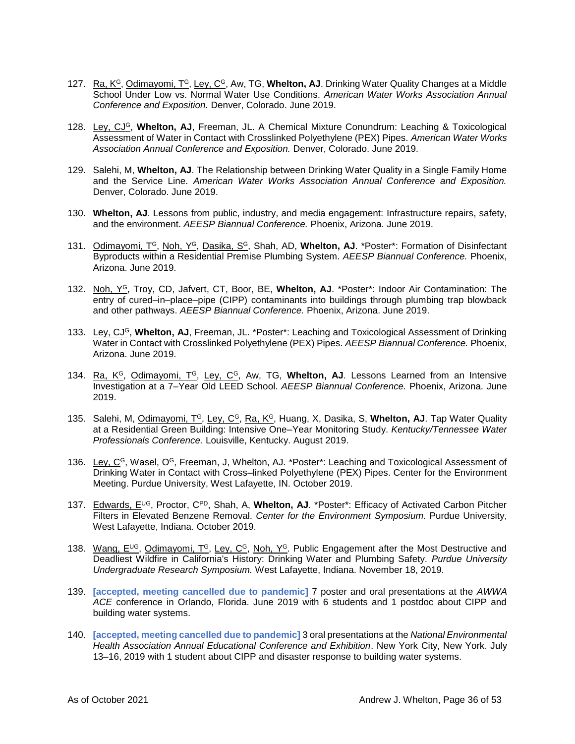127. Ra, K[G], Odimayomi, T[G], Ley, C[G], Aw, TG, **Whelton, AJ**. Drinking Water Quality Changes at a Middle School Under Low vs. Normal Water Use Conditions. *American Water Works Association Annual Conference and Exposition.* Denver, Colorado. June 2019.

128. Ley, CJ[G], **Whelton, AJ**, Freeman, JL. A Chemical Mixture Conundrum: Leaching & Toxicological Assessment of Water in Contact with Crosslinked Polyethylene (PEX) Pipes. *American Water Works Association Annual Conference and Exposition.* Denver, Colorado. June 2019.

129. Salehi, M, **Whelton, AJ**. The Relationship between Drinking Water Quality in a Single Family Home and the Service Line. *American Water Works Association Annual Conference and Exposition.* Denver, Colorado. June 2019.

130. **Whelton, AJ**. Lessons from public, industry, and media engagement: Infrastructure repairs, safety, and the environment. *AEESP Biannual Conference.* Phoenix, Arizona. June 2019.

131. Odimayomi, T[G], Noh, Y[G], Dasika, S[G], Shah, AD, **Whelton, AJ**. *Poster*: Formation of Disinfectant Byproducts within a Residential Premise Plumbing System. *AEESP Biannual Conference.* Phoenix, Arizona. June 2019.

132. Noh, Y[G], Troy, CD, Jafvert, CT, Boor, BE, **Whelton, AJ**. *Poster*: Indoor Air Contamination: The entry of cured–in–place–pipe (CIPP) contaminants into buildings through plumbing trap blowback and other pathways. *AEESP Biannual Conference.* Phoenix, Arizona. June 2019.

133. Ley, CJ[G], **Whelton, AJ**, Freeman, JL. *Poster*: Leaching and Toxicological Assessment of Drinking Water in Contact with Crosslinked Polyethylene (PEX) Pipes. *AEESP Biannual Conference.* Phoenix, Arizona. June 2019.

134. Ra, K[G], Odimayomi, T[G], Ley, C[G], Aw, TG, **Whelton, AJ**. Lessons Learned from an Intensive Investigation at a 7–Year Old LEED School. *AEESP Biannual Conference.* Phoenix, Arizona. June 2019.

135. Salehi, M, Odimayomi, T[G], Ley, C[G], Ra, K[G], Huang, X, Dasika, S, **Whelton, AJ**. Tap Water Quality at a Residential Green Building: Intensive One–Year Monitoring Study. *Kentucky/Tennessee Water Professionals Conference.* Louisville, Kentucky. August 2019.

136. Ley, C[G], Wasel, O[G], Freeman, J, Whelton, AJ. *Poster*: Leaching and Toxicological Assessment of Drinking Water in Contact with Cross–linked Polyethylene (PEX) Pipes. Center for the Environment Meeting. Purdue University, West Lafayette, IN. October 2019.

137. Edwards, E[UG], Proctor, C[PD], Shah, A, **Whelton, AJ**. *Poster*: Efficacy of Activated Carbon Pitcher Filters in Elevated Benzene Removal. *Center for the Environment Symposium*. Purdue University, West Lafayette, Indiana. October 2019.

138. Wang, E[UG], Odimayomi, T[G], Ley, C[G], Noh, Y[G]. Public Engagement after the Most Destructive and Deadliest Wildfire in California's History: Drinking Water and Plumbing Safety. *Purdue University Undergraduate Research Symposium.* West Lafayette, Indiana. November 18, 2019.

139. **[accepted, meeting cancelled due to pandemic]** 7 poster and oral presentations at the *AWWA ACE* conference in Orlando, Florida. June 2019 with 6 students and 1 postdoc about CIPP and building water systems.

140. **[accepted, meeting cancelled due to pandemic]** 3 oral presentations at the *National Environmental Health Association Annual Educational Conference and Exhibition*. New York City, New York. July 13–16, 2019 with 1 student about CIPP and disaster response to building water systems.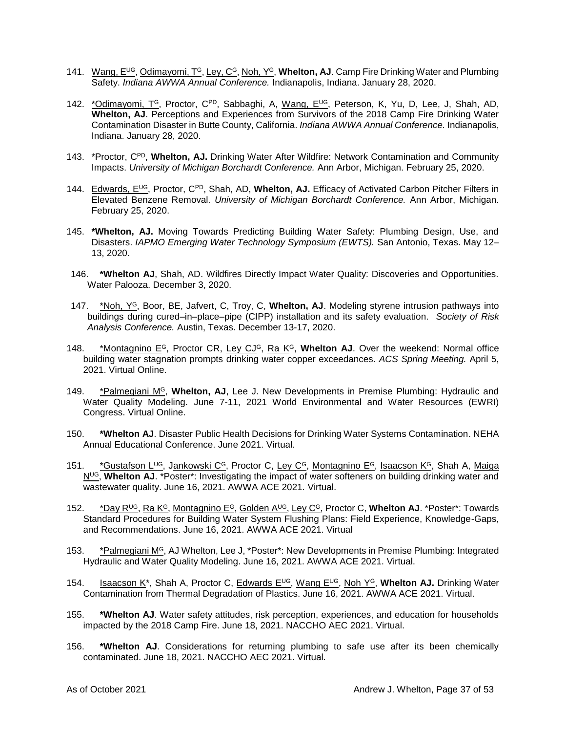141. Wang, E[UG], Odimayomi, T[G], Ley, C[G], Noh, Y[G], **Whelton, AJ**. Camp Fire Drinking Water and Plumbing Safety. *Indiana AWWA Annual Conference.* Indianapolis, Indiana. January 28, 2020.

142. *Odimayomi, T[G], Proctor, C[PD], Sabbaghi, A, Wang, E[UG], Peterson, K, Yu, D, Lee, J, Shah, AD, **Whelton, AJ**. Perceptions and Experiences from Survivors of the 2018 Camp Fire Drinking Water Contamination Disaster in Butte County, California. *Indiana AWWA Annual Conference.* Indianapolis, Indiana. January 28, 2020.

143. *Proctor, C[PD], **Whelton, AJ.** Drinking Water After Wildfire: Network Contamination and Community Impacts. *University of Michigan Borchardt Conference.* Ann Arbor, Michigan. February 25, 2020.

144. Edwards, E[UG], Proctor, C[PD], Shah, AD, **Whelton, AJ.** Efficacy of Activated Carbon Pitcher Filters in Elevated Benzene Removal. *University of Michigan Borchardt Conference.* Ann Arbor, Michigan. February 25, 2020.

145. ***Whelton, AJ.** Moving Towards Predicting Building Water Safety: Plumbing Design, Use, and Disasters. *IAPMO Emerging Water Technology Symposium (EWTS).* San Antonio, Texas. May 12–13, 2020.

146. ***Whelton AJ**, Shah, AD. Wildfires Directly Impact Water Quality: Discoveries and Opportunities. Water Palooza. December 3, 2020.

147. *Noh, Y[G], Boor, BE, Jafvert, C, Troy, C, **Whelton, AJ**. Modeling styrene intrusion pathways into buildings during cured–in–place–pipe (CIPP) installation and its safety evaluation. *Society of Risk Analysis Conference.* Austin, Texas. December 13-17, 2020.

148. *Montagnino E[G], Proctor CR, Ley CJ[G], Ra K[G], **Whelton AJ**. Over the weekend: Normal office building water stagnation prompts drinking water copper exceedances. *ACS Spring Meeting.* April 5, 2021. Virtual Online.

149. *Palmegiani M[G], **Whelton, AJ**, Lee J. New Developments in Premise Plumbing: Hydraulic and Water Quality Modeling. June 7-11, 2021 World Environmental and Water Resources (EWRI) Congress. Virtual Online.

150. ***Whelton AJ**. Disaster Public Health Decisions for Drinking Water Systems Contamination. NEHA Annual Educational Conference. June 2021. Virtual.

151. *Gustafson L[UG], Jankowski C[G], Proctor C, Ley C[G], Montagnino E[G], Isaacson K[G], Shah A, Maiga N[UG], **Whelton AJ**. *Poster*: Investigating the impact of water softeners on building drinking water and wastewater quality. June 16, 2021. AWWA ACE 2021. Virtual.

152. *Day R[UG], Ra K[G], Montagnino E[G], Golden A[UG], Ley C[G], Proctor C, **Whelton AJ**. *Poster*: Towards Standard Procedures for Building Water System Flushing Plans: Field Experience, Knowledge-Gaps, and Recommendations. June 16, 2021. AWWA ACE 2021. Virtual

153. *Palmegiani M[G], AJ Whelton, Lee J, *Poster*: New Developments in Premise Plumbing: Integrated Hydraulic and Water Quality Modeling. June 16, 2021. AWWA ACE 2021. Virtual.

154. Isaacson K*, Shah A, Proctor C, Edwards E[UG], Wang E[UG], Noh Y[G], **Whelton AJ.** Drinking Water Contamination from Thermal Degradation of Plastics. June 16, 2021. AWWA ACE 2021. Virtual.

155. ***Whelton AJ**. Water safety attitudes, risk perception, experiences, and education for households impacted by the 2018 Camp Fire. June 18, 2021. NACCHO AEC 2021. Virtual.

156. ***Whelton AJ**. Considerations for returning plumbing to safe use after its been chemically contaminated. June 18, 2021. NACCHO AEC 2021. Virtual.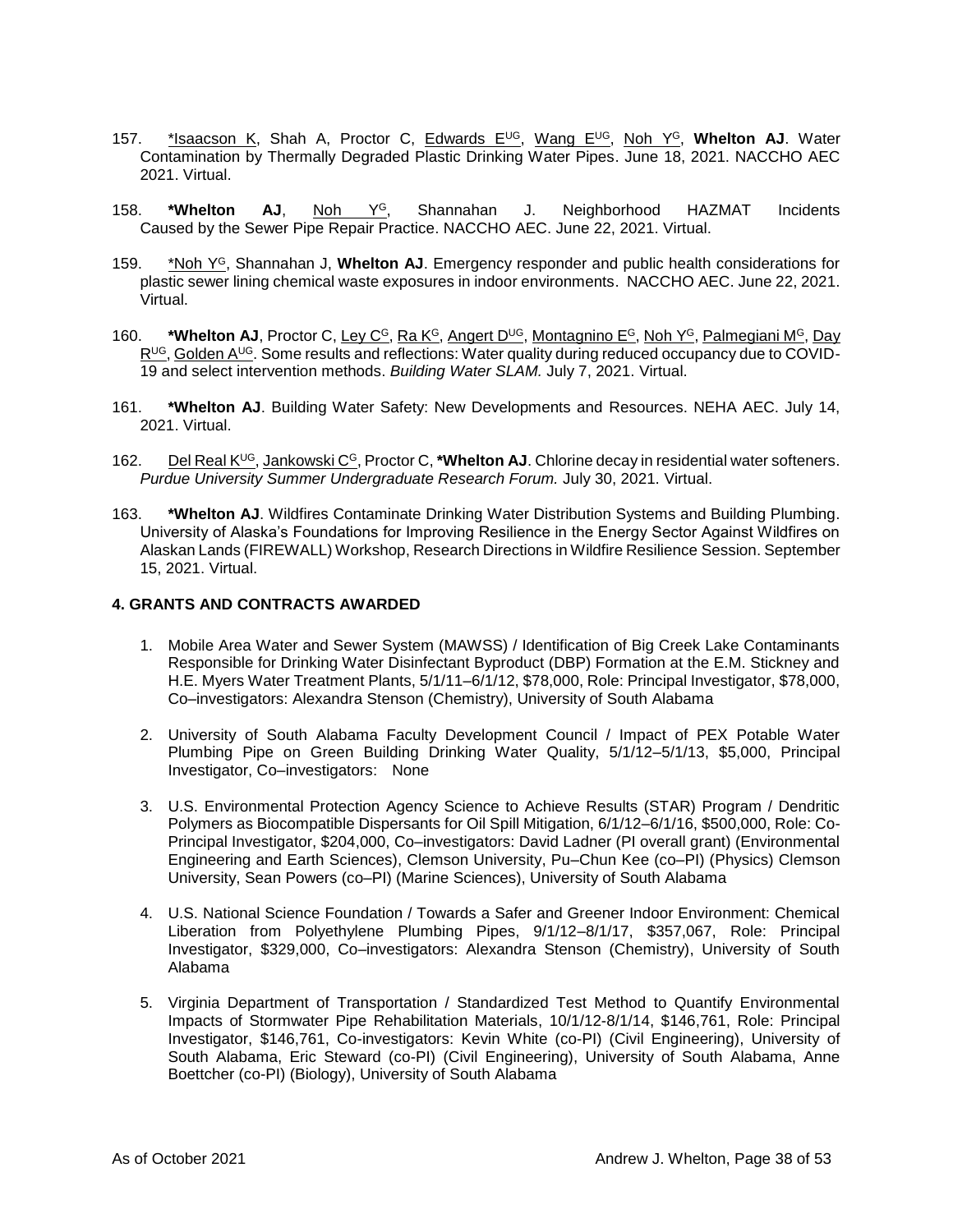157. *Isaacson K, Shah A, Proctor C, Edwards E[UG], Wang E[UG], Noh Y[G], **Whelton AJ**. Water Contamination by Thermally Degraded Plastic Drinking Water Pipes. June 18, 2021. NACCHO AEC 2021. Virtual.

158. ***Whelton AJ**, Noh Y[G], Shannahan J. Neighborhood HAZMAT Incidents Caused by the Sewer Pipe Repair Practice. NACCHO AEC. June 22, 2021. Virtual.

159. *Noh Y[G], Shannahan J, **Whelton AJ**. Emergency responder and public health considerations for plastic sewer lining chemical waste exposures in indoor environments. NACCHO AEC. June 22, 2021. Virtual.

160. ***Whelton AJ**, Proctor C, Ley C[G], Ra K[G], Angert D[UG], Montagnino E[G], Noh Y[G], Palmegiani M[G], Day R[UG], Golden A[UG]. Some results and reflections: Water quality during reduced occupancy due to COVID-19 and select intervention methods. *Building Water SLAM.* July 7, 2021. Virtual.

161. ***Whelton AJ**. Building Water Safety: New Developments and Resources. NEHA AEC. July 14, 2021. Virtual.

162. Del Real K[UG], Jankowski C[G], Proctor C, ***Whelton AJ**. Chlorine decay in residential water softeners. *Purdue University Summer Undergraduate Research Forum.* July 30, 2021. Virtual.

163. ***Whelton AJ**. Wildfires Contaminate Drinking Water Distribution Systems and Building Plumbing. University of Alaska's Foundations for Improving Resilience in the Energy Sector Against Wildfires on Alaskan Lands (FIREWALL) Workshop, Research Directions in Wildfire Resilience Session. September 15, 2021. Virtual.

### 4. GRANTS AND CONTRACTS AWARDED

1. Mobile Area Water and Sewer System (MAWSS) / Identification of Big Creek Lake Contaminants Responsible for Drinking Water Disinfectant Byproduct (DBP) Formation at the E.M. Stickney and H.E. Myers Water Treatment Plants, 5/1/11–6/1/12, $78,000, Role: Principal Investigator, $78,000, Co–investigators: Alexandra Stenson (Chemistry), University of South Alabama

2. University of South Alabama Faculty Development Council / Impact of PEX Potable Water Plumbing Pipe on Green Building Drinking Water Quality, 5/1/12–5/1/13, $5,000, Principal Investigator, Co–investigators: None

3. U.S. Environmental Protection Agency Science to Achieve Results (STAR) Program / Dendritic Polymers as Biocompatible Dispersants for Oil Spill Mitigation, 6/1/12–6/1/16, $500,000, Role: Co-Principal Investigator, $204,000, Co–investigators: David Ladner (PI overall grant) (Environmental Engineering and Earth Sciences), Clemson University, Pu–Chun Kee (co–PI) (Physics) Clemson University, Sean Powers (co–PI) (Marine Sciences), University of South Alabama

4. U.S. National Science Foundation / Towards a Safer and Greener Indoor Environment: Chemical Liberation from Polyethylene Plumbing Pipes, 9/1/12–8/1/17, $357,067, Role: Principal Investigator, $329,000, Co–investigators: Alexandra Stenson (Chemistry), University of South Alabama

5. Virginia Department of Transportation / Standardized Test Method to Quantify Environmental Impacts of Stormwater Pipe Rehabilitation Materials, 10/1/12-8/1/14, $146,761, Role: Principal Investigator, $146,761, Co-investigators: Kevin White (co-PI) (Civil Engineering), University of South Alabama, Eric Steward (co-PI) (Civil Engineering), University of South Alabama, Anne Boettcher (co-PI) (Biology), University of South Alabama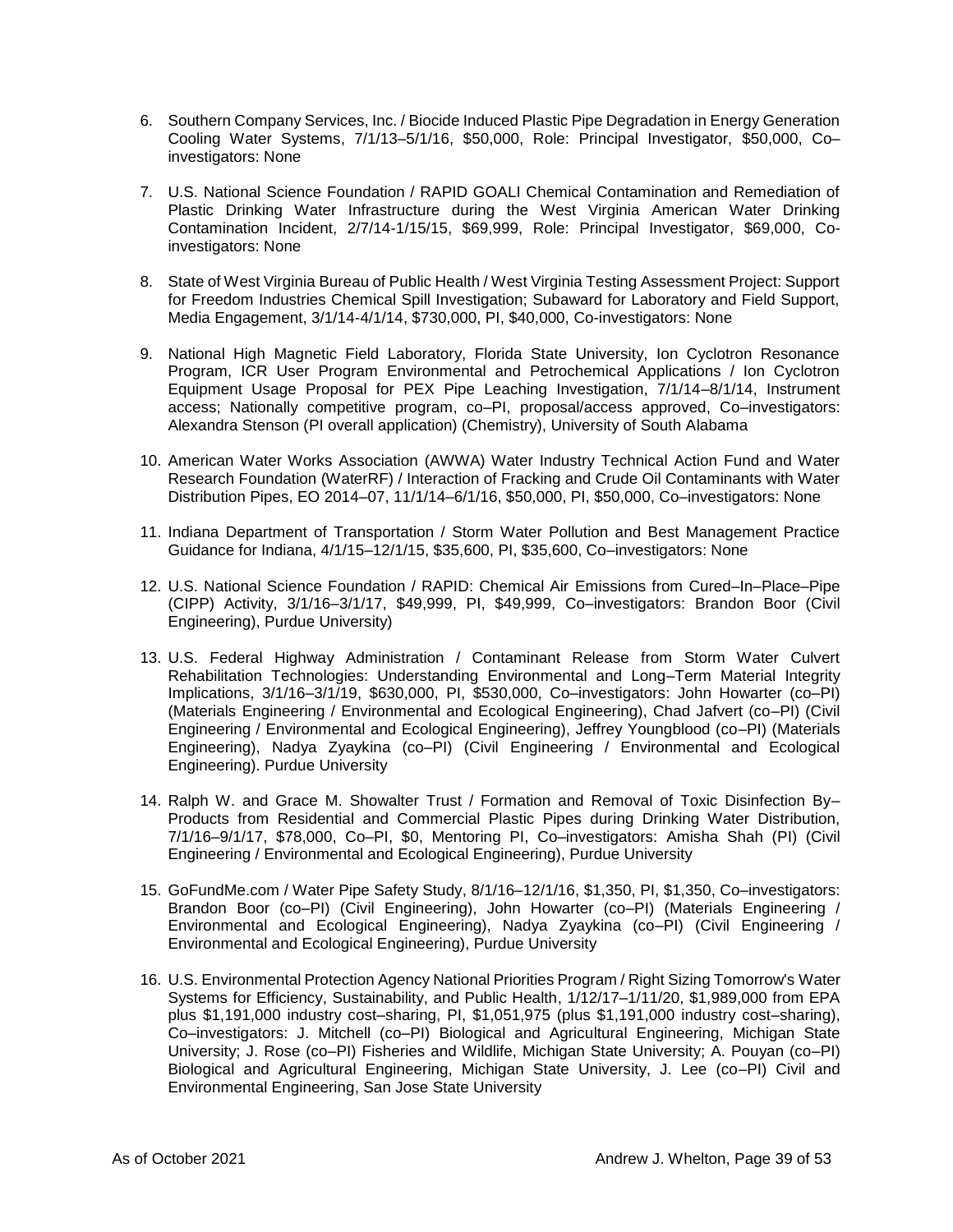6. Southern Company Services, Inc. / Biocide Induced Plastic Pipe Degradation in Energy Generation Cooling Water Systems, 7/1/13–5/1/16, $50,000, Role: Principal Investigator, $50,000, Co–investigators: None

7. U.S. National Science Foundation / RAPID GOALI Chemical Contamination and Remediation of Plastic Drinking Water Infrastructure during the West Virginia American Water Drinking Contamination Incident, 2/7/14-1/15/15, $69,999, Role: Principal Investigator, $69,000, Co-investigators: None

8. State of West Virginia Bureau of Public Health / West Virginia Testing Assessment Project: Support for Freedom Industries Chemical Spill Investigation; Subaward for Laboratory and Field Support, Media Engagement, 3/1/14-4/1/14, $730,000, PI, $40,000, Co-investigators: None

9. National High Magnetic Field Laboratory, Florida State University, Ion Cyclotron Resonance Program, ICR User Program Environmental and Petrochemical Applications / Ion Cyclotron Equipment Usage Proposal for PEX Pipe Leaching Investigation, 7/1/14–8/1/14, Instrument access; Nationally competitive program, co–PI, proposal/access approved, Co–investigators: Alexandra Stenson (PI overall application) (Chemistry), University of South Alabama

10. American Water Works Association (AWWA) Water Industry Technical Action Fund and Water Research Foundation (WaterRF) / Interaction of Fracking and Crude Oil Contaminants with Water Distribution Pipes, EO 2014–07, 11/1/14–6/1/16, $50,000, PI, $50,000, Co–investigators: None

11. Indiana Department of Transportation / Storm Water Pollution and Best Management Practice Guidance for Indiana, 4/1/15–12/1/15, $35,600, PI, $35,600, Co–investigators: None

12. U.S. National Science Foundation / RAPID: Chemical Air Emissions from Cured–In–Place–Pipe (CIPP) Activity, 3/1/16–3/1/17, $49,999, PI, $49,999, Co–investigators: Brandon Boor (Civil Engineering), Purdue University)

13. U.S. Federal Highway Administration / Contaminant Release from Storm Water Culvert Rehabilitation Technologies: Understanding Environmental and Long–Term Material Integrity Implications, 3/1/16–3/1/19, $630,000, PI, $530,000, Co–investigators: John Howarter (co–PI) (Materials Engineering / Environmental and Ecological Engineering), Chad Jafvert (co–PI) (Civil Engineering / Environmental and Ecological Engineering), Jeffrey Youngblood (co–PI) (Materials Engineering), Nadya Zyaykina (co–PI) (Civil Engineering / Environmental and Ecological Engineering). Purdue University

14. Ralph W. and Grace M. Showalter Trust / Formation and Removal of Toxic Disinfection By–Products from Residential and Commercial Plastic Pipes during Drinking Water Distribution, 7/1/16–9/1/17, $78,000, Co–PI, $0, Mentoring PI, Co–investigators: Amisha Shah (PI) (Civil Engineering / Environmental and Ecological Engineering), Purdue University

15. GoFundMe.com / Water Pipe Safety Study, 8/1/16–12/1/16, $1,350, PI, $1,350, Co–investigators: Brandon Boor (co–PI) (Civil Engineering), John Howarter (co–PI) (Materials Engineering / Environmental and Ecological Engineering), Nadya Zyaykina (co–PI) (Civil Engineering / Environmental and Ecological Engineering), Purdue University

16. U.S. Environmental Protection Agency National Priorities Program / Right Sizing Tomorrow's Water Systems for Efficiency, Sustainability, and Public Health, 1/12/17–1/11/20, $1,989,000 from EPA plus $1,191,000 industry cost–sharing, PI, $1,051,975 (plus $1,191,000 industry cost–sharing), Co–investigators: J. Mitchell (co–PI) Biological and Agricultural Engineering, Michigan State University; J. Rose (co–PI) Fisheries and Wildlife, Michigan State University; A. Pouyan (co–PI) Biological and Agricultural Engineering, Michigan State University, J. Lee (co–PI) Civil and Environmental Engineering, San Jose State University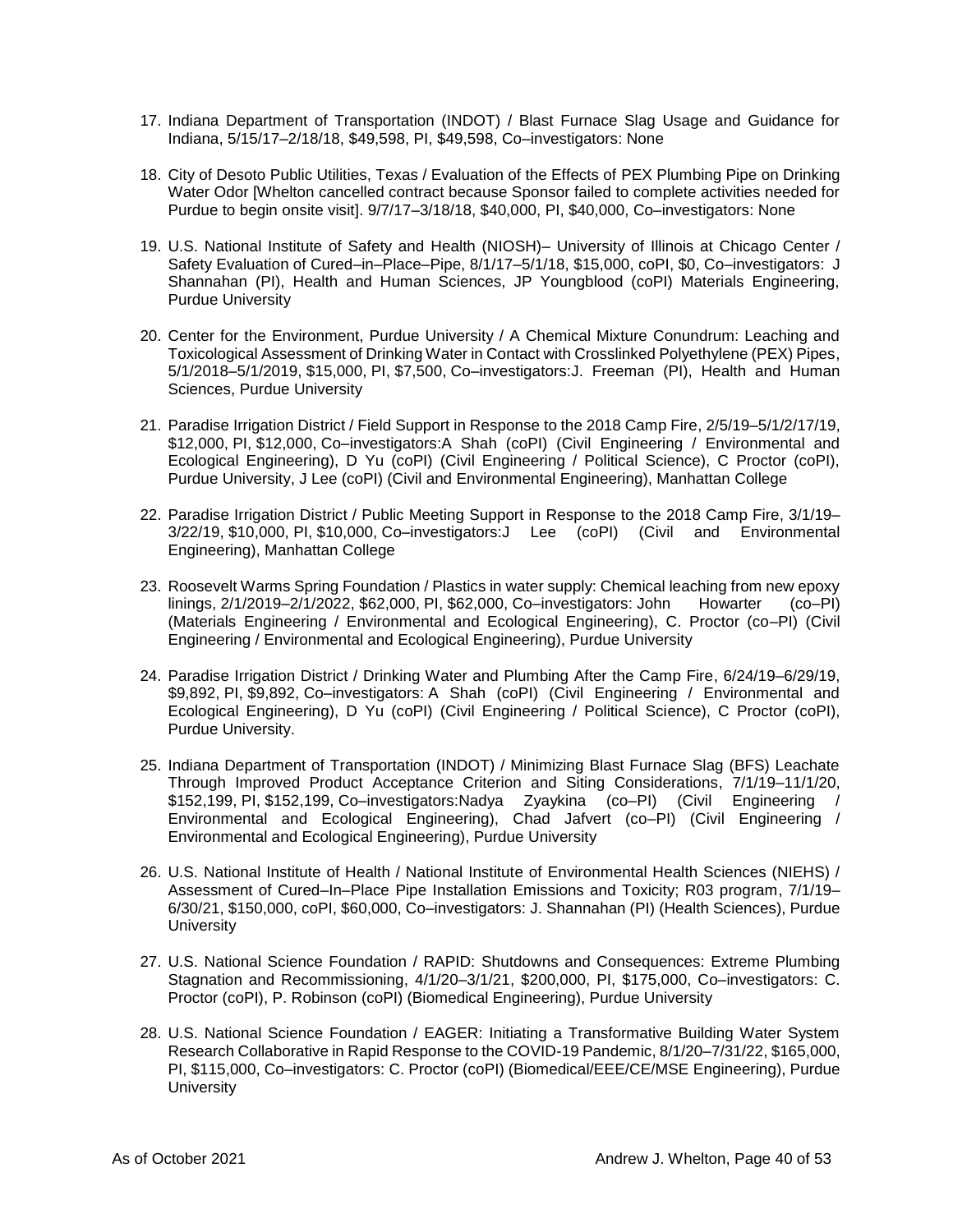17. Indiana Department of Transportation (INDOT) / Blast Furnace Slag Usage and Guidance for Indiana, 5/15/17–2/18/18, $49,598, PI, $49,598, Co–investigators: None

18. City of Desoto Public Utilities, Texas / Evaluation of the Effects of PEX Plumbing Pipe on Drinking Water Odor [Whelton cancelled contract because Sponsor failed to complete activities needed for Purdue to begin onsite visit]. 9/7/17–3/18/18, $40,000, PI, $40,000, Co–investigators: None

19. U.S. National Institute of Safety and Health (NIOSH)– University of Illinois at Chicago Center / Safety Evaluation of Cured–in–Place–Pipe, 8/1/17–5/1/18, $15,000, coPI, $0, Co–investigators: J Shannahan (PI), Health and Human Sciences, JP Youngblood (coPI) Materials Engineering, Purdue University

20. Center for the Environment, Purdue University / A Chemical Mixture Conundrum: Leaching and Toxicological Assessment of Drinking Water in Contact with Crosslinked Polyethylene (PEX) Pipes, 5/1/2018–5/1/2019, $15,000, PI, $7,500, Co–investigators:J. Freeman (PI), Health and Human Sciences, Purdue University

21. Paradise Irrigation District / Field Support in Response to the 2018 Camp Fire, 2/5/19–5/1/2/17/19, $12,000, PI, $12,000, Co–investigators:A Shah (coPI) (Civil Engineering / Environmental and Ecological Engineering), D Yu (coPI) (Civil Engineering / Political Science), C Proctor (coPI), Purdue University, J Lee (coPI) (Civil and Environmental Engineering), Manhattan College

22. Paradise Irrigation District / Public Meeting Support in Response to the 2018 Camp Fire, 3/1/19–3/22/19, $10,000, PI, $10,000, Co–investigators:J Lee (coPI) (Civil and Environmental Engineering), Manhattan College

23. Roosevelt Warms Spring Foundation / Plastics in water supply: Chemical leaching from new epoxy linings, 2/1/2019–2/1/2022, $62,000, PI, $62,000, Co–investigators: John Howarter (co–PI) (Materials Engineering / Environmental and Ecological Engineering), C. Proctor (co–PI) (Civil Engineering / Environmental and Ecological Engineering), Purdue University

24. Paradise Irrigation District / Drinking Water and Plumbing After the Camp Fire, 6/24/19–6/29/19, $9,892, PI, $9,892, Co–investigators: A Shah (coPI) (Civil Engineering / Environmental and Ecological Engineering), D Yu (coPI) (Civil Engineering / Political Science), C Proctor (coPI), Purdue University.

25. Indiana Department of Transportation (INDOT) / Minimizing Blast Furnace Slag (BFS) Leachate Through Improved Product Acceptance Criterion and Siting Considerations, 7/1/19–11/1/20, $152,199, PI, $152,199, Co–investigators:Nadya Zyaykina (co–PI) (Civil Engineering / Environmental and Ecological Engineering), Chad Jafvert (co–PI) (Civil Engineering / Environmental and Ecological Engineering), Purdue University

26. U.S. National Institute of Health / National Institute of Environmental Health Sciences (NIEHS) / Assessment of Cured–In–Place Pipe Installation Emissions and Toxicity; R03 program, 7/1/19–6/30/21, $150,000, coPI, $60,000, Co–investigators: J. Shannahan (PI) (Health Sciences), Purdue University

27. U.S. National Science Foundation / RAPID: Shutdowns and Consequences: Extreme Plumbing Stagnation and Recommissioning, 4/1/20–3/1/21, $200,000, PI, $175,000, Co–investigators: C. Proctor (coPI), P. Robinson (coPI) (Biomedical Engineering), Purdue University

28. U.S. National Science Foundation / EAGER: Initiating a Transformative Building Water System Research Collaborative in Rapid Response to the COVID-19 Pandemic, 8/1/20–7/31/22, $165,000, PI, $115,000, Co–investigators: C. Proctor (coPI) (Biomedical/EEE/CE/MSE Engineering), Purdue University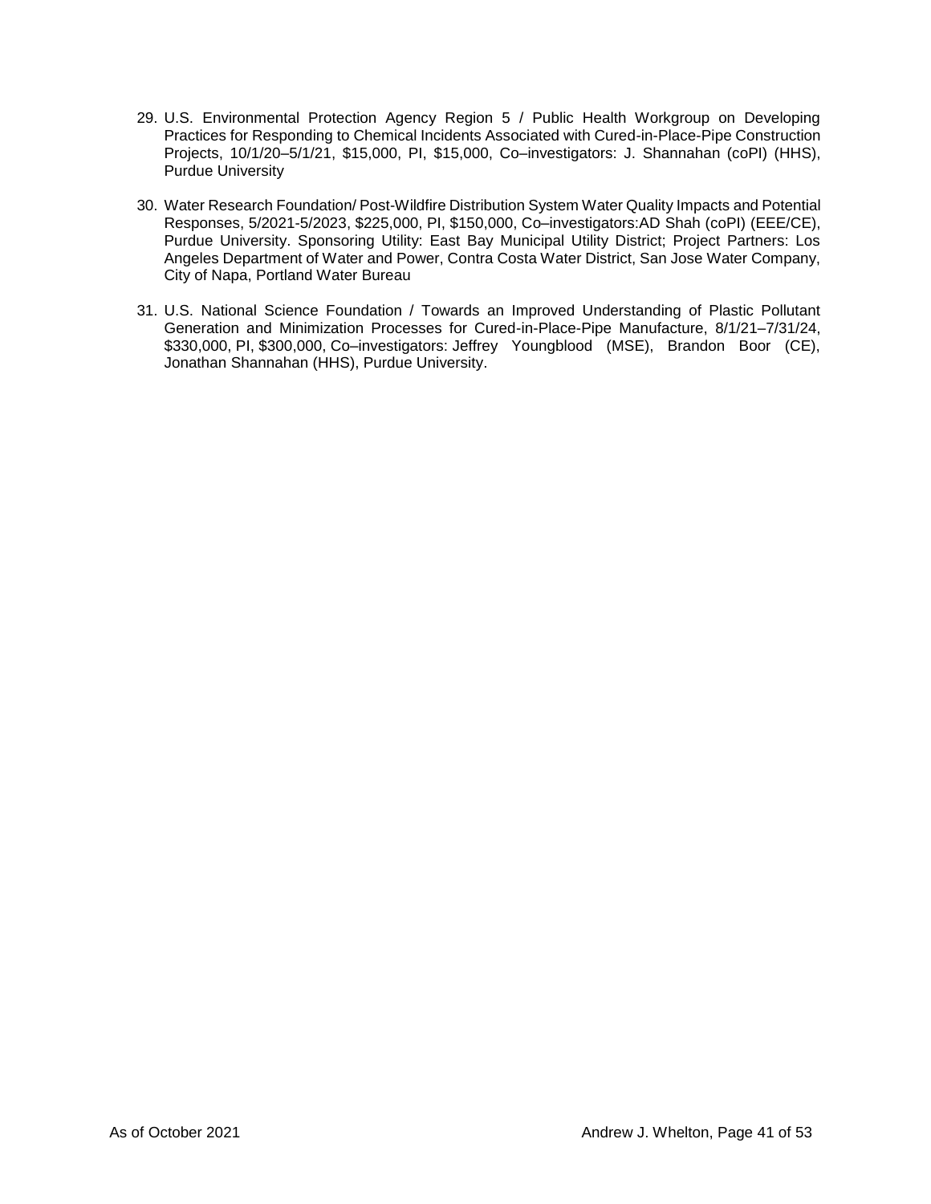29. U.S. Environmental Protection Agency Region 5 / Public Health Workgroup on Developing Practices for Responding to Chemical Incidents Associated with Cured-in-Place-Pipe Construction Projects, 10/1/20–5/1/21, $15,000, PI, $15,000, Co–investigators: J. Shannahan (coPI) (HHS), Purdue University

30. Water Research Foundation/ Post-Wildfire Distribution System Water Quality Impacts and Potential Responses, 5/2021-5/2023, $225,000, PI, $150,000, Co–investigators:AD Shah (coPI) (EEE/CE), Purdue University. Sponsoring Utility: East Bay Municipal Utility District; Project Partners: Los Angeles Department of Water and Power, Contra Costa Water District, San Jose Water Company, City of Napa, Portland Water Bureau

31. U.S. National Science Foundation / Towards an Improved Understanding of Plastic Pollutant Generation and Minimization Processes for Cured-in-Place-Pipe Manufacture, 8/1/21–7/31/24, $330,000, PI, $300,000, Co–investigators: Jeffrey Youngblood (MSE), Brandon Boor (CE), Jonathan Shannahan (HHS), Purdue University.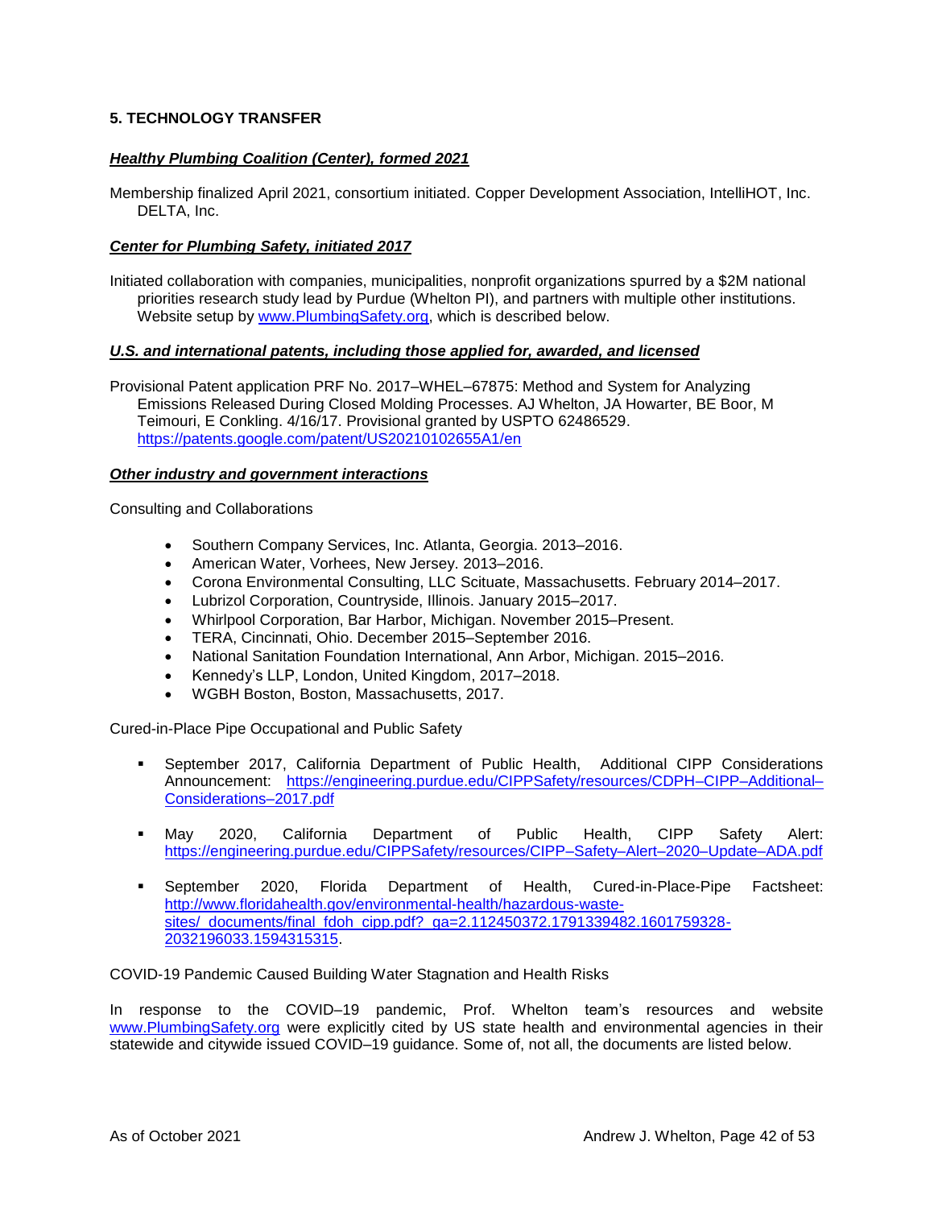## 5. TECHNOLOGY TRANSFER

***Healthy Plumbing Coalition (Center), formed 2021***

Membership finalized April 2021, consortium initiated. Copper Development Association, IntelliHOT, Inc. DELTA, Inc.

***Center for Plumbing Safety, initiated 2017***

Initiated collaboration with companies, municipalities, nonprofit organizations spurred by a $2M national priorities research study lead by Purdue (Whelton PI), and partners with multiple other institutions. Website setup by www.PlumbingSafety.org, which is described below.

***U.S. and international patents, including those applied for, awarded, and licensed***

Provisional Patent application PRF No. 2017–WHEL–67875: Method and System for Analyzing Emissions Released During Closed Molding Processes. AJ Whelton, JA Howarter, BE Boor, M Teimouri, E Conkling. 4/16/17. Provisional granted by USPTO 62486529. https://patents.google.com/patent/US20210102655A1/en

***Other industry and government interactions***

Consulting and Collaborations

- Southern Company Services, Inc. Atlanta, Georgia. 2013–2016.
- American Water, Vorhees, New Jersey. 2013–2016.
- Corona Environmental Consulting, LLC Scituate, Massachusetts. February 2014–2017.
- Lubrizol Corporation, Countryside, Illinois. January 2015–2017.
- Whirlpool Corporation, Bar Harbor, Michigan. November 2015–Present.
- TERA, Cincinnati, Ohio. December 2015–September 2016.
- National Sanitation Foundation International, Ann Arbor, Michigan. 2015–2016.
- Kennedy's LLP, London, United Kingdom, 2017–2018.
- WGBH Boston, Boston, Massachusetts, 2017.

Cured-in-Place Pipe Occupational and Public Safety

- September 2017, California Department of Public Health, Additional CIPP Considerations Announcement: https://engineering.purdue.edu/CIPPSafety/resources/CDPH–CIPP–Additional–Considerations–2017.pdf
- May 2020, California Department of Public Health, CIPP Safety Alert: https://engineering.purdue.edu/CIPPSafety/resources/CIPP–Safety–Alert–2020–Update–ADA.pdf
- September 2020, Florida Department of Health, Cured-in-Place-Pipe Factsheet: http://www.floridahealth.gov/environmental-health/hazardous-waste-sites/_documents/final_fdoh_cipp.pdf?_ga=2.112450372.1791339482.1601759328-2032196033.1594315315.

COVID-19 Pandemic Caused Building Water Stagnation and Health Risks

In response to the COVID–19 pandemic, Prof. Whelton team's resources and website www.PlumbingSafety.org were explicitly cited by US state health and environmental agencies in their statewide and citywide issued COVID–19 guidance. Some of, not all, the documents are listed below.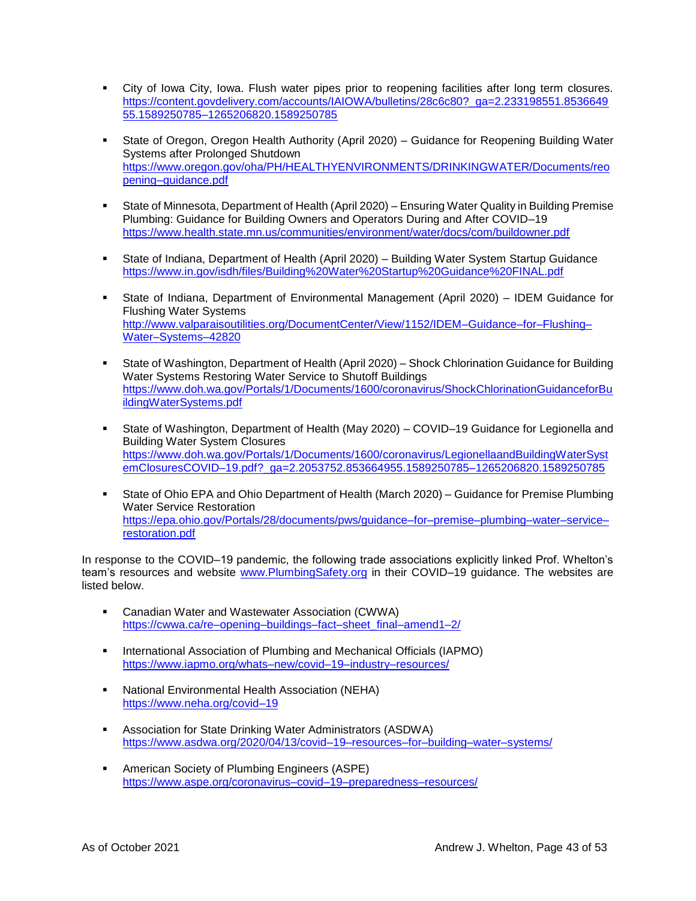- City of Iowa City, Iowa. Flush water pipes prior to reopening facilities after long term closures. https://content.govdelivery.com/accounts/IAIOWA/bulletins/28c6c80?_ga=2.233198551.853664955.1589250785–1265206820.1589250785

- State of Oregon, Oregon Health Authority (April 2020) – Guidance for Reopening Building Water Systems after Prolonged Shutdown https://www.oregon.gov/oha/PH/HEALTHYENVIRONMENTS/DRINKINGWATER/Documents/reopening–guidance.pdf

- State of Minnesota, Department of Health (April 2020) – Ensuring Water Quality in Building Premise Plumbing: Guidance for Building Owners and Operators During and After COVID–19 https://www.health.state.mn.us/communities/environment/water/docs/com/buildowner.pdf

- State of Indiana, Department of Health (April 2020) – Building Water System Startup Guidance https://www.in.gov/isdh/files/Building%20Water%20Startup%20Guidance%20FINAL.pdf

- State of Indiana, Department of Environmental Management (April 2020) – IDEM Guidance for Flushing Water Systems http://www.valparaisoutilities.org/DocumentCenter/View/1152/IDEM–Guidance–for–Flushing–Water–Systems–42820

- State of Washington, Department of Health (April 2020) – Shock Chlorination Guidance for Building Water Systems Restoring Water Service to Shutoff Buildings https://www.doh.wa.gov/Portals/1/Documents/1600/coronavirus/ShockChlorinationGuidanceforBuildingWaterSystems.pdf

- State of Washington, Department of Health (May 2020) – COVID–19 Guidance for Legionella and Building Water System Closures https://www.doh.wa.gov/Portals/1/Documents/1600/coronavirus/LegionellaandBuildingWaterSystemClosuresCOVID–19.pdf?_ga=2.2053752.853664955.1589250785–1265206820.1589250785

- State of Ohio EPA and Ohio Department of Health (March 2020) – Guidance for Premise Plumbing Water Service Restoration https://epa.ohio.gov/Portals/28/documents/pws/guidance–for–premise–plumbing–water–service–restoration.pdf

In response to the COVID–19 pandemic, the following trade associations explicitly linked Prof. Whelton's team's resources and website www.PlumbingSafety.org in their COVID–19 guidance. The websites are listed below.

- Canadian Water and Wastewater Association (CWWA) https://cwwa.ca/re–opening–buildings–fact–sheet_final–amend1–2/

- International Association of Plumbing and Mechanical Officials (IAPMO) https://www.iapmo.org/whats–new/covid–19–industry–resources/

- National Environmental Health Association (NEHA) https://www.neha.org/covid–19

- Association for State Drinking Water Administrators (ASDWA) https://www.asdwa.org/2020/04/13/covid–19–resources–for–building–water–systems/

- American Society of Plumbing Engineers (ASPE) https://www.aspe.org/coronavirus–covid–19–preparedness–resources/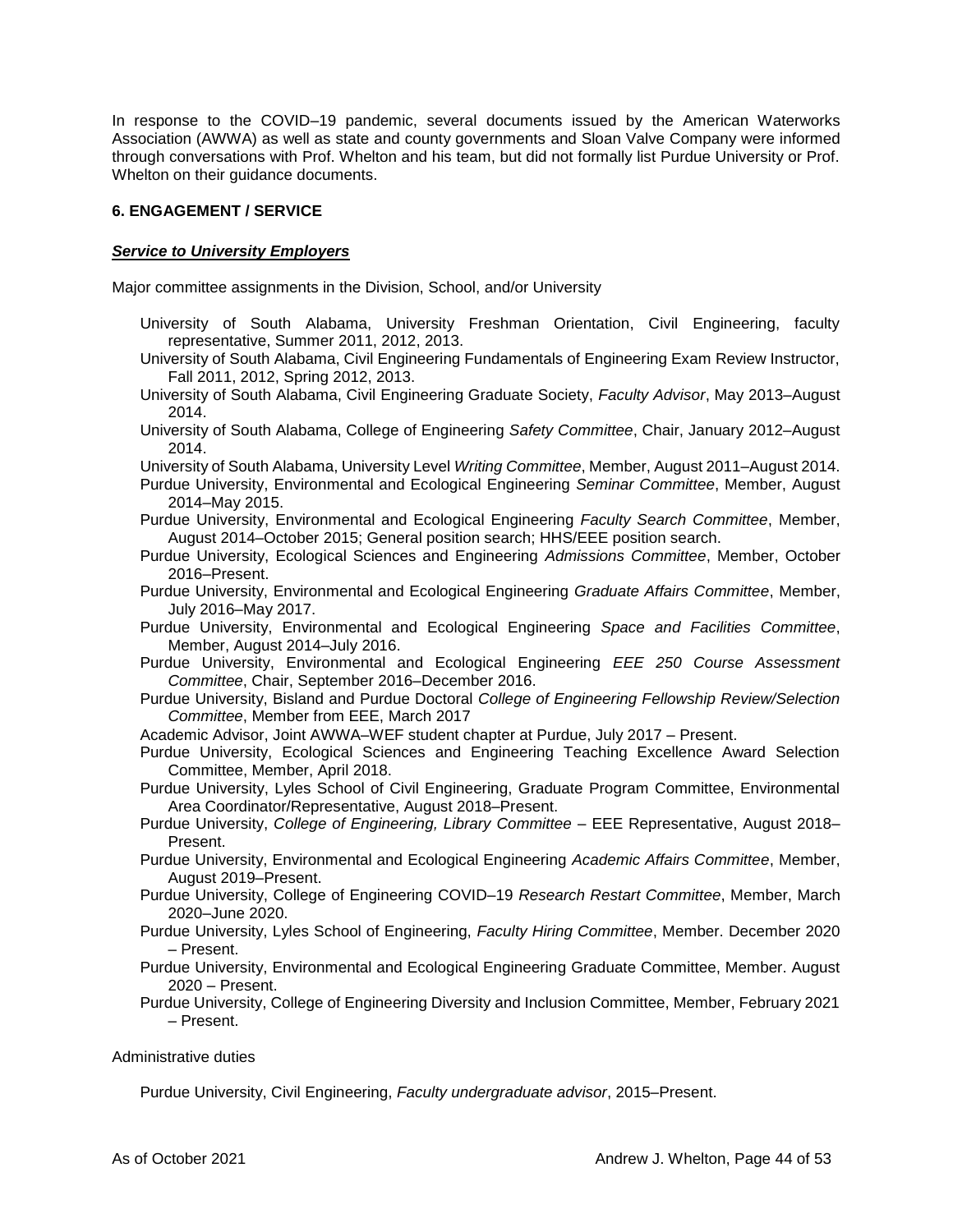In response to the COVID–19 pandemic, several documents issued by the American Waterworks Association (AWWA) as well as state and county governments and Sloan Valve Company were informed through conversations with Prof. Whelton and his team, but did not formally list Purdue University or Prof. Whelton on their guidance documents.

### 6. ENGAGEMENT / SERVICE

***Service to University Employers***

Major committee assignments in the Division, School, and/or University

- University of South Alabama, University Freshman Orientation, Civil Engineering, faculty representative, Summer 2011, 2012, 2013.
- University of South Alabama, Civil Engineering Fundamentals of Engineering Exam Review Instructor, Fall 2011, 2012, Spring 2012, 2013.
- University of South Alabama, Civil Engineering Graduate Society, *Faculty Advisor*, May 2013–August 2014.
- University of South Alabama, College of Engineering *Safety Committee*, Chair, January 2012–August 2014.
- University of South Alabama, University Level *Writing Committee*, Member, August 2011–August 2014.
- Purdue University, Environmental and Ecological Engineering *Seminar Committee*, Member, August 2014–May 2015.
- Purdue University, Environmental and Ecological Engineering *Faculty Search Committee*, Member, August 2014–October 2015; General position search; HHS/EEE position search.
- Purdue University, Ecological Sciences and Engineering *Admissions Committee*, Member, October 2016–Present.
- Purdue University, Environmental and Ecological Engineering *Graduate Affairs Committee*, Member, July 2016–May 2017.
- Purdue University, Environmental and Ecological Engineering *Space and Facilities Committee*, Member, August 2014–July 2016.
- Purdue University, Environmental and Ecological Engineering *EEE 250 Course Assessment Committee*, Chair, September 2016–December 2016.
- Purdue University, Bisland and Purdue Doctoral *College of Engineering Fellowship Review/Selection Committee*, Member from EEE, March 2017
- Academic Advisor, Joint AWWA–WEF student chapter at Purdue, July 2017 – Present.
- Purdue University, Ecological Sciences and Engineering Teaching Excellence Award Selection Committee, Member, April 2018.
- Purdue University, Lyles School of Civil Engineering, Graduate Program Committee, Environmental Area Coordinator/Representative, August 2018–Present.
- Purdue University, *College of Engineering, Library Committee* – EEE Representative, August 2018–Present.
- Purdue University, Environmental and Ecological Engineering *Academic Affairs Committee*, Member, August 2019–Present.
- Purdue University, College of Engineering COVID–19 *Research Restart Committee*, Member, March 2020–June 2020.
- Purdue University, Lyles School of Engineering, *Faculty Hiring Committee*, Member. December 2020 – Present.
- Purdue University, Environmental and Ecological Engineering Graduate Committee, Member. August 2020 – Present.
- Purdue University, College of Engineering Diversity and Inclusion Committee, Member, February 2021 – Present.

Administrative duties

- Purdue University, Civil Engineering, *Faculty undergraduate advisor*, 2015–Present.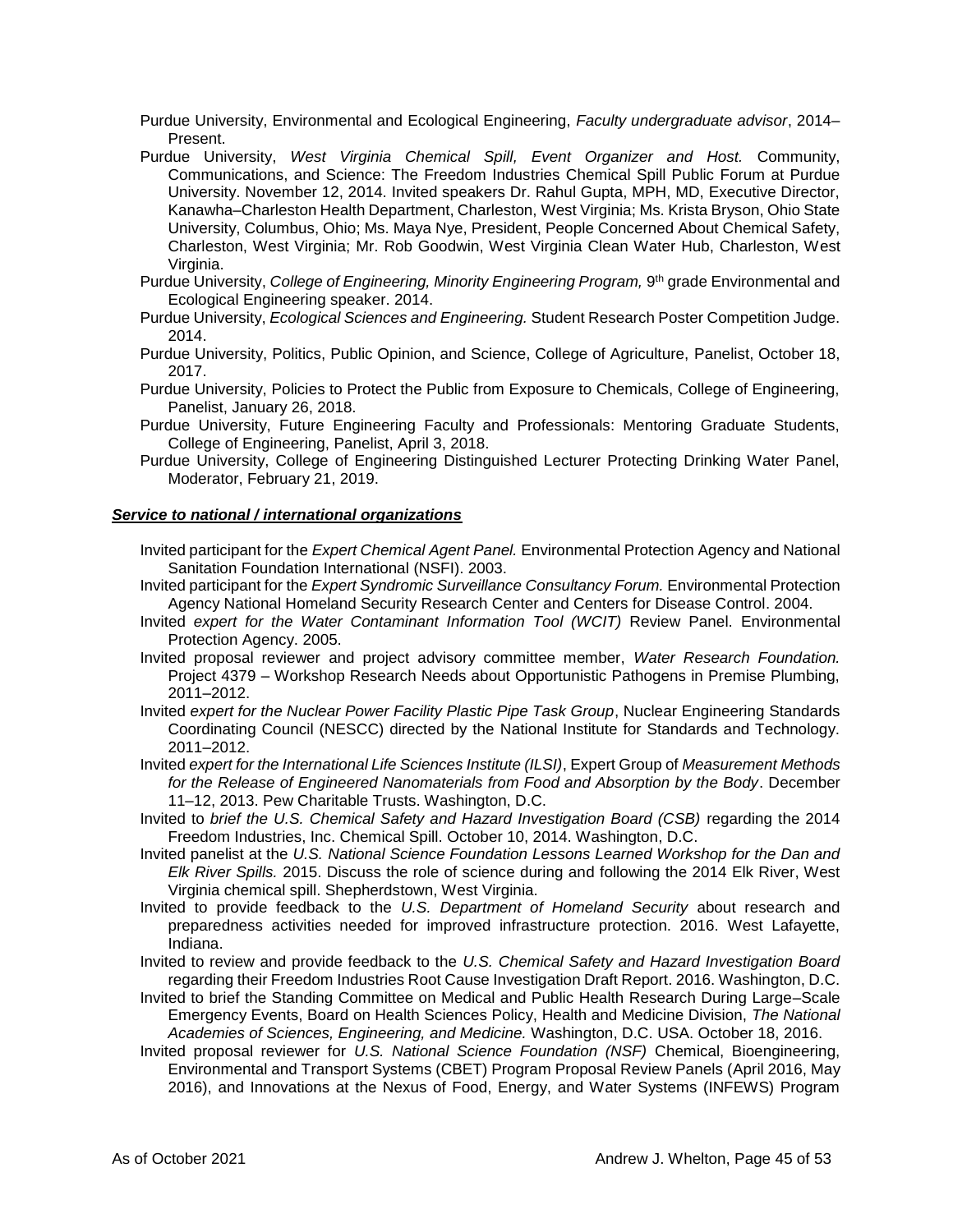Purdue University, Environmental and Ecological Engineering, *Faculty undergraduate advisor*, 2014–Present.

Purdue University, *West Virginia Chemical Spill, Event Organizer and Host.* Community, Communications, and Science: The Freedom Industries Chemical Spill Public Forum at Purdue University. November 12, 2014. Invited speakers Dr. Rahul Gupta, MPH, MD, Executive Director, Kanawha–Charleston Health Department, Charleston, West Virginia; Ms. Krista Bryson, Ohio State University, Columbus, Ohio; Ms. Maya Nye, President, People Concerned About Chemical Safety, Charleston, West Virginia; Mr. Rob Goodwin, West Virginia Clean Water Hub, Charleston, West Virginia.

Purdue University, *College of Engineering, Minority Engineering Program,* 9th grade Environmental and Ecological Engineering speaker. 2014.

Purdue University, *Ecological Sciences and Engineering.* Student Research Poster Competition Judge. 2014.

Purdue University, Politics, Public Opinion, and Science, College of Agriculture, Panelist, October 18, 2017.

Purdue University, Policies to Protect the Public from Exposure to Chemicals, College of Engineering, Panelist, January 26, 2018.

Purdue University, Future Engineering Faculty and Professionals: Mentoring Graduate Students, College of Engineering, Panelist, April 3, 2018.

Purdue University, College of Engineering Distinguished Lecturer Protecting Drinking Water Panel, Moderator, February 21, 2019.

***Service to national / international organizations***

Invited participant for the *Expert Chemical Agent Panel.* Environmental Protection Agency and National Sanitation Foundation International (NSFI). 2003.

Invited participant for the *Expert Syndromic Surveillance Consultancy Forum.* Environmental Protection Agency National Homeland Security Research Center and Centers for Disease Control. 2004.

Invited *expert for the Water Contaminant Information Tool (WCIT)* Review Panel. Environmental Protection Agency. 2005.

Invited proposal reviewer and project advisory committee member, *Water Research Foundation.* Project 4379 – Workshop Research Needs about Opportunistic Pathogens in Premise Plumbing, 2011–2012.

Invited *expert for the Nuclear Power Facility Plastic Pipe Task Group*, Nuclear Engineering Standards Coordinating Council (NESCC) directed by the National Institute for Standards and Technology. 2011–2012.

Invited *expert for the International Life Sciences Institute (ILSI)*, Expert Group of *Measurement Methods for the Release of Engineered Nanomaterials from Food and Absorption by the Body*. December 11–12, 2013. Pew Charitable Trusts. Washington, D.C.

Invited to *brief the U.S. Chemical Safety and Hazard Investigation Board (CSB)* regarding the 2014 Freedom Industries, Inc. Chemical Spill. October 10, 2014. Washington, D.C.

Invited panelist at the *U.S. National Science Foundation Lessons Learned Workshop for the Dan and Elk River Spills.* 2015. Discuss the role of science during and following the 2014 Elk River, West Virginia chemical spill. Shepherdstown, West Virginia.

Invited to provide feedback to the *U.S. Department of Homeland Security* about research and preparedness activities needed for improved infrastructure protection. 2016. West Lafayette, Indiana.

Invited to review and provide feedback to the *U.S. Chemical Safety and Hazard Investigation Board* regarding their Freedom Industries Root Cause Investigation Draft Report. 2016. Washington, D.C.

Invited to brief the Standing Committee on Medical and Public Health Research During Large–Scale Emergency Events, Board on Health Sciences Policy, Health and Medicine Division, *The National Academies of Sciences, Engineering, and Medicine.* Washington, D.C. USA. October 18, 2016.

Invited proposal reviewer for *U.S. National Science Foundation (NSF)* Chemical, Bioengineering, Environmental and Transport Systems (CBET) Program Proposal Review Panels (April 2016, May 2016), and Innovations at the Nexus of Food, Energy, and Water Systems (INFEWS) Program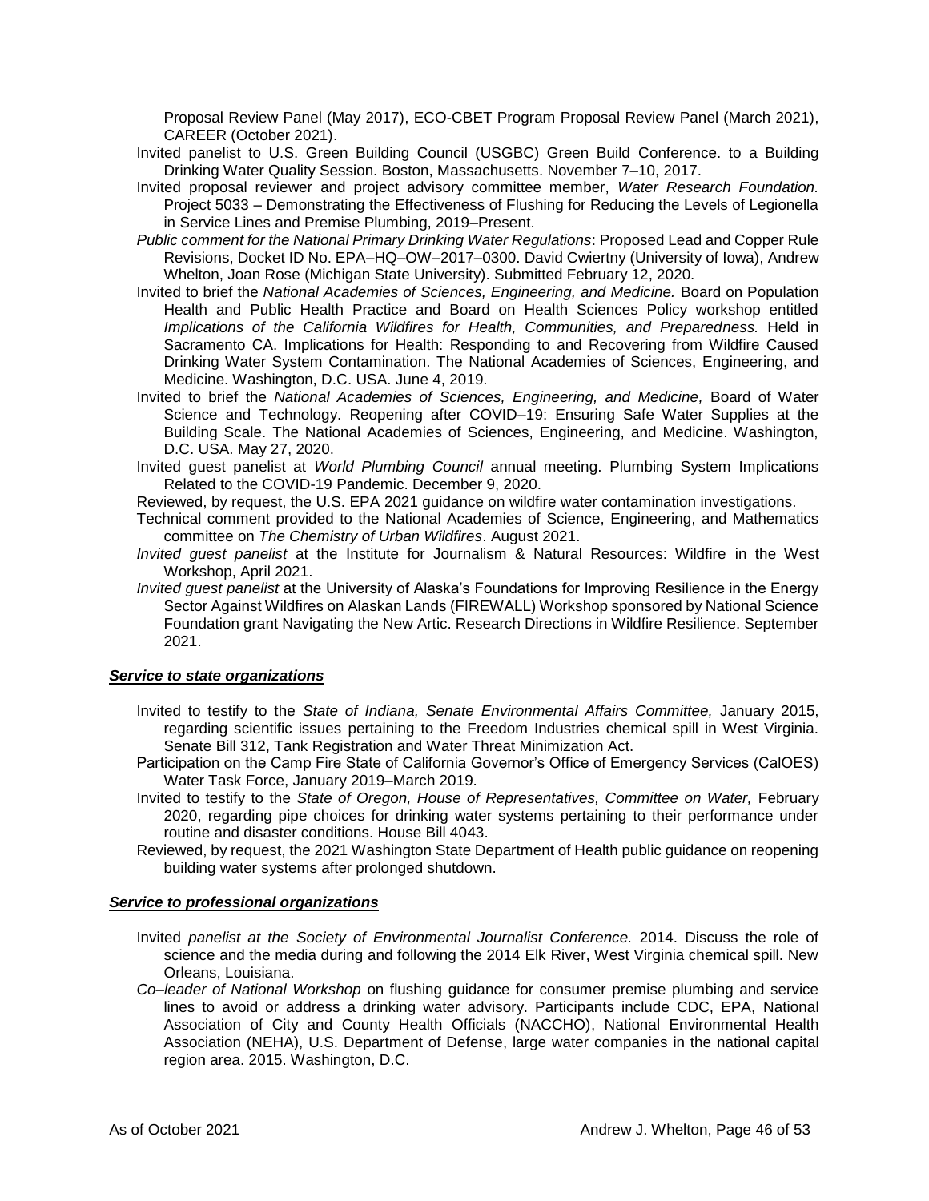Proposal Review Panel (May 2017), ECO-CBET Program Proposal Review Panel (March 2021), CAREER (October 2021).

Invited panelist to U.S. Green Building Council (USGBC) Green Build Conference. to a Building Drinking Water Quality Session. Boston, Massachusetts. November 7–10, 2017.

Invited proposal reviewer and project advisory committee member, *Water Research Foundation.* Project 5033 – Demonstrating the Effectiveness of Flushing for Reducing the Levels of Legionella in Service Lines and Premise Plumbing, 2019–Present.

*Public comment for the National Primary Drinking Water Regulations*: Proposed Lead and Copper Rule Revisions, Docket ID No. EPA–HQ–OW–2017–0300. David Cwiertny (University of Iowa), Andrew Whelton, Joan Rose (Michigan State University). Submitted February 12, 2020.

Invited to brief the *National Academies of Sciences, Engineering, and Medicine.* Board on Population Health and Public Health Practice and Board on Health Sciences Policy workshop entitled *Implications of the California Wildfires for Health, Communities, and Preparedness.* Held in Sacramento CA. Implications for Health: Responding to and Recovering from Wildfire Caused Drinking Water System Contamination. The National Academies of Sciences, Engineering, and Medicine. Washington, D.C. USA. June 4, 2019.

Invited to brief the *National Academies of Sciences, Engineering, and Medicine,* Board of Water Science and Technology. Reopening after COVID–19: Ensuring Safe Water Supplies at the Building Scale. The National Academies of Sciences, Engineering, and Medicine. Washington, D.C. USA. May 27, 2020.

Invited guest panelist at *World Plumbing Council* annual meeting. Plumbing System Implications Related to the COVID-19 Pandemic. December 9, 2020.

Reviewed, by request, the U.S. EPA 2021 guidance on wildfire water contamination investigations.

Technical comment provided to the National Academies of Science, Engineering, and Mathematics committee on *The Chemistry of Urban Wildfires*. August 2021.

*Invited guest panelist* at the Institute for Journalism & Natural Resources: Wildfire in the West Workshop, April 2021.

*Invited guest panelist* at the University of Alaska's Foundations for Improving Resilience in the Energy Sector Against Wildfires on Alaskan Lands (FIREWALL) Workshop sponsored by National Science Foundation grant Navigating the New Artic. Research Directions in Wildfire Resilience. September 2021.

***Service to state organizations***

Invited to testify to the *State of Indiana, Senate Environmental Affairs Committee,* January 2015, regarding scientific issues pertaining to the Freedom Industries chemical spill in West Virginia. Senate Bill 312, Tank Registration and Water Threat Minimization Act.

Participation on the Camp Fire State of California Governor's Office of Emergency Services (CalOES) Water Task Force, January 2019–March 2019.

Invited to testify to the *State of Oregon, House of Representatives, Committee on Water,* February 2020, regarding pipe choices for drinking water systems pertaining to their performance under routine and disaster conditions. House Bill 4043.

Reviewed, by request, the 2021 Washington State Department of Health public guidance on reopening building water systems after prolonged shutdown.

***Service to professional organizations***

Invited *panelist at the Society of Environmental Journalist Conference.* 2014. Discuss the role of science and the media during and following the 2014 Elk River, West Virginia chemical spill. New Orleans, Louisiana.

*Co–leader of National Workshop* on flushing guidance for consumer premise plumbing and service lines to avoid or address a drinking water advisory. Participants include CDC, EPA, National Association of City and County Health Officials (NACCHO), National Environmental Health Association (NEHA), U.S. Department of Defense, large water companies in the national capital region area. 2015. Washington, D.C.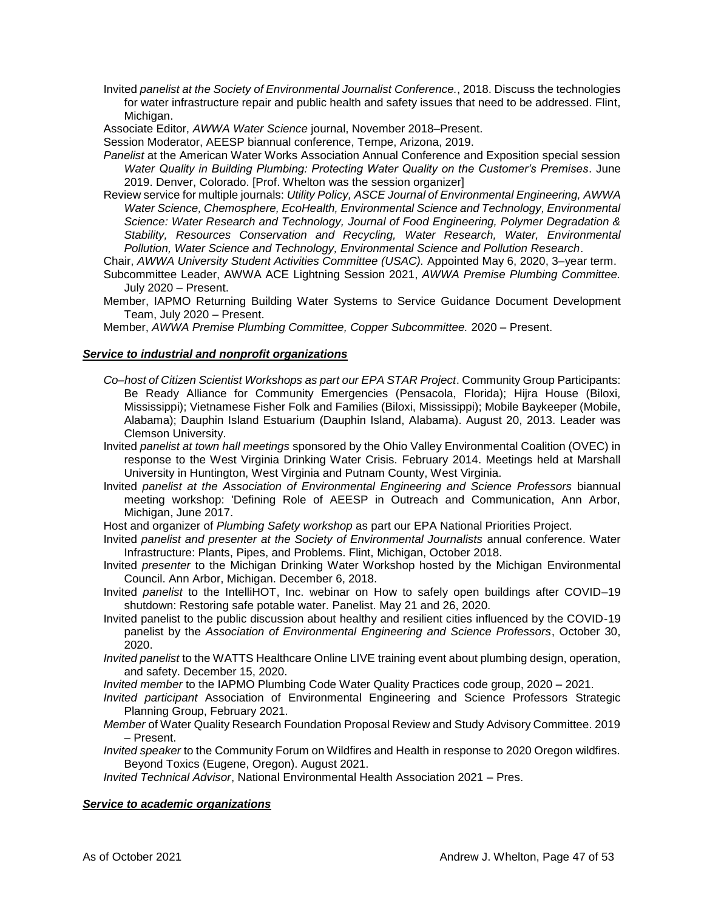Invited *panelist at the Society of Environmental Journalist Conference.*, 2018. Discuss the technologies for water infrastructure repair and public health and safety issues that need to be addressed. Flint, Michigan.

Associate Editor, *AWWA Water Science* journal, November 2018–Present.

Session Moderator, AEESP biannual conference, Tempe, Arizona, 2019.

*Panelist* at the American Water Works Association Annual Conference and Exposition special session *Water Quality in Building Plumbing: Protecting Water Quality on the Customer's Premises*. June 2019. Denver, Colorado. [Prof. Whelton was the session organizer]

Review service for multiple journals: *Utility Policy, ASCE Journal of Environmental Engineering, AWWA Water Science, Chemosphere, EcoHealth, Environmental Science and Technology, Environmental Science: Water Research and Technology, Journal of Food Engineering, Polymer Degradation & Stability, Resources Conservation and Recycling, Water Research, Water, Environmental Pollution, Water Science and Technology, Environmental Science and Pollution Research*.

Chair, *AWWA University Student Activities Committee (USAC).* Appointed May 6, 2020, 3–year term.

Subcommittee Leader, AWWA ACE Lightning Session 2021, *AWWA Premise Plumbing Committee.* July 2020 – Present.

Member, IAPMO Returning Building Water Systems to Service Guidance Document Development Team, July 2020 – Present.

Member, *AWWA Premise Plumbing Committee, Copper Subcommittee.* 2020 – Present.

### ***Service to industrial and nonprofit organizations***

*Co–host of Citizen Scientist Workshops as part our EPA STAR Project*. Community Group Participants: Be Ready Alliance for Community Emergencies (Pensacola, Florida); Hijra House (Biloxi, Mississippi); Vietnamese Fisher Folk and Families (Biloxi, Mississippi); Mobile Baykeeper (Mobile, Alabama); Dauphin Island Estuarium (Dauphin Island, Alabama). August 20, 2013. Leader was Clemson University.

Invited *panelist at town hall meetings* sponsored by the Ohio Valley Environmental Coalition (OVEC) in response to the West Virginia Drinking Water Crisis. February 2014. Meetings held at Marshall University in Huntington, West Virginia and Putnam County, West Virginia.

Invited *panelist at the Association of Environmental Engineering and Science Professors* biannual meeting workshop: 'Defining Role of AEESP in Outreach and Communication, Ann Arbor, Michigan, June 2017.

Host and organizer of *Plumbing Safety workshop* as part our EPA National Priorities Project.

Invited *panelist and presenter at the Society of Environmental Journalists* annual conference. Water Infrastructure: Plants, Pipes, and Problems. Flint, Michigan, October 2018.

Invited *presenter* to the Michigan Drinking Water Workshop hosted by the Michigan Environmental Council. Ann Arbor, Michigan. December 6, 2018.

Invited *panelist* to the IntelliHOT, Inc. webinar on How to safely open buildings after COVID–19 shutdown: Restoring safe potable water. Panelist. May 21 and 26, 2020.

Invited panelist to the public discussion about healthy and resilient cities influenced by the COVID-19 panelist by the *Association of Environmental Engineering and Science Professors*, October 30, 2020.

*Invited panelist* to the WATTS Healthcare Online LIVE training event about plumbing design, operation, and safety. December 15, 2020.

*Invited member* to the IAPMO Plumbing Code Water Quality Practices code group, 2020 – 2021.

*Invited participant* Association of Environmental Engineering and Science Professors Strategic Planning Group, February 2021.

*Member* of Water Quality Research Foundation Proposal Review and Study Advisory Committee. 2019 – Present.

*Invited speaker* to the Community Forum on Wildfires and Health in response to 2020 Oregon wildfires. Beyond Toxics (Eugene, Oregon). August 2021.

*Invited Technical Advisor*, National Environmental Health Association 2021 – Pres.

### ***Service to academic organizations***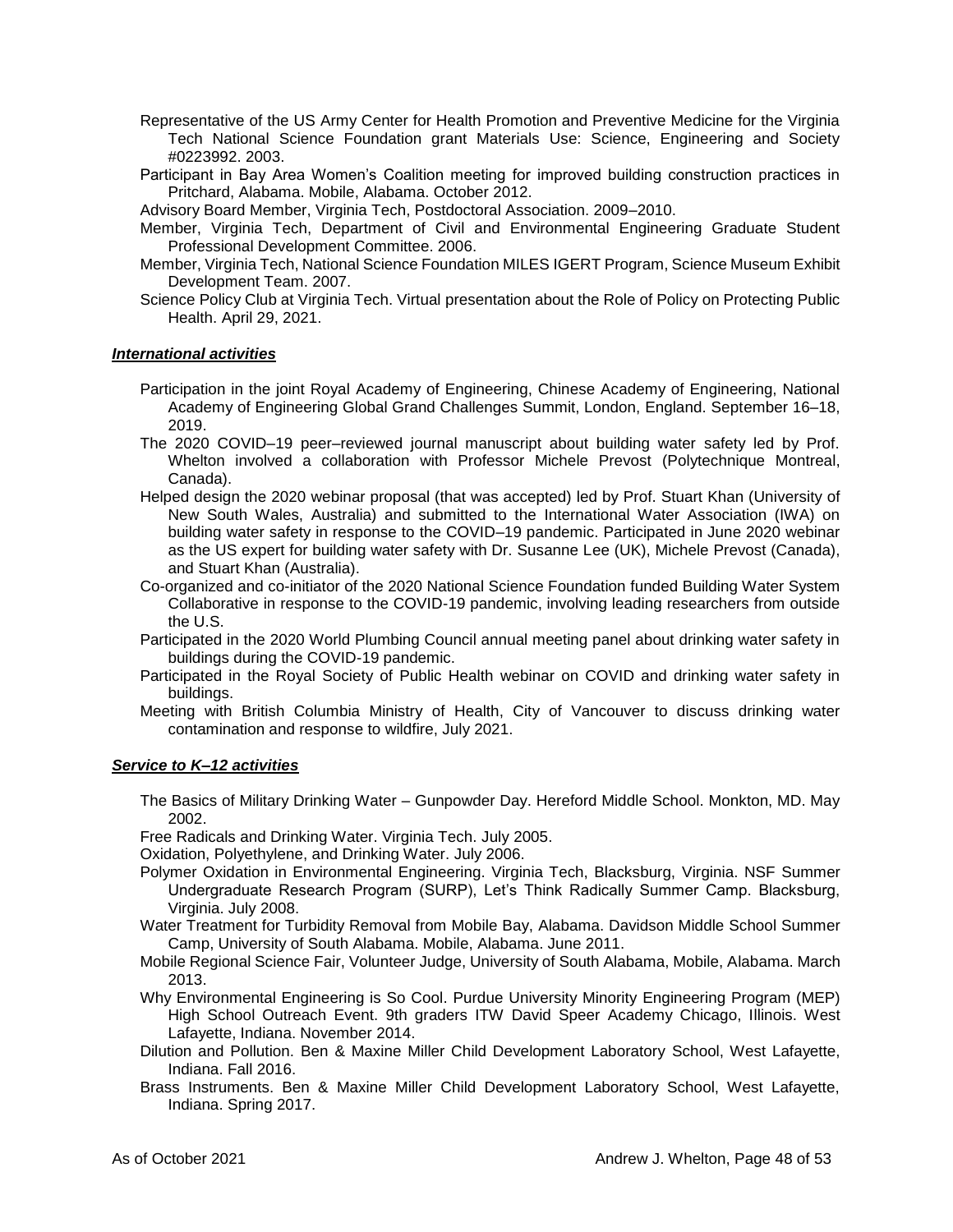Representative of the US Army Center for Health Promotion and Preventive Medicine for the Virginia Tech National Science Foundation grant Materials Use: Science, Engineering and Society #0223992. 2003.

Participant in Bay Area Women's Coalition meeting for improved building construction practices in Pritchard, Alabama. Mobile, Alabama. October 2012.

Advisory Board Member, Virginia Tech, Postdoctoral Association. 2009–2010.

Member, Virginia Tech, Department of Civil and Environmental Engineering Graduate Student Professional Development Committee. 2006.

Member, Virginia Tech, National Science Foundation MILES IGERT Program, Science Museum Exhibit Development Team. 2007.

Science Policy Club at Virginia Tech. Virtual presentation about the Role of Policy on Protecting Public Health. April 29, 2021.

***International activities***

Participation in the joint Royal Academy of Engineering, Chinese Academy of Engineering, National Academy of Engineering Global Grand Challenges Summit, London, England. September 16–18, 2019.

The 2020 COVID–19 peer–reviewed journal manuscript about building water safety led by Prof. Whelton involved a collaboration with Professor Michele Prevost (Polytechnique Montreal, Canada).

Helped design the 2020 webinar proposal (that was accepted) led by Prof. Stuart Khan (University of New South Wales, Australia) and submitted to the International Water Association (IWA) on building water safety in response to the COVID–19 pandemic. Participated in June 2020 webinar as the US expert for building water safety with Dr. Susanne Lee (UK), Michele Prevost (Canada), and Stuart Khan (Australia).

Co-organized and co-initiator of the 2020 National Science Foundation funded Building Water System Collaborative in response to the COVID-19 pandemic, involving leading researchers from outside the U.S.

Participated in the 2020 World Plumbing Council annual meeting panel about drinking water safety in buildings during the COVID-19 pandemic.

Participated in the Royal Society of Public Health webinar on COVID and drinking water safety in buildings.

Meeting with British Columbia Ministry of Health, City of Vancouver to discuss drinking water contamination and response to wildfire, July 2021.

***Service to K–12 activities***

The Basics of Military Drinking Water – Gunpowder Day. Hereford Middle School. Monkton, MD. May 2002.

Free Radicals and Drinking Water. Virginia Tech. July 2005.

Oxidation, Polyethylene, and Drinking Water. July 2006.

Polymer Oxidation in Environmental Engineering. Virginia Tech, Blacksburg, Virginia. NSF Summer Undergraduate Research Program (SURP), Let's Think Radically Summer Camp. Blacksburg, Virginia. July 2008.

Water Treatment for Turbidity Removal from Mobile Bay, Alabama. Davidson Middle School Summer Camp, University of South Alabama. Mobile, Alabama. June 2011.

Mobile Regional Science Fair, Volunteer Judge, University of South Alabama, Mobile, Alabama. March 2013.

Why Environmental Engineering is So Cool. Purdue University Minority Engineering Program (MEP) High School Outreach Event. 9th graders ITW David Speer Academy Chicago, Illinois. West Lafayette, Indiana. November 2014.

Dilution and Pollution. Ben & Maxine Miller Child Development Laboratory School, West Lafayette, Indiana. Fall 2016.

Brass Instruments. Ben & Maxine Miller Child Development Laboratory School, West Lafayette, Indiana. Spring 2017.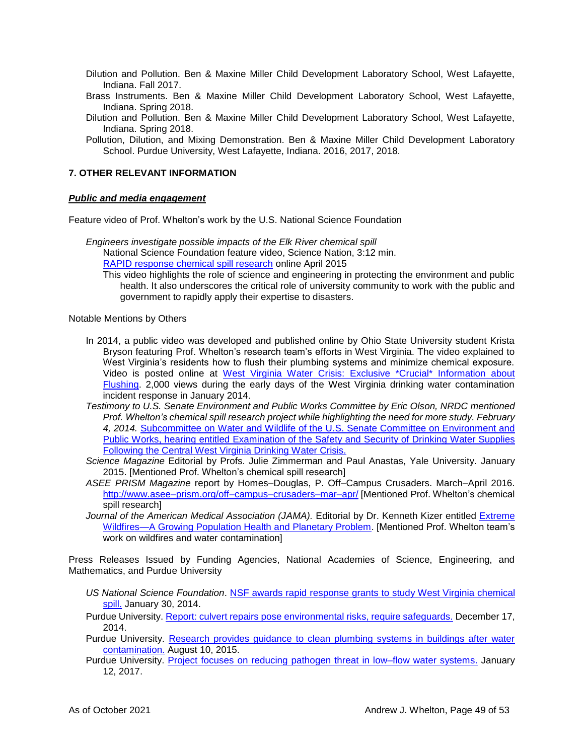Dilution and Pollution. Ben & Maxine Miller Child Development Laboratory School, West Lafayette, Indiana. Fall 2017.

Brass Instruments. Ben & Maxine Miller Child Development Laboratory School, West Lafayette, Indiana. Spring 2018.

Dilution and Pollution. Ben & Maxine Miller Child Development Laboratory School, West Lafayette, Indiana. Spring 2018.

Pollution, Dilution, and Mixing Demonstration. Ben & Maxine Miller Child Development Laboratory School. Purdue University, West Lafayette, Indiana. 2016, 2017, 2018.

## 7. OTHER RELEVANT INFORMATION

***Public and media engagement***

Feature video of Prof. Whelton's work by the U.S. National Science Foundation

*Engineers investigate possible impacts of the Elk River chemical spill*
National Science Foundation feature video, Science Nation, 3:12 min.
RAPID response chemical spill research online April 2015
This video highlights the role of science and engineering in protecting the environment and public health. It also underscores the critical role of university community to work with the public and government to rapidly apply their expertise to disasters.

Notable Mentions by Others

In 2014, a public video was developed and published online by Ohio State University student Krista Bryson featuring Prof. Whelton's research team's efforts in West Virginia. The video explained to West Virginia's residents how to flush their plumbing systems and minimize chemical exposure. Video is posted online at West Virginia Water Crisis: Exclusive *Crucial* Information about Flushing. 2,000 views during the early days of the West Virginia drinking water contamination incident response in January 2014.

*Testimony to U.S. Senate Environment and Public Works Committee by Eric Olson, NRDC mentioned Prof. Whelton's chemical spill research project while highlighting the need for more study. February 4, 2014.* Subcommittee on Water and Wildlife of the U.S. Senate Committee on Environment and Public Works, hearing entitled Examination of the Safety and Security of Drinking Water Supplies Following the Central West Virginia Drinking Water Crisis.

*Science Magazine* Editorial by Profs. Julie Zimmerman and Paul Anastas, Yale University. January 2015. [Mentioned Prof. Whelton's chemical spill research]

*ASEE PRISM Magazine* report by Homes–Douglas, P. Off–Campus Crusaders. March–April 2016. http://www.asee–prism.org/off–campus–crusaders–mar–apr/ [Mentioned Prof. Whelton's chemical spill research]

*Journal of the American Medical Association (JAMA).* Editorial by Dr. Kenneth Kizer entitled Extreme Wildfires—A Growing Population Health and Planetary Problem. [Mentioned Prof. Whelton team's work on wildfires and water contamination]

Press Releases Issued by Funding Agencies, National Academies of Science, Engineering, and Mathematics, and Purdue University

*US National Science Foundation*. NSF awards rapid response grants to study West Virginia chemical spill. January 30, 2014.

Purdue University. Report: culvert repairs pose environmental risks, require safeguards. December 17, 2014.

Purdue University. Research provides guidance to clean plumbing systems in buildings after water contamination. August 10, 2015.

Purdue University. Project focuses on reducing pathogen threat in low–flow water systems. January 12, 2017.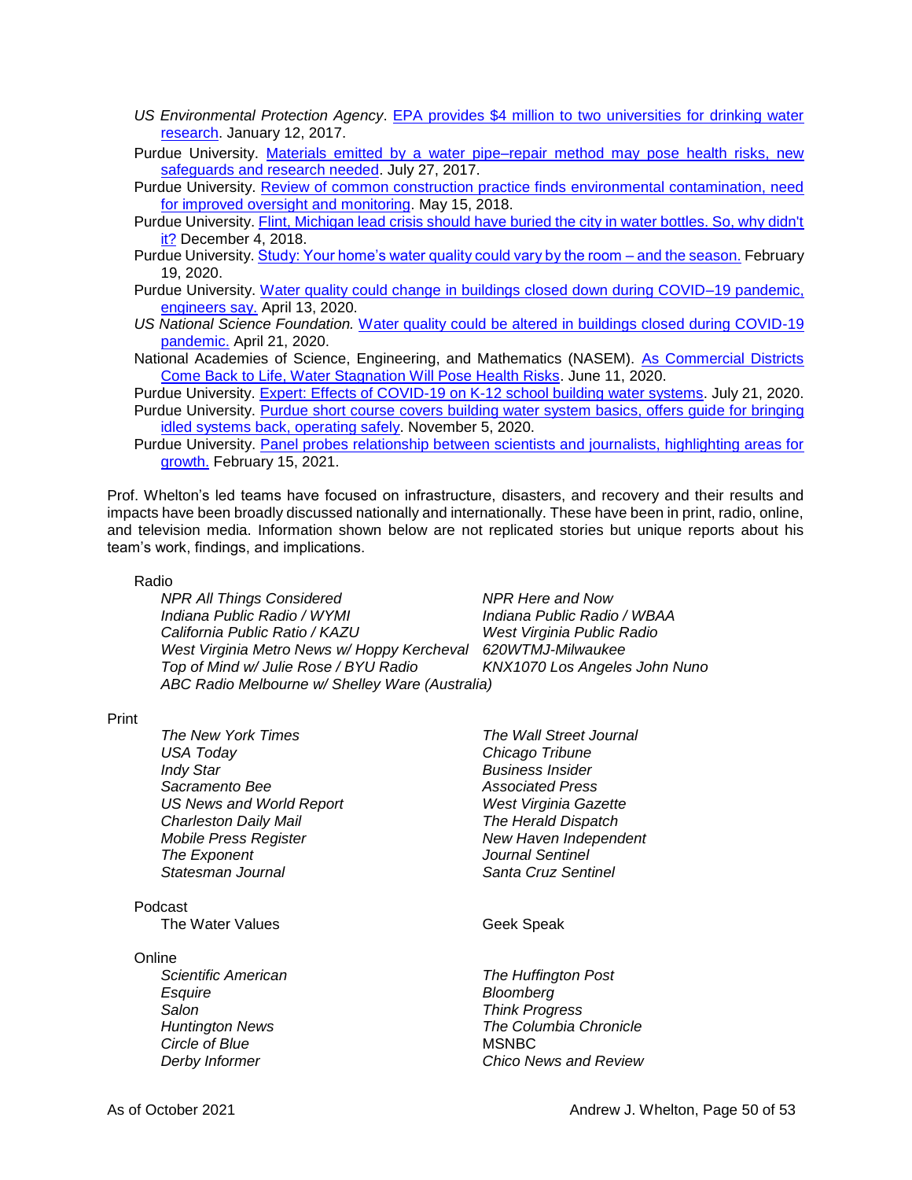*US Environmental Protection Agency*. EPA provides $4 million to two universities for drinking water research. January 12, 2017.

Purdue University. Materials emitted by a water pipe–repair method may pose health risks, new safeguards and research needed. July 27, 2017.

Purdue University. Review of common construction practice finds environmental contamination, need for improved oversight and monitoring. May 15, 2018.

Purdue University. Flint, Michigan lead crisis should have buried the city in water bottles. So, why didn't it? December 4, 2018.

Purdue University. Study: Your home's water quality could vary by the room – and the season. February 19, 2020.

Purdue University. Water quality could change in buildings closed down during COVID–19 pandemic, engineers say. April 13, 2020.

*US National Science Foundation.* Water quality could be altered in buildings closed during COVID-19 pandemic. April 21, 2020.

National Academies of Science, Engineering, and Mathematics (NASEM). As Commercial Districts Come Back to Life, Water Stagnation Will Pose Health Risks. June 11, 2020.

Purdue University. Expert: Effects of COVID-19 on K-12 school building water systems. July 21, 2020.

Purdue University. Purdue short course covers building water system basics, offers guide for bringing idled systems back, operating safely. November 5, 2020.

Purdue University. Panel probes relationship between scientists and journalists, highlighting areas for growth. February 15, 2021.

Prof. Whelton's led teams have focused on infrastructure, disasters, and recovery and their results and impacts have been broadly discussed nationally and internationally. These have been in print, radio, online, and television media. Information shown below are not replicated stories but unique reports about his team's work, findings, and implications.

Radio

- *NPR All Things Considered*
- *NPR Here and Now*
- *Indiana Public Radio / WYMI*
- *Indiana Public Radio / WBAA*
- *California Public Ratio / KAZU*
- *West Virginia Public Radio*
- *West Virginia Metro News w/ Hoppy Kercheval*
- *620WTMJ-Milwaukee*
- *Top of Mind w/ Julie Rose / BYU Radio*
- *KNX1070 Los Angeles John Nuno*
- *ABC Radio Melbourne w/ Shelley Ware (Australia)*

Print

- *The New York Times*
- *The Wall Street Journal*
- *USA Today*
- *Chicago Tribune*
- *Indy Star*
- *Business Insider*
- *Sacramento Bee*
- *Associated Press*
- *US News and World Report*
- *West Virginia Gazette*
- *Charleston Daily Mail*
- *The Herald Dispatch*
- *Mobile Press Register*
- *New Haven Independent*
- *The Exponent*
- *Journal Sentinel*
- *Statesman Journal*
- *Santa Cruz Sentinel*

Podcast

- The Water Values
- Geek Speak

Online

- *Scientific American*
- *The Huffington Post*
- *Esquire*
- *Bloomberg*
- *Salon*
- *Think Progress*
- *Huntington News*
- *The Columbia Chronicle*
- *Circle of Blue*
- MSNBC
- *Derby Informer*
- *Chico News and Review*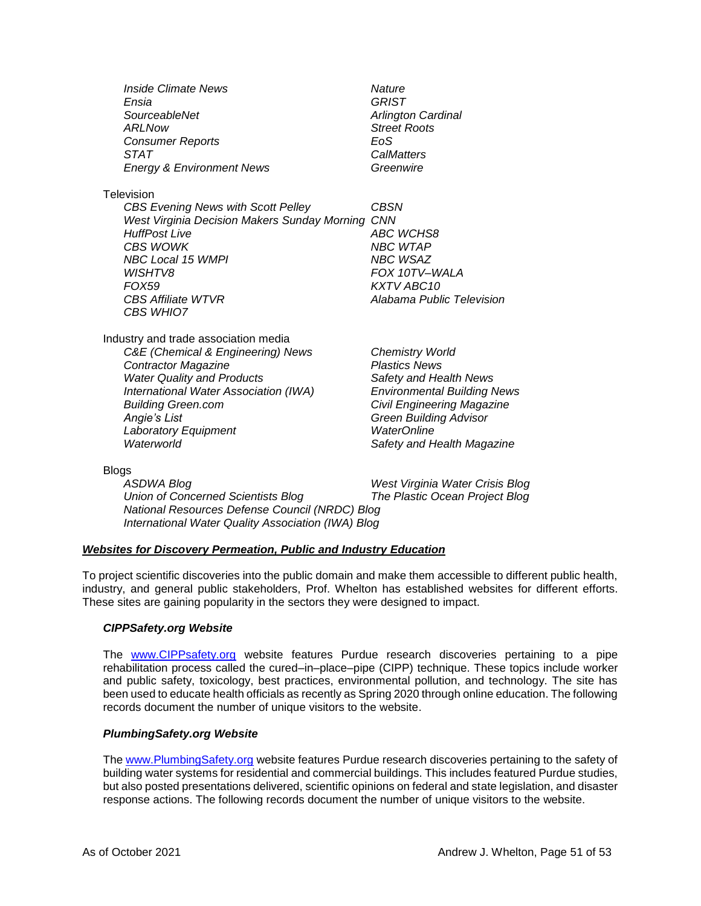*Inside Climate News*
*Nature*
*Ensia*
*GRIST*
*SourceableNet*
*Arlington Cardinal*
*ARLNow*
*Street Roots*
*Consumer Reports*
*EoS*
*STAT*
*CalMatters*
*Energy & Environment News*
*Greenwire*

Television

*CBS Evening News with Scott Pelley*
*CBSN*
*West Virginia Decision Makers Sunday Morning*
*CNN*
*HuffPost Live*
*ABC WCHS8*
*CBS WOWK*
*NBC WTAP*
*NBC Local 15 WMPI*
*NBC WSAZ*
*WISHTV8*
*FOX 10TV–WALA*
*FOX59*
*KXTV ABC10*
*CBS Affiliate WTVR*
*Alabama Public Television*
*CBS WHIO7*

Industry and trade association media

*C&E (Chemical & Engineering) News*
*Chemistry World*
*Contractor Magazine*
*Plastics News*
*Water Quality and Products*
*Safety and Health News*
*International Water Association (IWA)*
*Environmental Building News*
*Building Green.com*
*Civil Engineering Magazine*
*Angie's List*
*Green Building Advisor*
*Laboratory Equipment*
*WaterOnline*
*Waterworld*
*Safety and Health Magazine*

Blogs

*ASDWA Blog*
*West Virginia Water Crisis Blog*
*Union of Concerned Scientists Blog*
*The Plastic Ocean Project Blog*
*National Resources Defense Council (NRDC) Blog*
*International Water Quality Association (IWA) Blog*

***<u>Websites for Discovery Permeation, Public and Industry Education</u>***

To project scientific discoveries into the public domain and make them accessible to different public health, industry, and general public stakeholders, Prof. Whelton has established websites for different efforts. These sites are gaining popularity in the sectors they were designed to impact.

***CIPPSafety.org Website***

The www.CIPPsafety.org website features Purdue research discoveries pertaining to a pipe rehabilitation process called the cured–in–place–pipe (CIPP) technique. These topics include worker and public safety, toxicology, best practices, environmental pollution, and technology. The site has been used to educate health officials as recently as Spring 2020 through online education. The following records document the number of unique visitors to the website.

***PlumbingSafety.org Website***

The www.PlumbingSafety.org website features Purdue research discoveries pertaining to the safety of building water systems for residential and commercial buildings. This includes featured Purdue studies, but also posted presentations delivered, scientific opinions on federal and state legislation, and disaster response actions. The following records document the number of unique visitors to the website.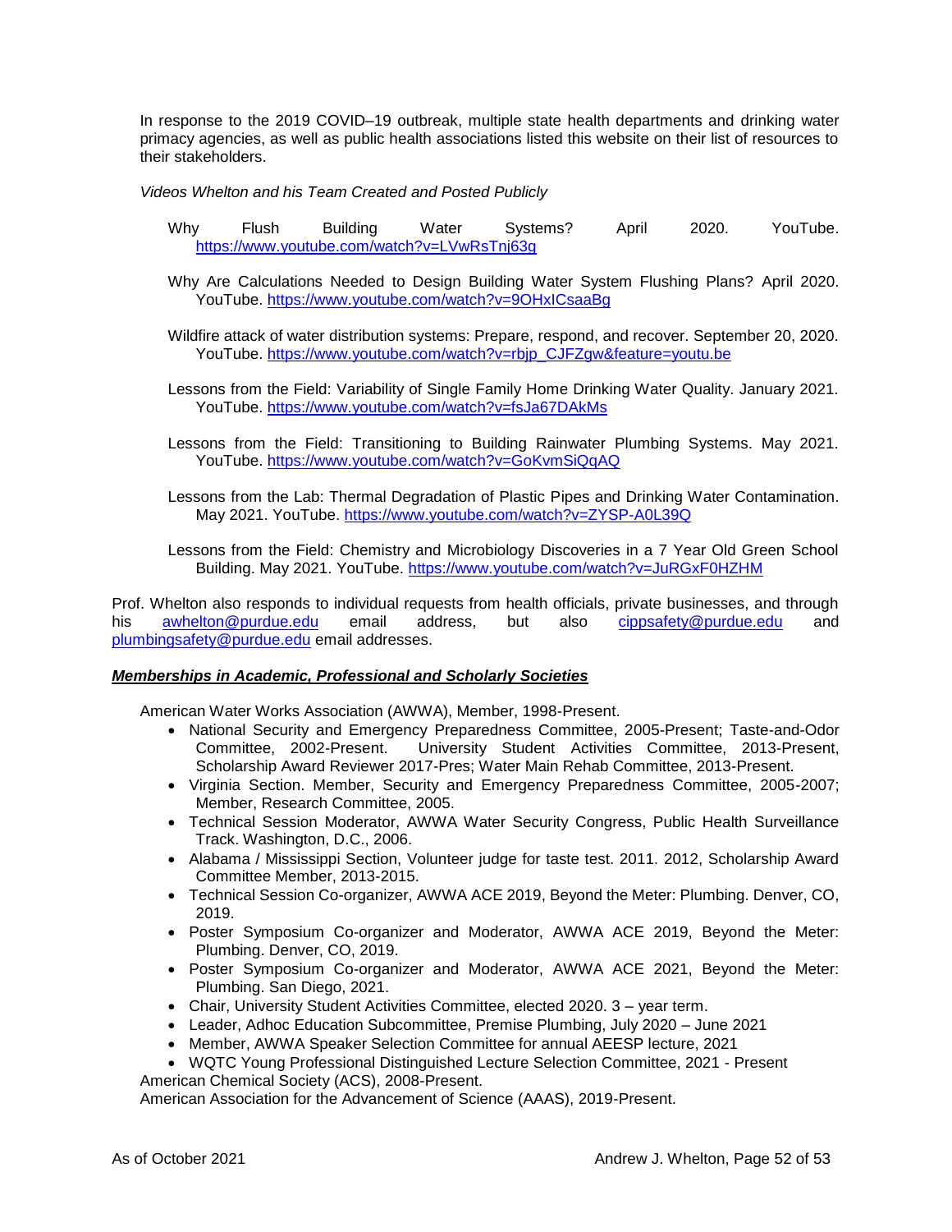In response to the 2019 COVID–19 outbreak, multiple state health departments and drinking water primacy agencies, as well as public health associations listed this website on their list of resources to their stakeholders.

*Videos Whelton and his Team Created and Posted Publicly*

Why Flush Building Water Systems? April 2020. YouTube. https://www.youtube.com/watch?v=LVwRsTnj63g

Why Are Calculations Needed to Design Building Water System Flushing Plans? April 2020. YouTube. https://www.youtube.com/watch?v=9OHxICsaaBg

Wildfire attack of water distribution systems: Prepare, respond, and recover. September 20, 2020. YouTube. https://www.youtube.com/watch?v=rbjp_CJFZgw&feature=youtu.be

Lessons from the Field: Variability of Single Family Home Drinking Water Quality. January 2021. YouTube. https://www.youtube.com/watch?v=fsJa67DAkMs

Lessons from the Field: Transitioning to Building Rainwater Plumbing Systems. May 2021. YouTube. https://www.youtube.com/watch?v=GoKvmSiQqAQ

Lessons from the Lab: Thermal Degradation of Plastic Pipes and Drinking Water Contamination. May 2021. YouTube. https://www.youtube.com/watch?v=ZYSP-A0L39Q

Lessons from the Field: Chemistry and Microbiology Discoveries in a 7 Year Old Green School Building. May 2021. YouTube. https://www.youtube.com/watch?v=JuRGxF0HZHM

Prof. Whelton also responds to individual requests from health officials, private businesses, and through his awhelton@purdue.edu email address, but also cippsafety@purdue.edu and plumbingsafety@purdue.edu email addresses.

***Memberships in Academic, Professional and Scholarly Societies***

American Water Works Association (AWWA), Member, 1998-Present.

- National Security and Emergency Preparedness Committee, 2005-Present; Taste-and-Odor Committee, 2002-Present. University Student Activities Committee, 2013-Present, Scholarship Award Reviewer 2017-Pres; Water Main Rehab Committee, 2013-Present.
- Virginia Section. Member, Security and Emergency Preparedness Committee, 2005-2007; Member, Research Committee, 2005.
- Technical Session Moderator, AWWA Water Security Congress, Public Health Surveillance Track. Washington, D.C., 2006.
- Alabama / Mississippi Section, Volunteer judge for taste test. 2011. 2012, Scholarship Award Committee Member, 2013-2015.
- Technical Session Co-organizer, AWWA ACE 2019, Beyond the Meter: Plumbing. Denver, CO, 2019.
- Poster Symposium Co-organizer and Moderator, AWWA ACE 2019, Beyond the Meter: Plumbing. Denver, CO, 2019.
- Poster Symposium Co-organizer and Moderator, AWWA ACE 2021, Beyond the Meter: Plumbing. San Diego, 2021.
- Chair, University Student Activities Committee, elected 2020. 3 – year term.
- Leader, Adhoc Education Subcommittee, Premise Plumbing, July 2020 – June 2021
- Member, AWWA Speaker Selection Committee for annual AEESP lecture, 2021
- WQTC Young Professional Distinguished Lecture Selection Committee, 2021 - Present

American Chemical Society (ACS), 2008-Present.

American Association for the Advancement of Science (AAAS), 2019-Present.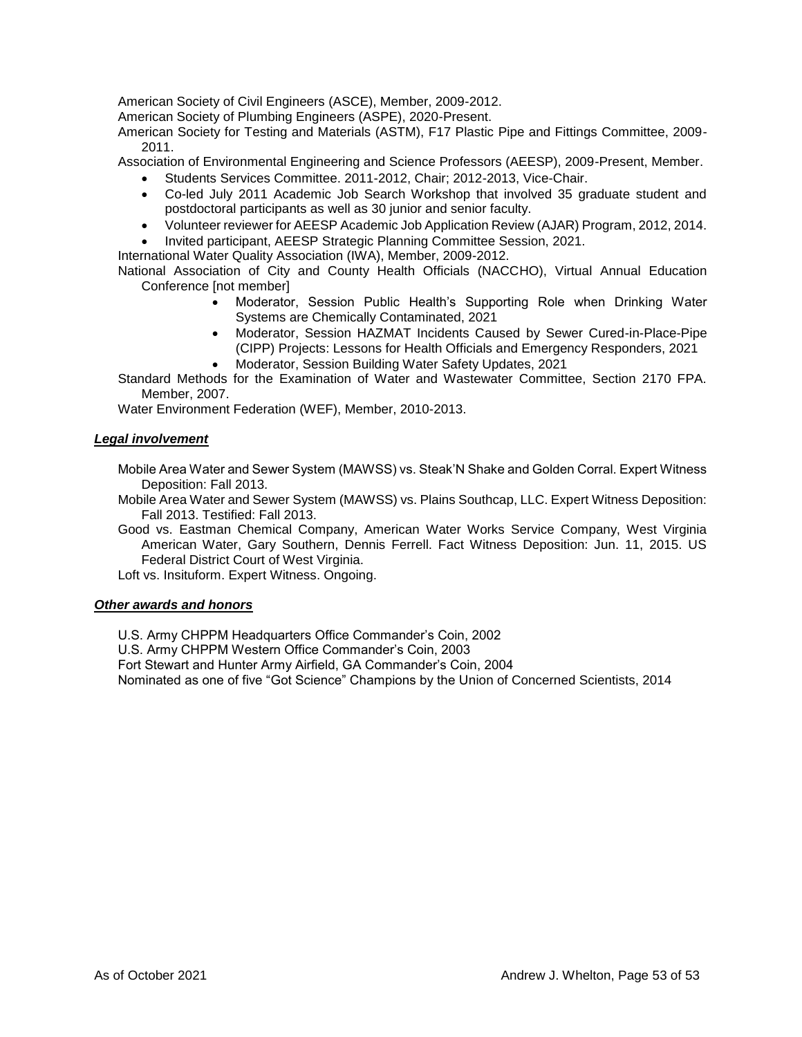American Society of Civil Engineers (ASCE), Member, 2009-2012.

American Society of Plumbing Engineers (ASPE), 2020-Present.

American Society for Testing and Materials (ASTM), F17 Plastic Pipe and Fittings Committee, 2009-2011.

Association of Environmental Engineering and Science Professors (AEESP), 2009-Present, Member.

- Students Services Committee. 2011-2012, Chair; 2012-2013, Vice-Chair.
- Co-led July 2011 Academic Job Search Workshop that involved 35 graduate student and postdoctoral participants as well as 30 junior and senior faculty.
- Volunteer reviewer for AEESP Academic Job Application Review (AJAR) Program, 2012, 2014.
- Invited participant, AEESP Strategic Planning Committee Session, 2021.

International Water Quality Association (IWA), Member, 2009-2012.

National Association of City and County Health Officials (NACCHO), Virtual Annual Education Conference [not member]

- Moderator, Session Public Health's Supporting Role when Drinking Water Systems are Chemically Contaminated, 2021
- Moderator, Session HAZMAT Incidents Caused by Sewer Cured-in-Place-Pipe (CIPP) Projects: Lessons for Health Officials and Emergency Responders, 2021
- Moderator, Session Building Water Safety Updates, 2021

Standard Methods for the Examination of Water and Wastewater Committee, Section 2170 FPA. Member, 2007.

Water Environment Federation (WEF), Member, 2010-2013.

### ***Legal involvement***

Mobile Area Water and Sewer System (MAWSS) vs. Steak'N Shake and Golden Corral. Expert Witness Deposition: Fall 2013.

Mobile Area Water and Sewer System (MAWSS) vs. Plains Southcap, LLC. Expert Witness Deposition: Fall 2013. Testified: Fall 2013.

Good vs. Eastman Chemical Company, American Water Works Service Company, West Virginia American Water, Gary Southern, Dennis Ferrell. Fact Witness Deposition: Jun. 11, 2015. US Federal District Court of West Virginia.

Loft vs. Insituform. Expert Witness. Ongoing.

### ***Other awards and honors***

U.S. Army CHPPM Headquarters Office Commander's Coin, 2002

U.S. Army CHPPM Western Office Commander's Coin, 2003

Fort Stewart and Hunter Army Airfield, GA Commander's Coin, 2004

Nominated as one of five "Got Science" Champions by the Union of Concerned Scientists, 2014